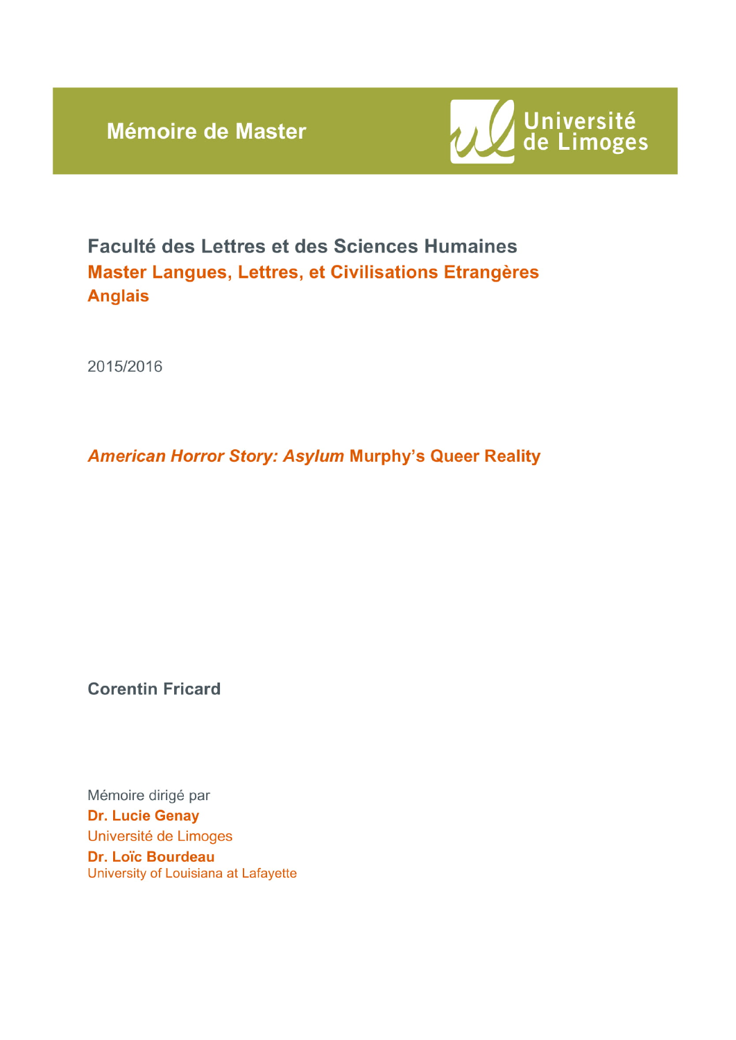**Mémoire de Master**

Université de Limoges

**Faculté des Lettres et des Sciences Humaines**

**Master Langues, Lettres, et Civilisations Etrangères**

**Anglais**

2015/2016

# *American Horror Story: Asylum* Murphy's Queer Reality

**Corentin Fricard**

Mémoire dirigé par

**Dr. Lucie Genay**

Université de Limoges

**Dr. Loïc Bourdeau**

University of Louisiana at Lafayette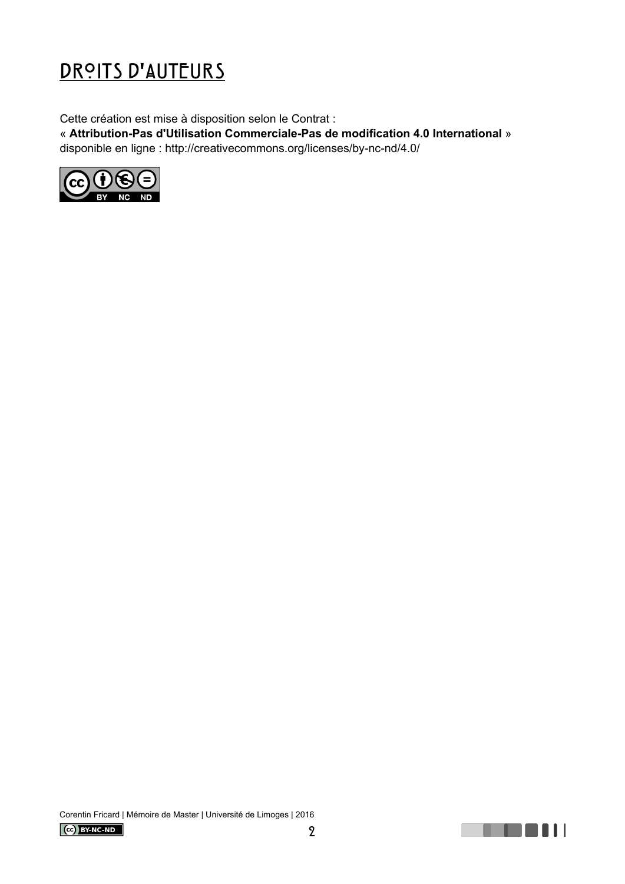# DROITS D'AUTEURS

Cette création est mise à disposition selon le Contrat :
« **Attribution-Pas d'Utilisation Commerciale-Pas de modification 4.0 International** »
disponible en ligne : http://creativecommons.org/licenses/by-nc-nd/4.0/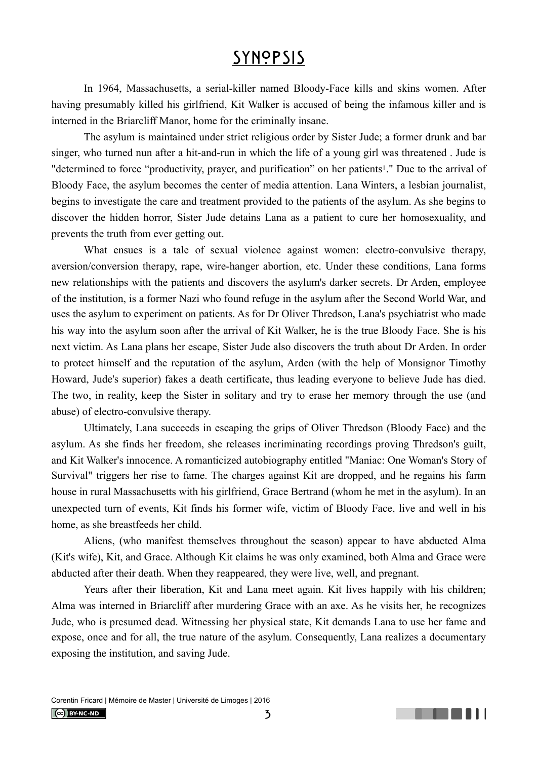# SYNOPSIS

In 1964, Massachusetts, a serial-killer named Bloody-Face kills and skins women. After having presumably killed his girlfriend, Kit Walker is accused of being the infamous killer and is interned in the Briarcliff Manor, home for the criminally insane.

The asylum is maintained under strict religious order by Sister Jude; a former drunk and bar singer, who turned nun after a hit-and-run in which the life of a young girl was threatened . Jude is "determined to force "productivity, prayer, and purification" on her patients[1]." Due to the arrival of Bloody Face, the asylum becomes the center of media attention. Lana Winters, a lesbian journalist, begins to investigate the care and treatment provided to the patients of the asylum. As she begins to discover the hidden horror, Sister Jude detains Lana as a patient to cure her homosexuality, and prevents the truth from ever getting out.

What ensues is a tale of sexual violence against women: electro-convulsive therapy, aversion/conversion therapy, rape, wire-hanger abortion, etc. Under these conditions, Lana forms new relationships with the patients and discovers the asylum's darker secrets. Dr Arden, employee of the institution, is a former Nazi who found refuge in the asylum after the Second World War, and uses the asylum to experiment on patients. As for Dr Oliver Thredson, Lana's psychiatrist who made his way into the asylum soon after the arrival of Kit Walker, he is the true Bloody Face. She is his next victim. As Lana plans her escape, Sister Jude also discovers the truth about Dr Arden. In order to protect himself and the reputation of the asylum, Arden (with the help of Monsignor Timothy Howard, Jude's superior) fakes a death certificate, thus leading everyone to believe Jude has died. The two, in reality, keep the Sister in solitary and try to erase her memory through the use (and abuse) of electro-convulsive therapy.

Ultimately, Lana succeeds in escaping the grips of Oliver Thredson (Bloody Face) and the asylum. As she finds her freedom, she releases incriminating recordings proving Thredson's guilt, and Kit Walker's innocence. A romanticized autobiography entitled "Maniac: One Woman's Story of Survival" triggers her rise to fame. The charges against Kit are dropped, and he regains his farm house in rural Massachusetts with his girlfriend, Grace Bertrand (whom he met in the asylum). In an unexpected turn of events, Kit finds his former wife, victim of Bloody Face, live and well in his home, as she breastfeeds her child.

Aliens, (who manifest themselves throughout the season) appear to have abducted Alma (Kit's wife), Kit, and Grace. Although Kit claims he was only examined, both Alma and Grace were abducted after their death. When they reappeared, they were live, well, and pregnant.

Years after their liberation, Kit and Lana meet again. Kit lives happily with his children; Alma was interned in Briarcliff after murdering Grace with an axe. As he visits her, he recognizes Jude, who is presumed dead. Witnessing her physical state, Kit demands Lana to use her fame and expose, once and for all, the true nature of the asylum. Consequently, Lana realizes a documentary exposing the institution, and saving Jude.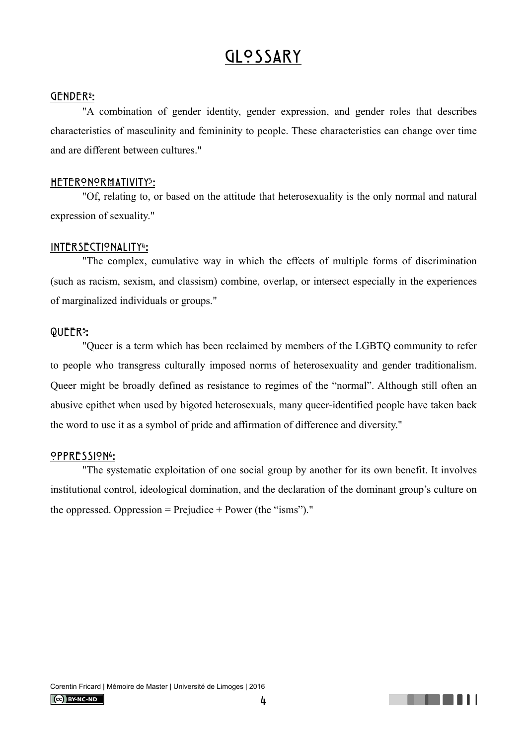# GLOSSARY

## GENDER[2]:

"A combination of gender identity, gender expression, and gender roles that describes characteristics of masculinity and femininity to people. These characteristics can change over time and are different between cultures."

## HETERONORMATIVITY[3]:

"Of, relating to, or based on the attitude that heterosexuality is the only normal and natural expression of sexuality."

## INTERSECTIONALITY[4]:

"The complex, cumulative way in which the effects of multiple forms of discrimination (such as racism, sexism, and classism) combine, overlap, or intersect especially in the experiences of marginalized individuals or groups."

## QUEER[5]:

"Queer is a term which has been reclaimed by members of the LGBTQ community to refer to people who transgress culturally imposed norms of heterosexuality and gender traditionalism. Queer might be broadly defined as resistance to regimes of the "normal". Although still often an abusive epithet when used by bigoted heterosexuals, many queer-identified people have taken back the word to use it as a symbol of pride and affirmation of difference and diversity."

## OPPRESSION[6]:

"The systematic exploitation of one social group by another for its own benefit. It involves institutional control, ideological domination, and the declaration of the dominant group's culture on the oppressed. Oppression = Prejudice + Power (the "isms")."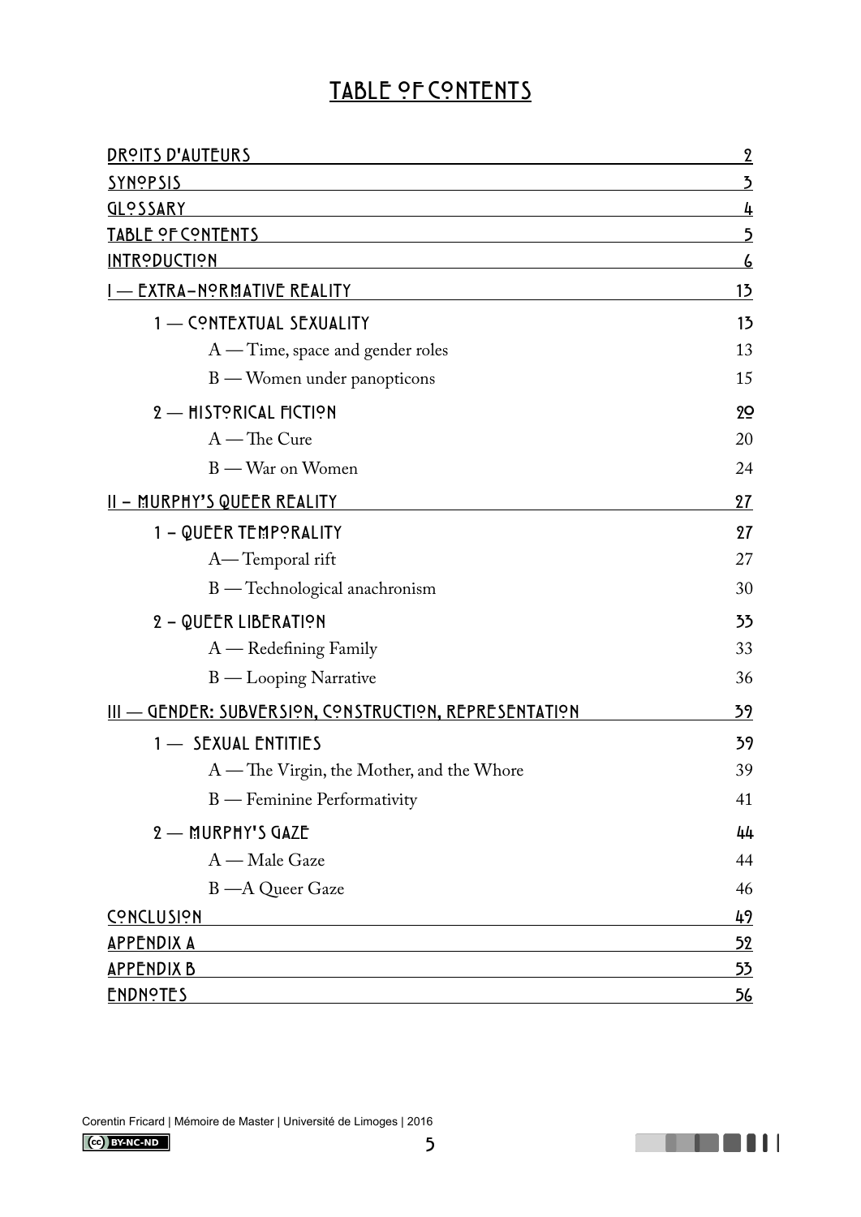# TABLE OF CONTENTS

| | |
|---|---|
| DROITS D'AUTEURS | 2 |
| SYNOPSIS | 3 |
| GLOSSARY | 4 |
| TABLE OF CONTENTS | 5 |
| INTRODUCTION | 6 |
| I — EXTRA-NORMATIVE REALITY | 13 |
| 1 — CONTEXTUAL SEXUALITY | 13 |
| A — Time, space and gender roles | 13 |
| B — Women under panopticons | 15 |
| 2 — HISTORICAL FICTION | 20 |
| A — The Cure | 20 |
| B — War on Women | 24 |
| II – MURPHY'S QUEER REALITY | 27 |
| 1 – QUEER TEMPORALITY | 27 |
| A— Temporal rift | 27 |
| B — Technological anachronism | 30 |
| 2 – QUEER LIBERATION | 33 |
| A — Redefining Family | 33 |
| B — Looping Narrative | 36 |
| III — GENDER: SUBVERSION, CONSTRUCTION, REPRESENTATION | 39 |
| 1 — SEXUAL ENTITIES | 39 |
| A — The Virgin, the Mother, and the Whore | 39 |
| B — Feminine Performativity | 41 |
| 2 — MURPHY'S GAZE | 44 |
| A — Male Gaze | 44 |
| B —A Queer Gaze | 46 |
| CONCLUSION | 49 |
| APPENDIX A | 52 |
| APPENDIX B | 53 |
| ENDNOTES | 56 |

Corentin Fricard | Mémoire de Master | Université de Limoges | 2016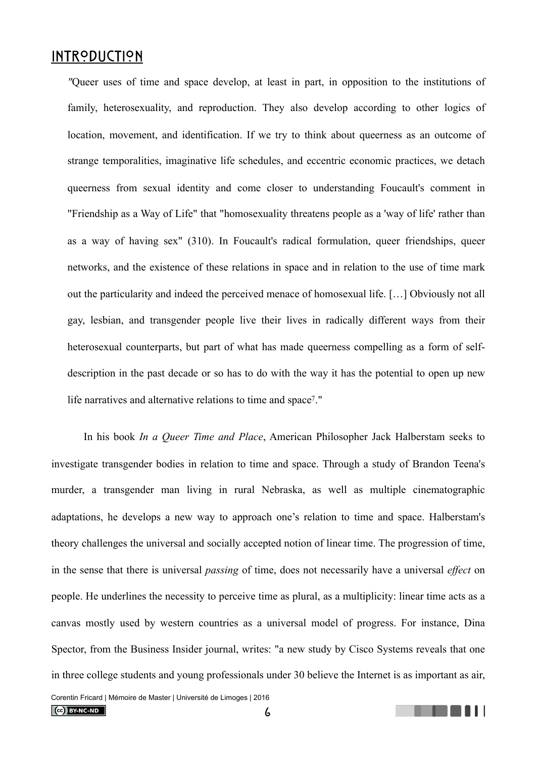# INTRODUCTION

> "Queer uses of time and space develop, at least in part, in opposition to the institutions of family, heterosexuality, and reproduction. They also develop according to other logics of location, movement, and identification. If we try to think about queerness as an outcome of strange temporalities, imaginative life schedules, and eccentric economic practices, we detach queerness from sexual identity and come closer to understanding Foucault's comment in "Friendship as a Way of Life" that "homosexuality threatens people as a 'way of life' rather than as a way of having sex" (310). In Foucault's radical formulation, queer friendships, queer networks, and the existence of these relations in space and in relation to the use of time mark out the particularity and indeed the perceived menace of homosexual life. […] Obviously not all gay, lesbian, and transgender people live their lives in radically different ways from their heterosexual counterparts, but part of what has made queerness compelling as a form of self-description in the past decade or so has to do with the way it has the potential to open up new life narratives and alternative relations to time and space[7]."

In his book *In a Queer Time and Place*, American Philosopher Jack Halberstam seeks to investigate transgender bodies in relation to time and space. Through a study of Brandon Teena's murder, a transgender man living in rural Nebraska, as well as multiple cinematographic adaptations, he develops a new way to approach one's relation to time and space. Halberstam's theory challenges the universal and socially accepted notion of linear time. The progression of time, in the sense that there is universal *passing* of time, does not necessarily have a universal *effect* on people. He underlines the necessity to perceive time as plural, as a multiplicity: linear time acts as a canvas mostly used by western countries as a universal model of progress. For instance, Dina Spector, from the Business Insider journal, writes: "a new study by Cisco Systems reveals that one in three college students and young professionals under 30 believe the Internet is as important as air,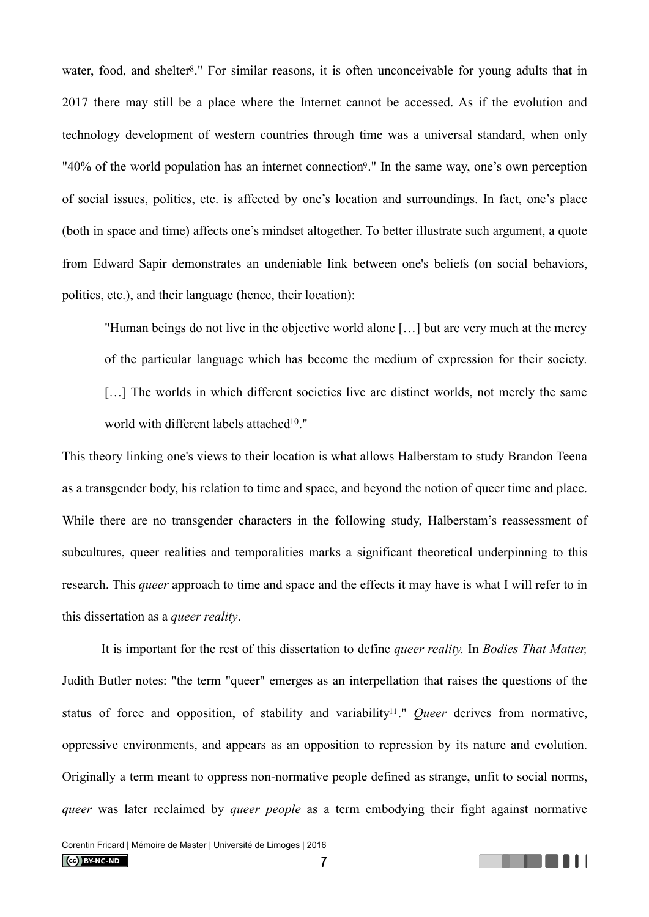water, food, and shelter[8]." For similar reasons, it is often unconceivable for young adults that in 2017 there may still be a place where the Internet cannot be accessed. As if the evolution and technology development of western countries through time was a universal standard, when only "40% of the world population has an internet connection[9]." In the same way, one's own perception of social issues, politics, etc. is affected by one's location and surroundings. In fact, one's place (both in space and time) affects one's mindset altogether. To better illustrate such argument, a quote from Edward Sapir demonstrates an undeniable link between one's beliefs (on social behaviors, politics, etc.), and their language (hence, their location):

> "Human beings do not live in the objective world alone […] but are very much at the mercy of the particular language which has become the medium of expression for their society. […] The worlds in which different societies live are distinct worlds, not merely the same world with different labels attached[10]."

This theory linking one's views to their location is what allows Halberstam to study Brandon Teena as a transgender body, his relation to time and space, and beyond the notion of queer time and place. While there are no transgender characters in the following study, Halberstam's reassessment of subcultures, queer realities and temporalities marks a significant theoretical underpinning to this research. This *queer* approach to time and space and the effects it may have is what I will refer to in this dissertation as a *queer reality*.

It is important for the rest of this dissertation to define *queer reality.* In *Bodies That Matter,* Judith Butler notes: "the term "queer" emerges as an interpellation that raises the questions of the status of force and opposition, of stability and variability[11]." *Queer* derives from normative, oppressive environments, and appears as an opposition to repression by its nature and evolution. Originally a term meant to oppress non-normative people defined as strange, unfit to social norms, *queer* was later reclaimed by *queer people* as a term embodying their fight against normative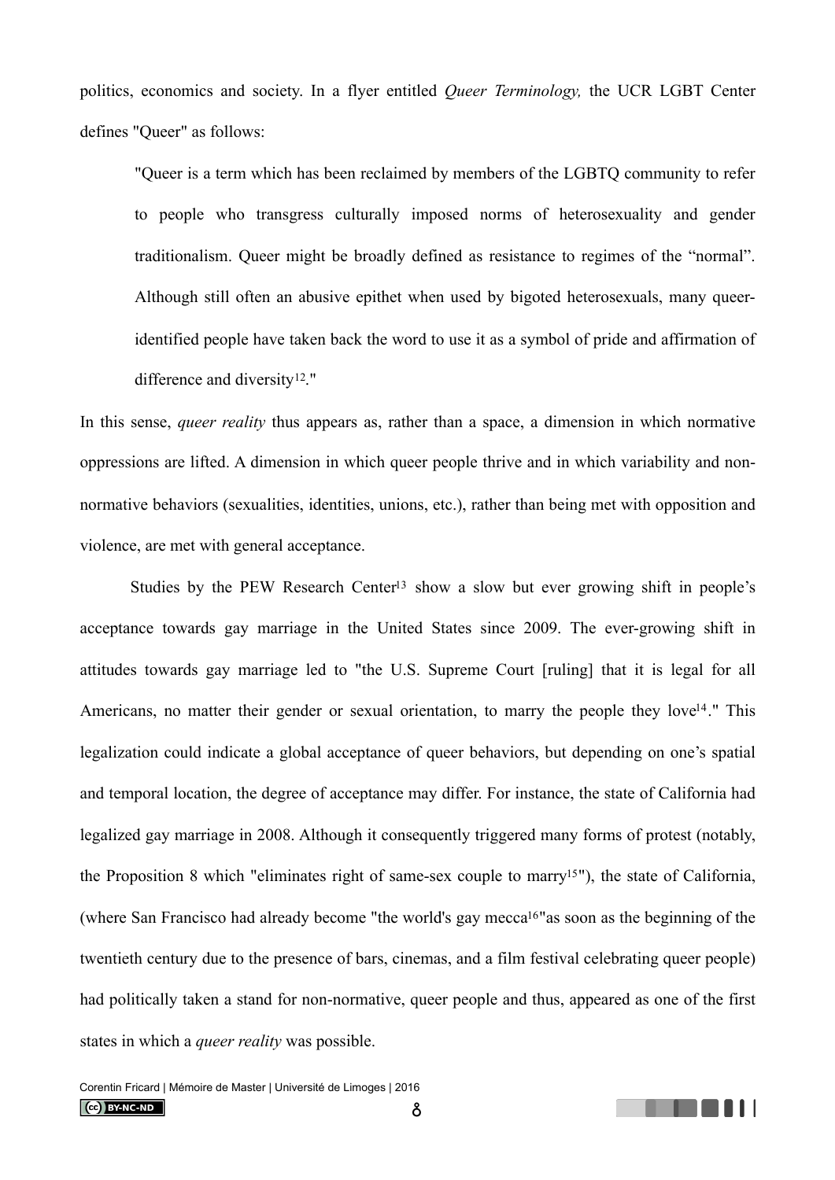politics, economics and society. In a flyer entitled *Queer Terminology,* the UCR LGBT Center defines "Queer" as follows:

> "Queer is a term which has been reclaimed by members of the LGBTQ community to refer to people who transgress culturally imposed norms of heterosexuality and gender traditionalism. Queer might be broadly defined as resistance to regimes of the "normal". Although still often an abusive epithet when used by bigoted heterosexuals, many queer-identified people have taken back the word to use it as a symbol of pride and affirmation of difference and diversity[12]."

In this sense, *queer reality* thus appears as, rather than a space, a dimension in which normative oppressions are lifted. A dimension in which queer people thrive and in which variability and non-normative behaviors (sexualities, identities, unions, etc.), rather than being met with opposition and violence, are met with general acceptance.

Studies by the PEW Research Center[13] show a slow but ever growing shift in people's acceptance towards gay marriage in the United States since 2009. The ever-growing shift in attitudes towards gay marriage led to "the U.S. Supreme Court [ruling] that it is legal for all Americans, no matter their gender or sexual orientation, to marry the people they love[14]." This legalization could indicate a global acceptance of queer behaviors, but depending on one's spatial and temporal location, the degree of acceptance may differ. For instance, the state of California had legalized gay marriage in 2008. Although it consequently triggered many forms of protest (notably, the Proposition 8 which "eliminates right of same-sex couple to marry[15]"), the state of California, (where San Francisco had already become "the world's gay mecca[16]"as soon as the beginning of the twentieth century due to the presence of bars, cinemas, and a film festival celebrating queer people) had politically taken a stand for non-normative, queer people and thus, appeared as one of the first states in which a *queer reality* was possible.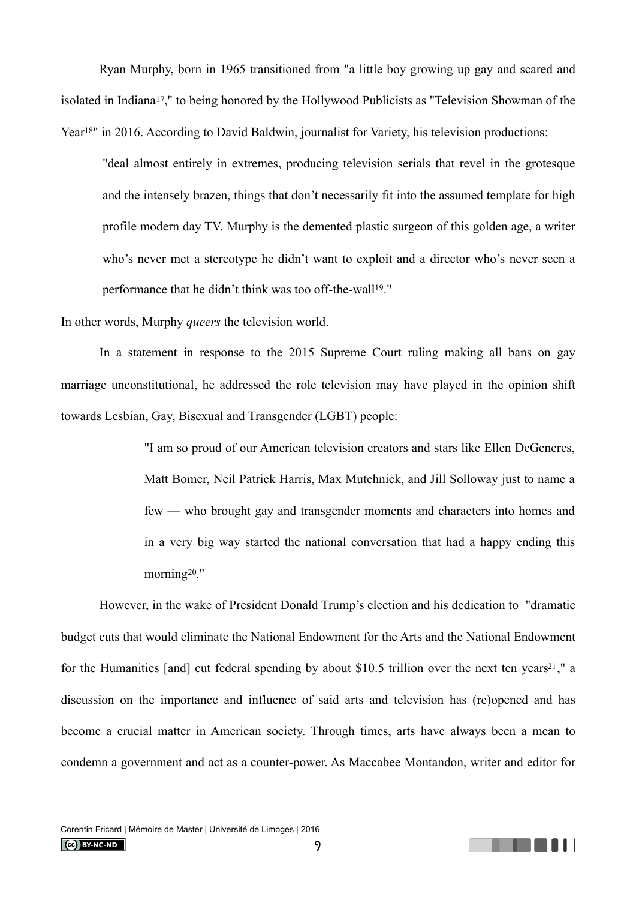Ryan Murphy, born in 1965 transitioned from "a little boy growing up gay and scared and isolated in Indiana[17]," to being honored by the Hollywood Publicists as "Television Showman of the Year[18]" in 2016. According to David Baldwin, journalist for Variety, his television productions:

> "deal almost entirely in extremes, producing television serials that revel in the grotesque and the intensely brazen, things that don't necessarily fit into the assumed template for high profile modern day TV. Murphy is the demented plastic surgeon of this golden age, a writer who's never met a stereotype he didn't want to exploit and a director who's never seen a performance that he didn't think was too off-the-wall[19]."

In other words, Murphy *queers* the television world.

In a statement in response to the 2015 Supreme Court ruling making all bans on gay marriage unconstitutional, he addressed the role television may have played in the opinion shift towards Lesbian, Gay, Bisexual and Transgender (LGBT) people:

> "I am so proud of our American television creators and stars like Ellen DeGeneres, Matt Bomer, Neil Patrick Harris, Max Mutchnick, and Jill Solloway just to name a few — who brought gay and transgender moments and characters into homes and in a very big way started the national conversation that had a happy ending this morning[20]."

However, in the wake of President Donald Trump's election and his dedication to "dramatic budget cuts that would eliminate the National Endowment for the Arts and the National Endowment for the Humanities [and] cut federal spending by about $10.5 trillion over the next ten years[21]," a discussion on the importance and influence of said arts and television has (re)opened and has become a crucial matter in American society. Through times, arts have always been a mean to condemn a government and act as a counter-power. As Maccabee Montandon, writer and editor for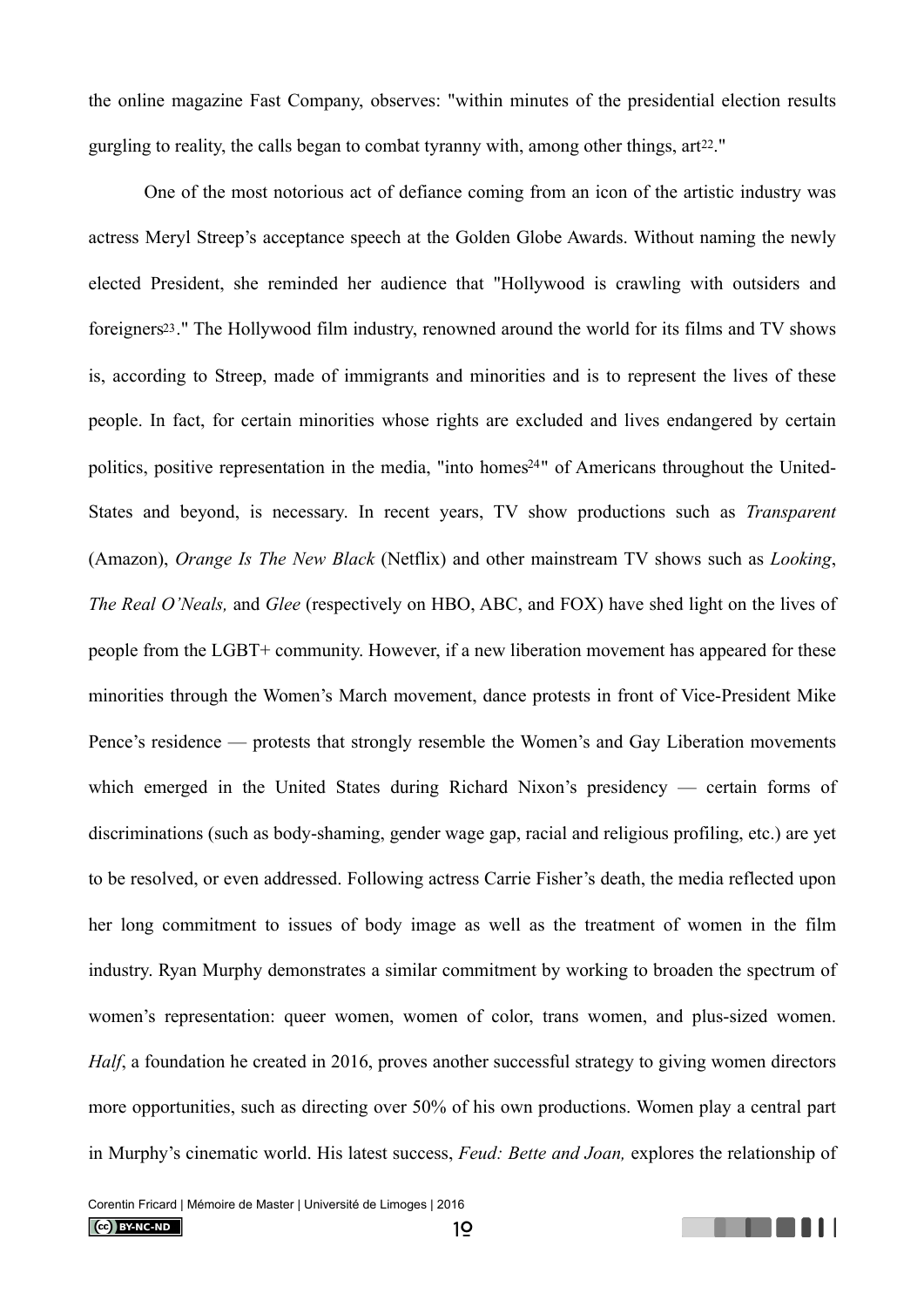the online magazine Fast Company, observes: "within minutes of the presidential election results gurgling to reality, the calls began to combat tyranny with, among other things, art[22]."

One of the most notorious act of defiance coming from an icon of the artistic industry was actress Meryl Streep's acceptance speech at the Golden Globe Awards. Without naming the newly elected President, she reminded her audience that "Hollywood is crawling with outsiders and foreigners[23]." The Hollywood film industry, renowned around the world for its films and TV shows is, according to Streep, made of immigrants and minorities and is to represent the lives of these people. In fact, for certain minorities whose rights are excluded and lives endangered by certain politics, positive representation in the media, "into homes[24]" of Americans throughout the United-States and beyond, is necessary. In recent years, TV show productions such as *Transparent* (Amazon), *Orange Is The New Black* (Netflix) and other mainstream TV shows such as *Looking*, *The Real O'Neals,* and *Glee* (respectively on HBO, ABC, and FOX) have shed light on the lives of people from the LGBT+ community. However, if a new liberation movement has appeared for these minorities through the Women's March movement, dance protests in front of Vice-President Mike Pence's residence — protests that strongly resemble the Women's and Gay Liberation movements which emerged in the United States during Richard Nixon's presidency — certain forms of discriminations (such as body-shaming, gender wage gap, racial and religious profiling, etc.) are yet to be resolved, or even addressed. Following actress Carrie Fisher's death, the media reflected upon her long commitment to issues of body image as well as the treatment of women in the film industry. Ryan Murphy demonstrates a similar commitment by working to broaden the spectrum of women's representation: queer women, women of color, trans women, and plus-sized women. *Half*, a foundation he created in 2016, proves another successful strategy to giving women directors more opportunities, such as directing over 50% of his own productions. Women play a central part in Murphy's cinematic world. His latest success, *Feud: Bette and Joan,* explores the relationship of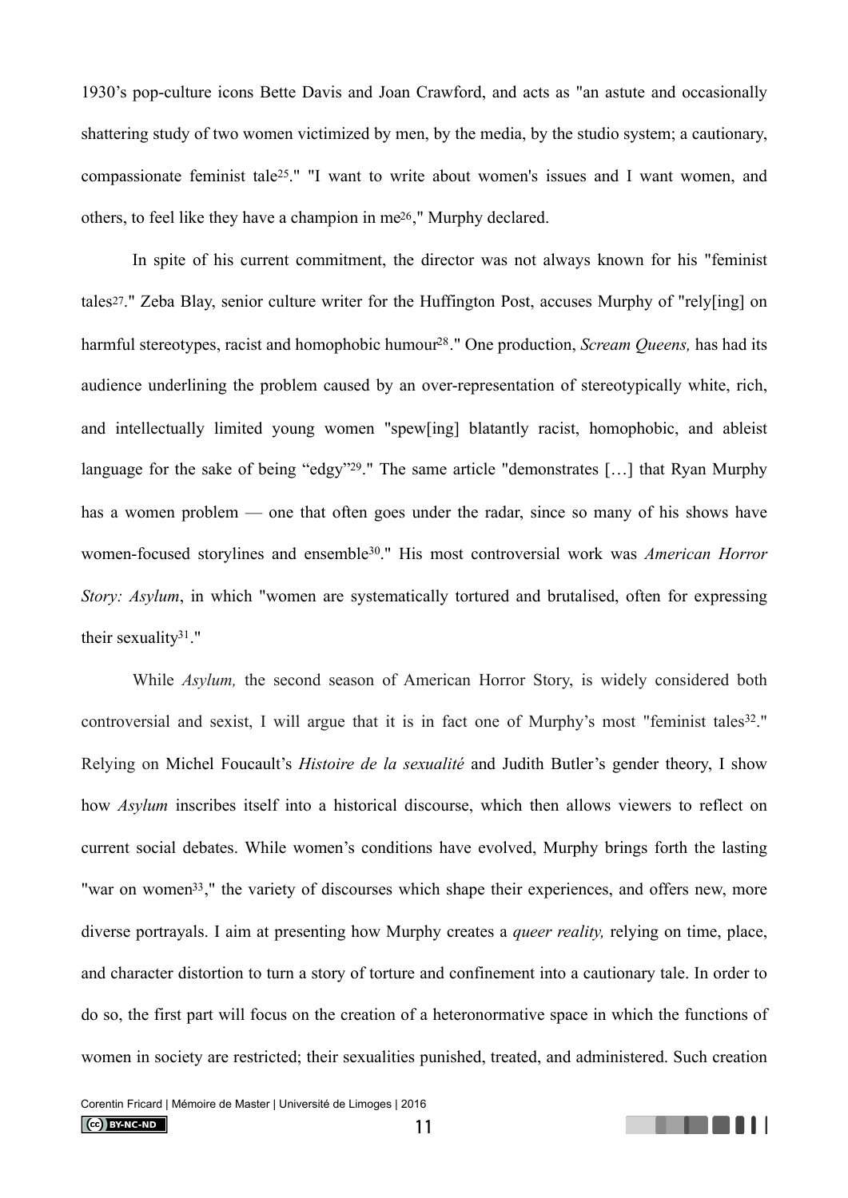1930's pop-culture icons Bette Davis and Joan Crawford, and acts as "an astute and occasionally shattering study of two women victimized by men, by the media, by the studio system; a cautionary, compassionate feminist tale[25]." "I want to write about women's issues and I want women, and others, to feel like they have a champion in me[26]," Murphy declared.

In spite of his current commitment, the director was not always known for his "feminist tales[27]." Zeba Blay, senior culture writer for the Huffington Post, accuses Murphy of "rely[ing] on harmful stereotypes, racist and homophobic humour[28]." One production, *Scream Queens,* has had its audience underlining the problem caused by an over-representation of stereotypically white, rich, and intellectually limited young women "spew[ing] blatantly racist, homophobic, and ableist language for the sake of being "edgy"[29]." The same article "demonstrates […] that Ryan Murphy has a women problem — one that often goes under the radar, since so many of his shows have women-focused storylines and ensemble[30]." His most controversial work was *American Horror Story: Asylum*, in which "women are systematically tortured and brutalised, often for expressing their sexuality[31]."

While *Asylum,* the second season of American Horror Story, is widely considered both controversial and sexist, I will argue that it is in fact one of Murphy's most "feminist tales[32]." Relying on Michel Foucault's *Histoire de la sexualité* and Judith Butler's gender theory, I show how *Asylum* inscribes itself into a historical discourse, which then allows viewers to reflect on current social debates. While women's conditions have evolved, Murphy brings forth the lasting "war on women[33]," the variety of discourses which shape their experiences, and offers new, more diverse portrayals. I aim at presenting how Murphy creates a *queer reality,* relying on time, place, and character distortion to turn a story of torture and confinement into a cautionary tale. In order to do so, the first part will focus on the creation of a heteronormative space in which the functions of women in society are restricted; their sexualities punished, treated, and administered. Such creation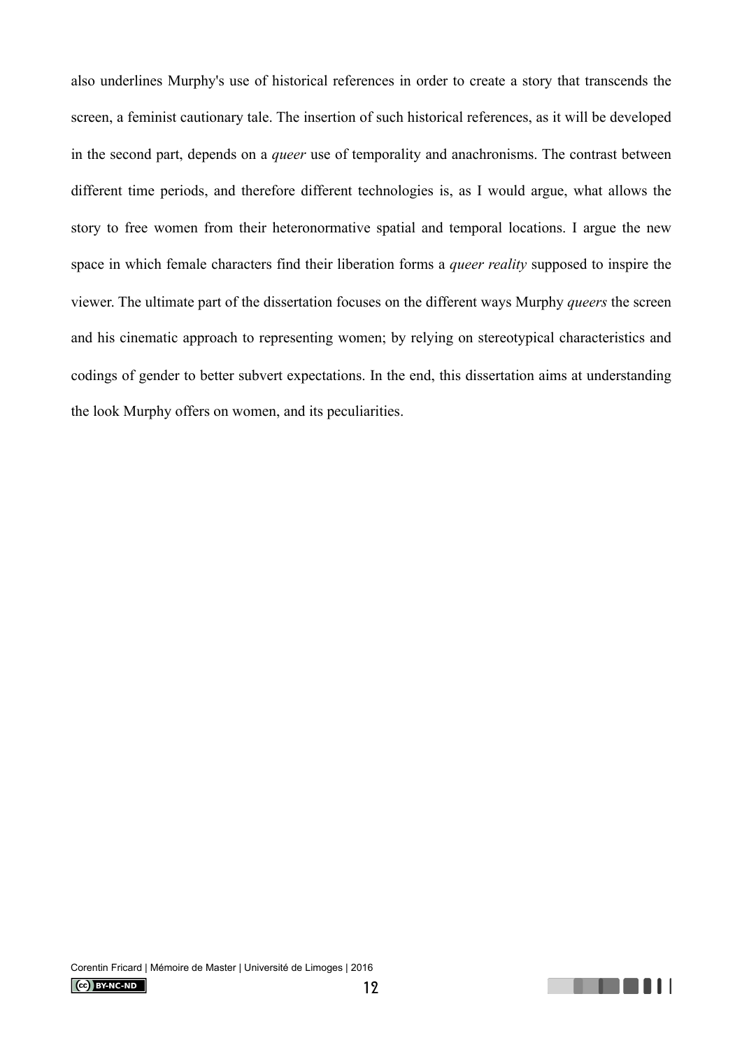also underlines Murphy's use of historical references in order to create a story that transcends the screen, a feminist cautionary tale. The insertion of such historical references, as it will be developed in the second part, depends on a *queer* use of temporality and anachronisms. The contrast between different time periods, and therefore different technologies is, as I would argue, what allows the story to free women from their heteronormative spatial and temporal locations. I argue the new space in which female characters find their liberation forms a *queer reality* supposed to inspire the viewer. The ultimate part of the dissertation focuses on the different ways Murphy *queers* the screen and his cinematic approach to representing women; by relying on stereotypical characteristics and codings of gender to better subvert expectations. In the end, this dissertation aims at understanding the look Murphy offers on women, and its peculiarities.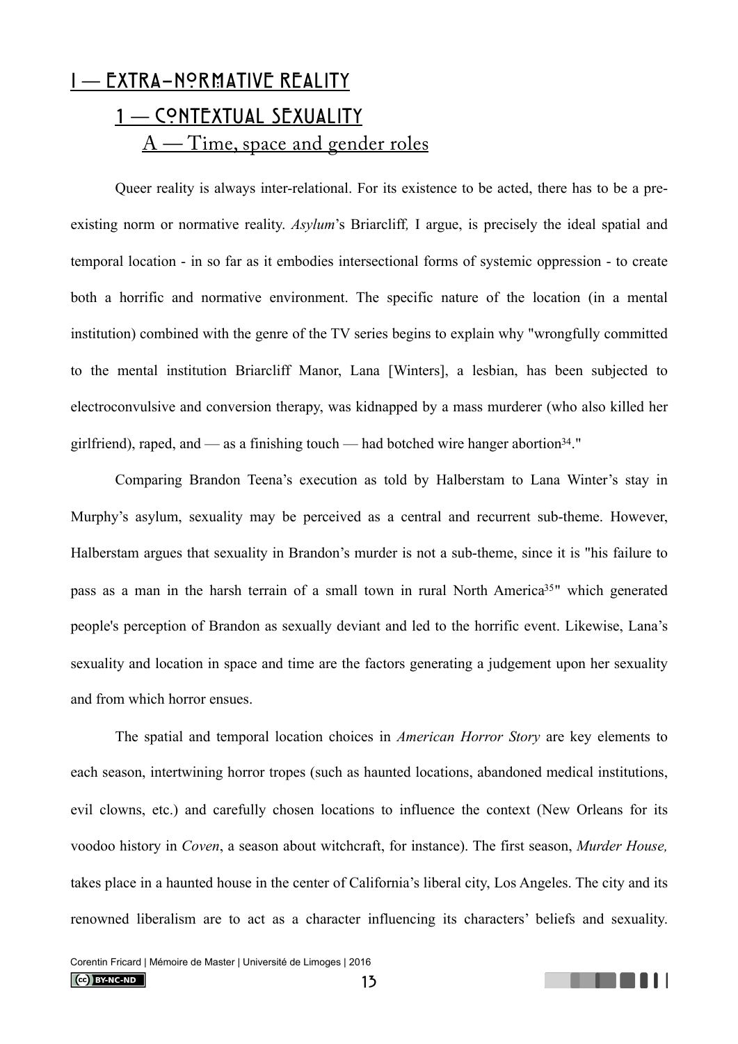# I — EXTRA-NORMATIVE REALITY

## 1 — CONTEXTUAL SEXUALITY

### A — Time, space and gender roles

Queer reality is always inter-relational. For its existence to be acted, there has to be a pre-existing norm or normative reality. *Asylum*'s Briarcliff*,* I argue, is precisely the ideal spatial and temporal location - in so far as it embodies intersectional forms of systemic oppression - to create both a horrific and normative environment. The specific nature of the location (in a mental institution) combined with the genre of the TV series begins to explain why "wrongfully committed to the mental institution Briarcliff Manor, Lana [Winters], a lesbian, has been subjected to electroconvulsive and conversion therapy, was kidnapped by a mass murderer (who also killed her girlfriend), raped, and — as a finishing touch — had botched wire hanger abortion[34]."

Comparing Brandon Teena's execution as told by Halberstam to Lana Winter's stay in Murphy's asylum, sexuality may be perceived as a central and recurrent sub-theme. However, Halberstam argues that sexuality in Brandon's murder is not a sub-theme, since it is "his failure to pass as a man in the harsh terrain of a small town in rural North America[35]" which generated people's perception of Brandon as sexually deviant and led to the horrific event. Likewise, Lana's sexuality and location in space and time are the factors generating a judgement upon her sexuality and from which horror ensues.

The spatial and temporal location choices in *American Horror Story* are key elements to each season, intertwining horror tropes (such as haunted locations, abandoned medical institutions, evil clowns, etc.) and carefully chosen locations to influence the context (New Orleans for its voodoo history in *Coven*, a season about witchcraft, for instance). The first season, *Murder House,* takes place in a haunted house in the center of California's liberal city, Los Angeles. The city and its renowned liberalism are to act as a character influencing its characters' beliefs and sexuality.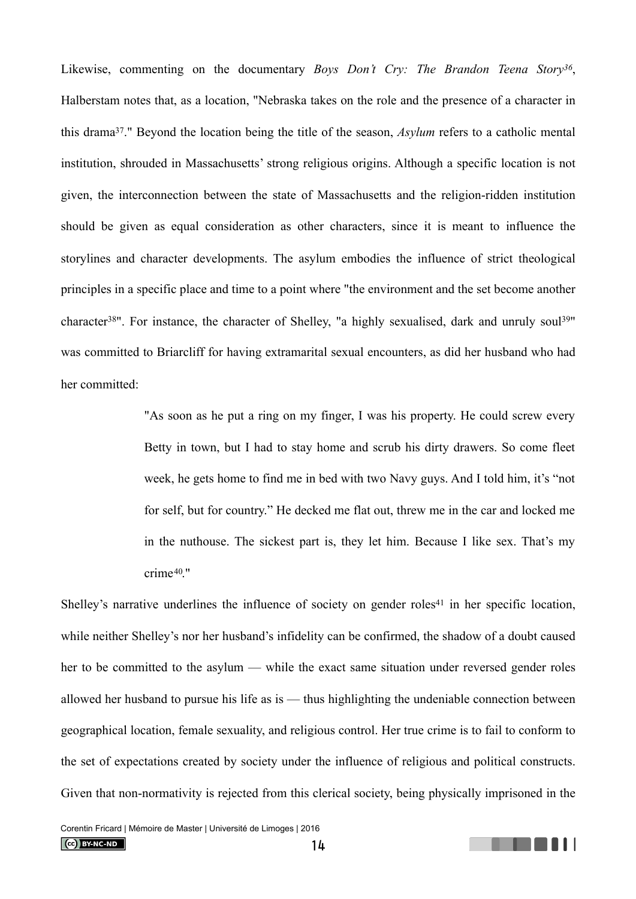Likewise, commenting on the documentary *Boys Don't Cry: The Brandon Teena Story*[36], Halberstam notes that, as a location, "Nebraska takes on the role and the presence of a character in this drama[37]." Beyond the location being the title of the season, *Asylum* refers to a catholic mental institution, shrouded in Massachusetts' strong religious origins. Although a specific location is not given, the interconnection between the state of Massachusetts and the religion-ridden institution should be given as equal consideration as other characters, since it is meant to influence the storylines and character developments. The asylum embodies the influence of strict theological principles in a specific place and time to a point where "the environment and the set become another character[38]". For instance, the character of Shelley, "a highly sexualised, dark and unruly soul[39]" was committed to Briarcliff for having extramarital sexual encounters, as did her husband who had her committed:

> "As soon as he put a ring on my finger, I was his property. He could screw every Betty in town, but I had to stay home and scrub his dirty drawers. So come fleet week, he gets home to find me in bed with two Navy guys. And I told him, it's "not for self, but for country." He decked me flat out, threw me in the car and locked me in the nuthouse. The sickest part is, they let him. Because I like sex. That's my crime[40]."

Shelley's narrative underlines the influence of society on gender roles[41] in her specific location, while neither Shelley's nor her husband's infidelity can be confirmed, the shadow of a doubt caused her to be committed to the asylum — while the exact same situation under reversed gender roles allowed her husband to pursue his life as is — thus highlighting the undeniable connection between geographical location, female sexuality, and religious control. Her true crime is to fail to conform to the set of expectations created by society under the influence of religious and political constructs. Given that non-normativity is rejected from this clerical society, being physically imprisoned in the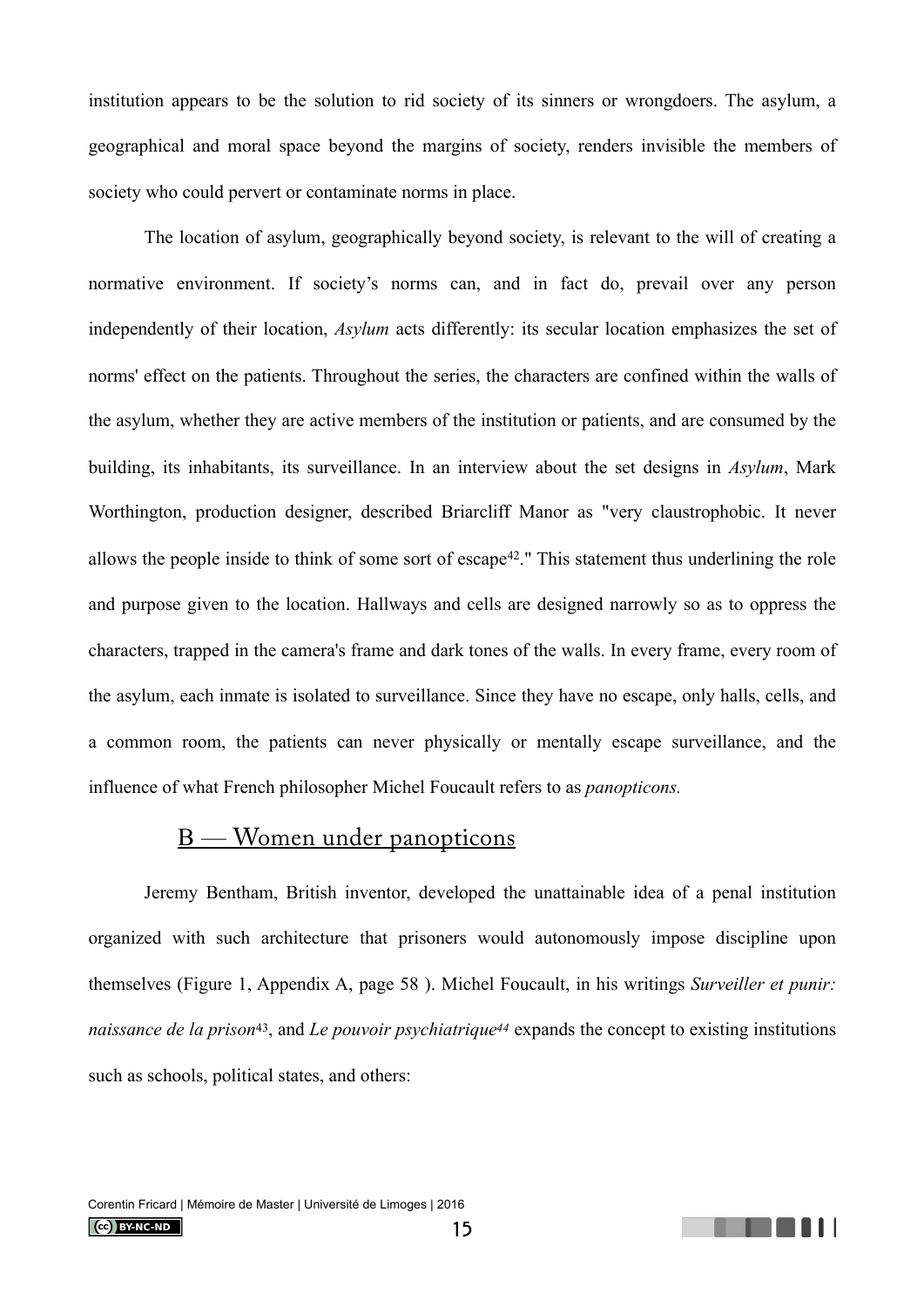institution appears to be the solution to rid society of its sinners or wrongdoers. The asylum, a geographical and moral space beyond the margins of society, renders invisible the members of society who could pervert or contaminate norms in place.

The location of asylum, geographically beyond society, is relevant to the will of creating a normative environment. If society's norms can, and in fact do, prevail over any person independently of their location, *Asylum* acts differently: its secular location emphasizes the set of norms' effect on the patients. Throughout the series, the characters are confined within the walls of the asylum, whether they are active members of the institution or patients, and are consumed by the building, its inhabitants, its surveillance. In an interview about the set designs in *Asylum*, Mark Worthington, production designer, described Briarcliff Manor as "very claustrophobic. It never allows the people inside to think of some sort of escape[42]." This statement thus underlining the role and purpose given to the location. Hallways and cells are designed narrowly so as to oppress the characters, trapped in the camera's frame and dark tones of the walls. In every frame, every room of the asylum, each inmate is isolated to surveillance. Since they have no escape, only halls, cells, and a common room, the patients can never physically or mentally escape surveillance, and the influence of what French philosopher Michel Foucault refers to as *panopticons.*

## B — Women under panopticons

Jeremy Bentham, British inventor, developed the unattainable idea of a penal institution organized with such architecture that prisoners would autonomously impose discipline upon themselves (Figure 1, Appendix A, page 58 ). Michel Foucault, in his writings *Surveiller et punir: naissance de la prison*[43], and *Le pouvoir psychiatrique*[44] expands the concept to existing institutions such as schools, political states, and others: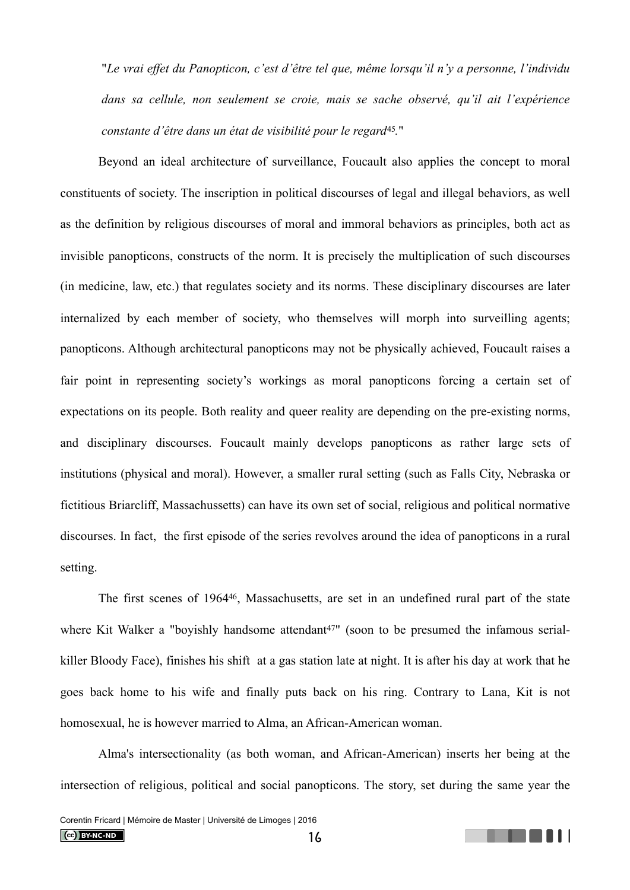"*Le vrai effet du Panopticon, c'est d'être tel que, même lorsqu'il n'y a personne, l'individu dans sa cellule, non seulement se croie, mais se sache observé, qu'il ait l'expérience constante d'être dans un état de visibilité pour le regard*[45]."

Beyond an ideal architecture of surveillance, Foucault also applies the concept to moral constituents of society. The inscription in political discourses of legal and illegal behaviors, as well as the definition by religious discourses of moral and immoral behaviors as principles, both act as invisible panopticons, constructs of the norm. It is precisely the multiplication of such discourses (in medicine, law, etc.) that regulates society and its norms. These disciplinary discourses are later internalized by each member of society, who themselves will morph into surveilling agents; panopticons. Although architectural panopticons may not be physically achieved, Foucault raises a fair point in representing society's workings as moral panopticons forcing a certain set of expectations on its people. Both reality and queer reality are depending on the pre-existing norms, and disciplinary discourses. Foucault mainly develops panopticons as rather large sets of institutions (physical and moral). However, a smaller rural setting (such as Falls City, Nebraska or fictitious Briarcliff, Massachussetts) can have its own set of social, religious and political normative discourses. In fact, the first episode of the series revolves around the idea of panopticons in a rural setting.

The first scenes of 1964[46], Massachusetts, are set in an undefined rural part of the state where Kit Walker a "boyishly handsome attendant[47]" (soon to be presumed the infamous serial-killer Bloody Face), finishes his shift at a gas station late at night. It is after his day at work that he goes back home to his wife and finally puts back on his ring. Contrary to Lana, Kit is not homosexual, he is however married to Alma, an African-American woman.

Alma's intersectionality (as both woman, and African-American) inserts her being at the intersection of religious, political and social panopticons. The story, set during the same year the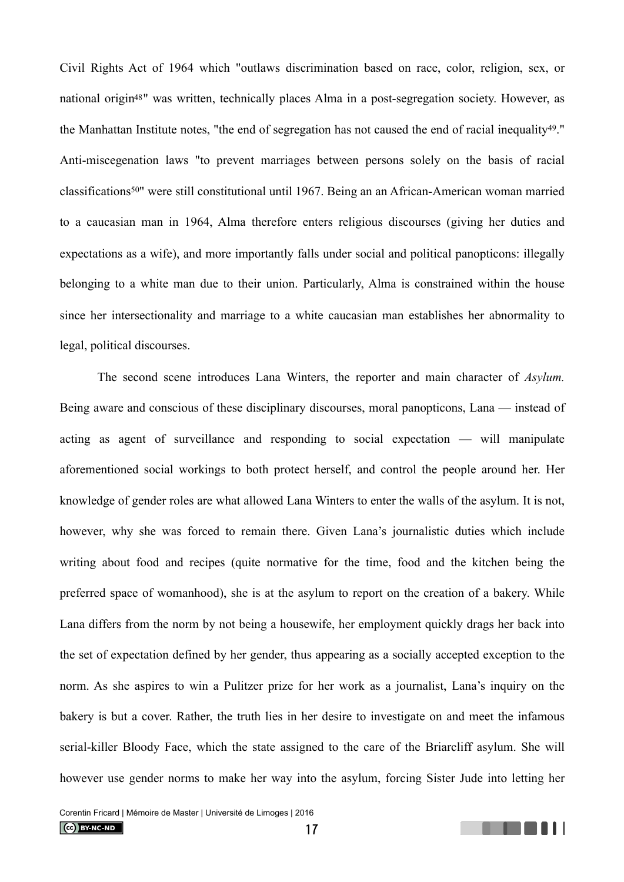Civil Rights Act of 1964 which "outlaws discrimination based on race, color, religion, sex, or national origin[48]" was written, technically places Alma in a post-segregation society. However, as the Manhattan Institute notes, "the end of segregation has not caused the end of racial inequality[49]." Anti-miscegenation laws "to prevent marriages between persons solely on the basis of racial classifications[50]" were still constitutional until 1967. Being an an African-American woman married to a caucasian man in 1964, Alma therefore enters religious discourses (giving her duties and expectations as a wife), and more importantly falls under social and political panopticons: illegally belonging to a white man due to their union. Particularly, Alma is constrained within the house since her intersectionality and marriage to a white caucasian man establishes her abnormality to legal, political discourses.

The second scene introduces Lana Winters, the reporter and main character of *Asylum.* Being aware and conscious of these disciplinary discourses, moral panopticons, Lana — instead of acting as agent of surveillance and responding to social expectation — will manipulate aforementioned social workings to both protect herself, and control the people around her. Her knowledge of gender roles are what allowed Lana Winters to enter the walls of the asylum. It is not, however, why she was forced to remain there. Given Lana's journalistic duties which include writing about food and recipes (quite normative for the time, food and the kitchen being the preferred space of womanhood), she is at the asylum to report on the creation of a bakery. While Lana differs from the norm by not being a housewife, her employment quickly drags her back into the set of expectation defined by her gender, thus appearing as a socially accepted exception to the norm. As she aspires to win a Pulitzer prize for her work as a journalist, Lana's inquiry on the bakery is but a cover. Rather, the truth lies in her desire to investigate on and meet the infamous serial-killer Bloody Face, which the state assigned to the care of the Briarcliff asylum. She will however use gender norms to make her way into the asylum, forcing Sister Jude into letting her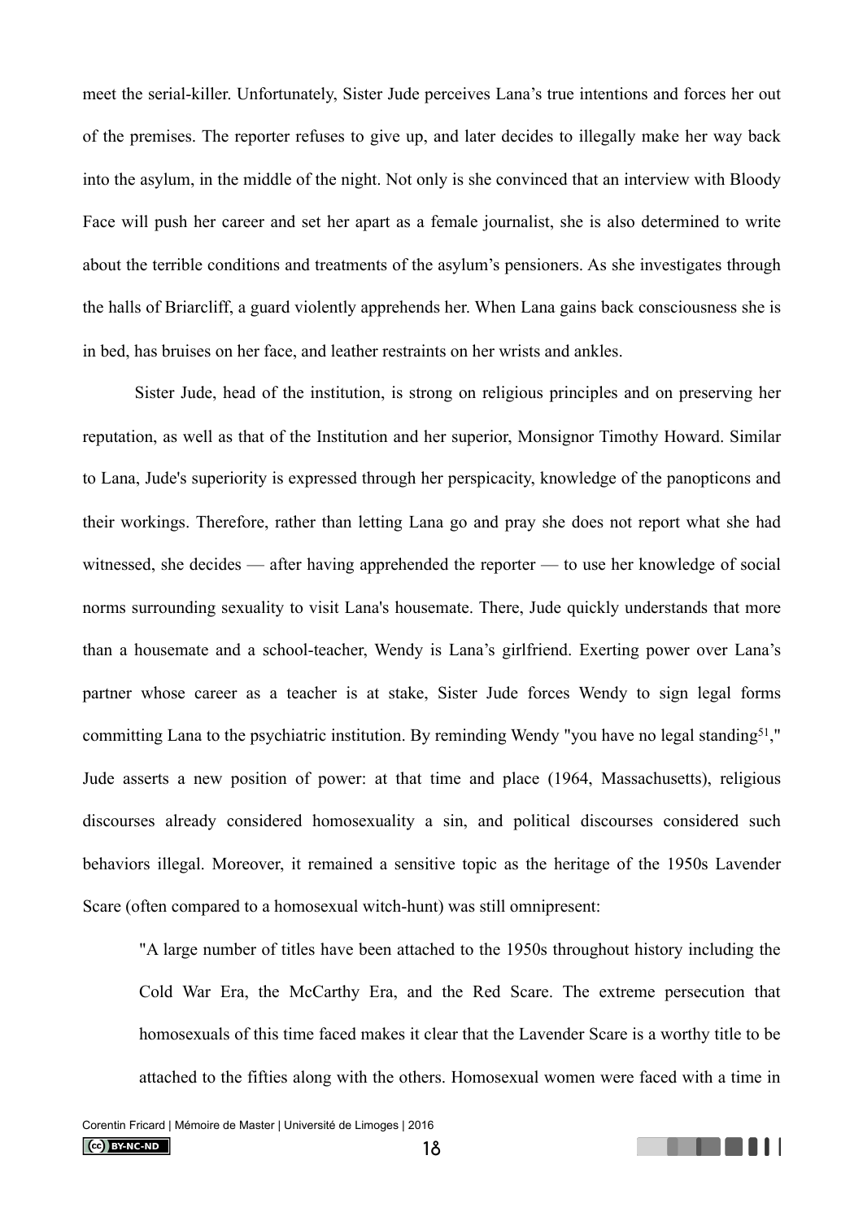meet the serial-killer. Unfortunately, Sister Jude perceives Lana's true intentions and forces her out of the premises. The reporter refuses to give up, and later decides to illegally make her way back into the asylum, in the middle of the night. Not only is she convinced that an interview with Bloody Face will push her career and set her apart as a female journalist, she is also determined to write about the terrible conditions and treatments of the asylum's pensioners. As she investigates through the halls of Briarcliff, a guard violently apprehends her. When Lana gains back consciousness she is in bed, has bruises on her face, and leather restraints on her wrists and ankles.

Sister Jude, head of the institution, is strong on religious principles and on preserving her reputation, as well as that of the Institution and her superior, Monsignor Timothy Howard. Similar to Lana, Jude's superiority is expressed through her perspicacity, knowledge of the panopticons and their workings. Therefore, rather than letting Lana go and pray she does not report what she had witnessed, she decides — after having apprehended the reporter — to use her knowledge of social norms surrounding sexuality to visit Lana's housemate. There, Jude quickly understands that more than a housemate and a school-teacher, Wendy is Lana's girlfriend. Exerting power over Lana's partner whose career as a teacher is at stake, Sister Jude forces Wendy to sign legal forms committing Lana to the psychiatric institution. By reminding Wendy "you have no legal standing[51]," Jude asserts a new position of power: at that time and place (1964, Massachusetts), religious discourses already considered homosexuality a sin, and political discourses considered such behaviors illegal. Moreover, it remained a sensitive topic as the heritage of the 1950s Lavender Scare (often compared to a homosexual witch-hunt) was still omnipresent:

> "A large number of titles have been attached to the 1950s throughout history including the Cold War Era, the McCarthy Era, and the Red Scare. The extreme persecution that homosexuals of this time faced makes it clear that the Lavender Scare is a worthy title to be attached to the fifties along with the others. Homosexual women were faced with a time in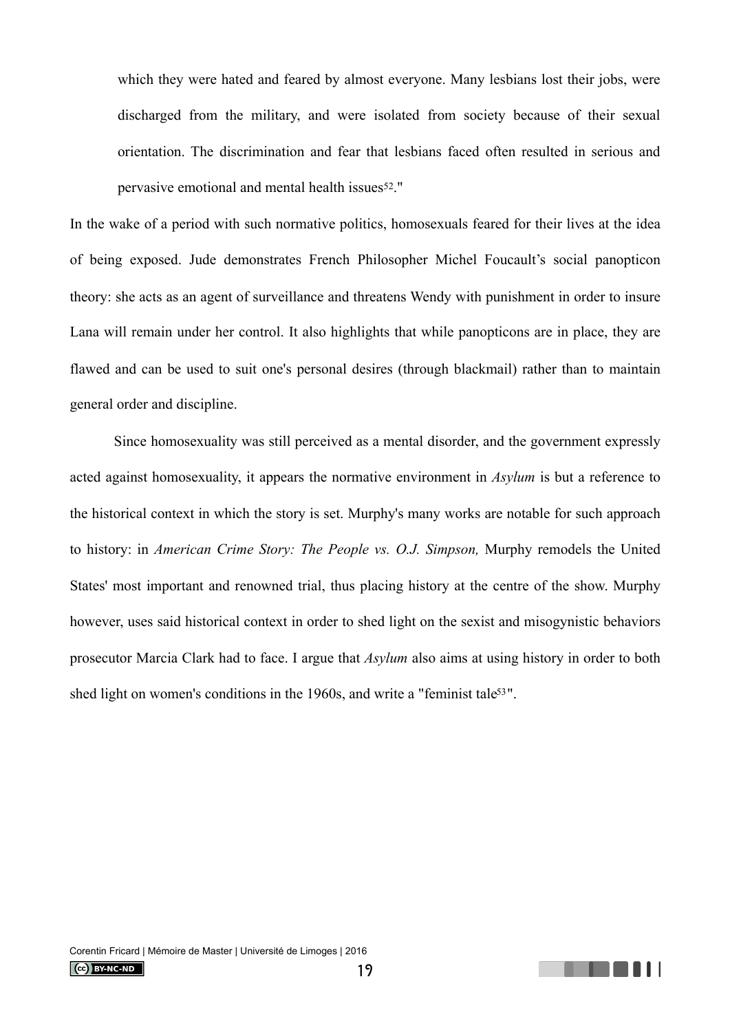> which they were hated and feared by almost everyone. Many lesbians lost their jobs, were discharged from the military, and were isolated from society because of their sexual orientation. The discrimination and fear that lesbians faced often resulted in serious and pervasive emotional and mental health issues[52]."

In the wake of a period with such normative politics, homosexuals feared for their lives at the idea of being exposed. Jude demonstrates French Philosopher Michel Foucault's social panopticon theory: she acts as an agent of surveillance and threatens Wendy with punishment in order to insure Lana will remain under her control. It also highlights that while panopticons are in place, they are flawed and can be used to suit one's personal desires (through blackmail) rather than to maintain general order and discipline.

Since homosexuality was still perceived as a mental disorder, and the government expressly acted against homosexuality, it appears the normative environment in *Asylum* is but a reference to the historical context in which the story is set. Murphy's many works are notable for such approach to history: in *American Crime Story: The People vs. O.J. Simpson,* Murphy remodels the United States' most important and renowned trial, thus placing history at the centre of the show. Murphy however, uses said historical context in order to shed light on the sexist and misogynistic behaviors prosecutor Marcia Clark had to face. I argue that *Asylum* also aims at using history in order to both shed light on women's conditions in the 1960s, and write a "feminist tale[53]".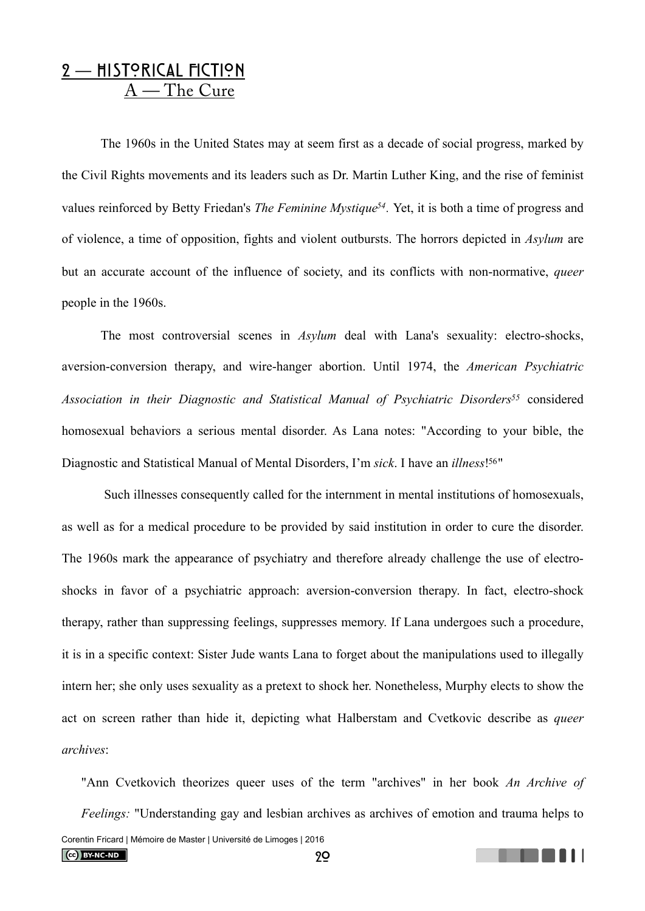## 2 — HISTORICAL FICTION
### A — The Cure

The 1960s in the United States may at seem first as a decade of social progress, marked by the Civil Rights movements and its leaders such as Dr. Martin Luther King, and the rise of feminist values reinforced by Betty Friedan's *The Feminine Mystique*[54]. Yet, it is both a time of progress and of violence, a time of opposition, fights and violent outbursts. The horrors depicted in *Asylum* are but an accurate account of the influence of society, and its conflicts with non-normative, *queer* people in the 1960s.

The most controversial scenes in *Asylum* deal with Lana's sexuality: electro-shocks, aversion-conversion therapy, and wire-hanger abortion. Until 1974, the *American Psychiatric Association in their Diagnostic and Statistical Manual of Psychiatric Disorders*[55] considered homosexual behaviors a serious mental disorder. As Lana notes: "According to your bible, the Diagnostic and Statistical Manual of Mental Disorders, I'm *sick*. I have an *illness*![56]"

Such illnesses consequently called for the internment in mental institutions of homosexuals, as well as for a medical procedure to be provided by said institution in order to cure the disorder. The 1960s mark the appearance of psychiatry and therefore already challenge the use of electro-shocks in favor of a psychiatric approach: aversion-conversion therapy. In fact, electro-shock therapy, rather than suppressing feelings, suppresses memory. If Lana undergoes such a procedure, it is in a specific context: Sister Jude wants Lana to forget about the manipulations used to illegally intern her; she only uses sexuality as a pretext to shock her. Nonetheless, Murphy elects to show the act on screen rather than hide it, depicting what Halberstam and Cvetkovic describe as *queer archives*:

"Ann Cvetkovich theorizes queer uses of the term "archives" in her book *An Archive of Feelings:* "Understanding gay and lesbian archives as archives of emotion and trauma helps to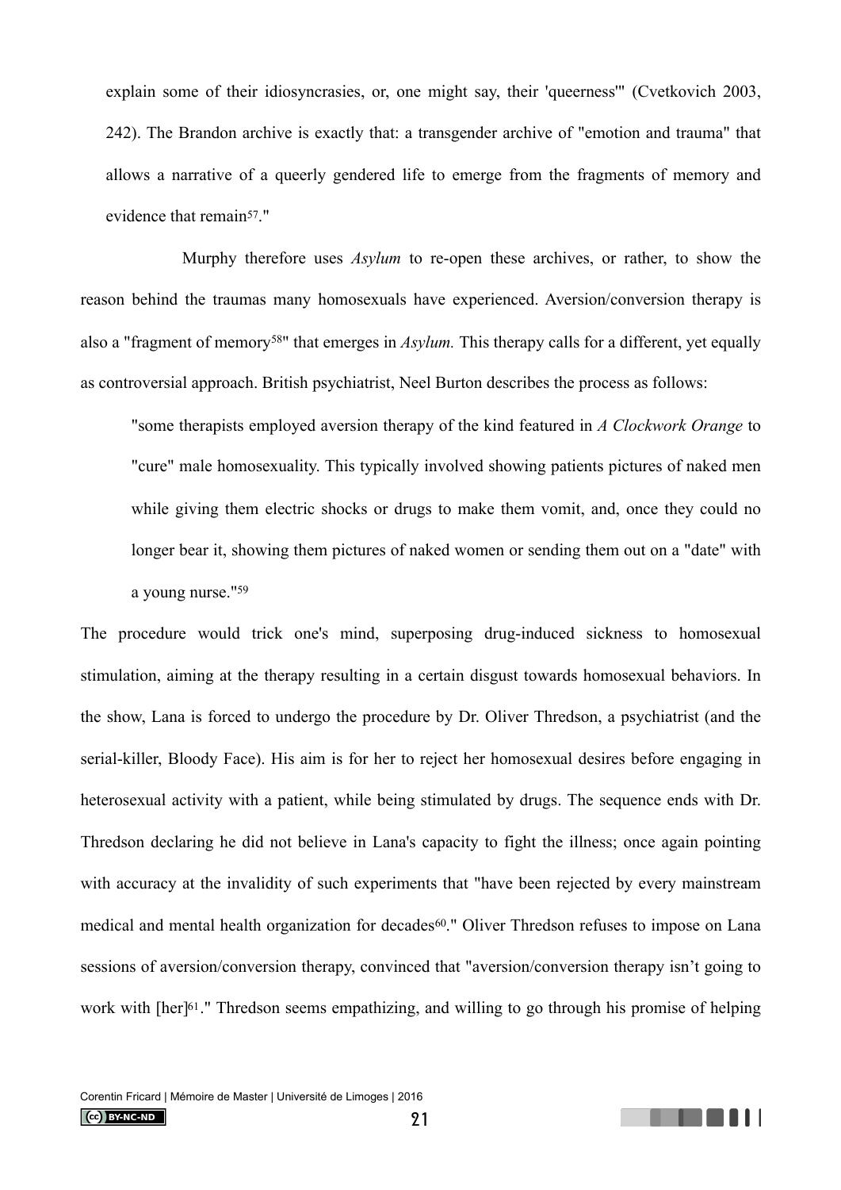explain some of their idiosyncrasies, or, one might say, their 'queerness'" (Cvetkovich 2003, 242). The Brandon archive is exactly that: a transgender archive of "emotion and trauma" that allows a narrative of a queerly gendered life to emerge from the fragments of memory and evidence that remain[57]."

Murphy therefore uses *Asylum* to re-open these archives, or rather, to show the reason behind the traumas many homosexuals have experienced. Aversion/conversion therapy is also a "fragment of memory[58]" that emerges in *Asylum.* This therapy calls for a different, yet equally as controversial approach. British psychiatrist, Neel Burton describes the process as follows:

> "some therapists employed aversion therapy of the kind featured in *A Clockwork Orange* to "cure" male homosexuality. This typically involved showing patients pictures of naked men while giving them electric shocks or drugs to make them vomit, and, once they could no longer bear it, showing them pictures of naked women or sending them out on a "date" with a young nurse."[59]

The procedure would trick one's mind, superposing drug-induced sickness to homosexual stimulation, aiming at the therapy resulting in a certain disgust towards homosexual behaviors. In the show, Lana is forced to undergo the procedure by Dr. Oliver Thredson, a psychiatrist (and the serial-killer, Bloody Face). His aim is for her to reject her homosexual desires before engaging in heterosexual activity with a patient, while being stimulated by drugs. The sequence ends with Dr. Thredson declaring he did not believe in Lana's capacity to fight the illness; once again pointing with accuracy at the invalidity of such experiments that "have been rejected by every mainstream medical and mental health organization for decades[60]." Oliver Thredson refuses to impose on Lana sessions of aversion/conversion therapy, convinced that "aversion/conversion therapy isn't going to work with [her][61]." Thredson seems empathizing, and willing to go through his promise of helping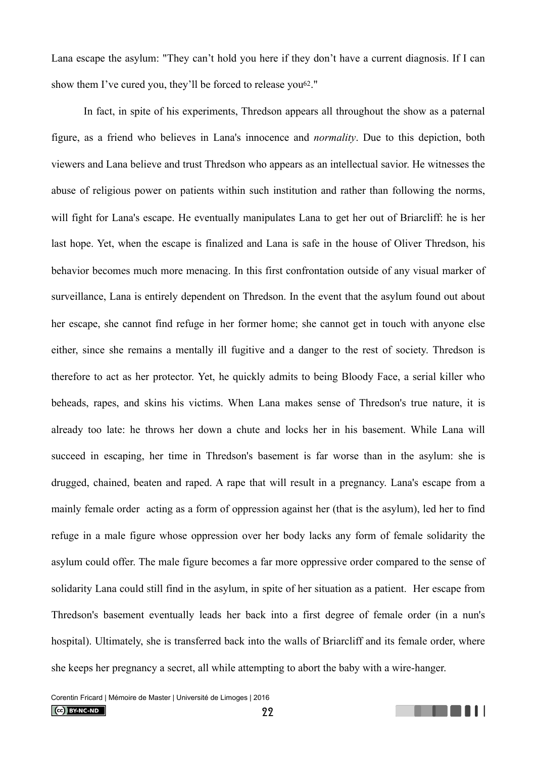Lana escape the asylum: "They can't hold you here if they don't have a current diagnosis. If I can show them I've cured you, they'll be forced to release you[62]."

In fact, in spite of his experiments, Thredson appears all throughout the show as a paternal figure, as a friend who believes in Lana's innocence and *normality*. Due to this depiction, both viewers and Lana believe and trust Thredson who appears as an intellectual savior. He witnesses the abuse of religious power on patients within such institution and rather than following the norms, will fight for Lana's escape. He eventually manipulates Lana to get her out of Briarcliff: he is her last hope. Yet, when the escape is finalized and Lana is safe in the house of Oliver Thredson, his behavior becomes much more menacing. In this first confrontation outside of any visual marker of surveillance, Lana is entirely dependent on Thredson. In the event that the asylum found out about her escape, she cannot find refuge in her former home; she cannot get in touch with anyone else either, since she remains a mentally ill fugitive and a danger to the rest of society. Thredson is therefore to act as her protector. Yet, he quickly admits to being Bloody Face, a serial killer who beheads, rapes, and skins his victims. When Lana makes sense of Thredson's true nature, it is already too late: he throws her down a chute and locks her in his basement. While Lana will succeed in escaping, her time in Thredson's basement is far worse than in the asylum: she is drugged, chained, beaten and raped. A rape that will result in a pregnancy. Lana's escape from a mainly female order acting as a form of oppression against her (that is the asylum), led her to find refuge in a male figure whose oppression over her body lacks any form of female solidarity the asylum could offer. The male figure becomes a far more oppressive order compared to the sense of solidarity Lana could still find in the asylum, in spite of her situation as a patient. Her escape from Thredson's basement eventually leads her back into a first degree of female order (in a nun's hospital). Ultimately, she is transferred back into the walls of Briarcliff and its female order, where she keeps her pregnancy a secret, all while attempting to abort the baby with a wire-hanger.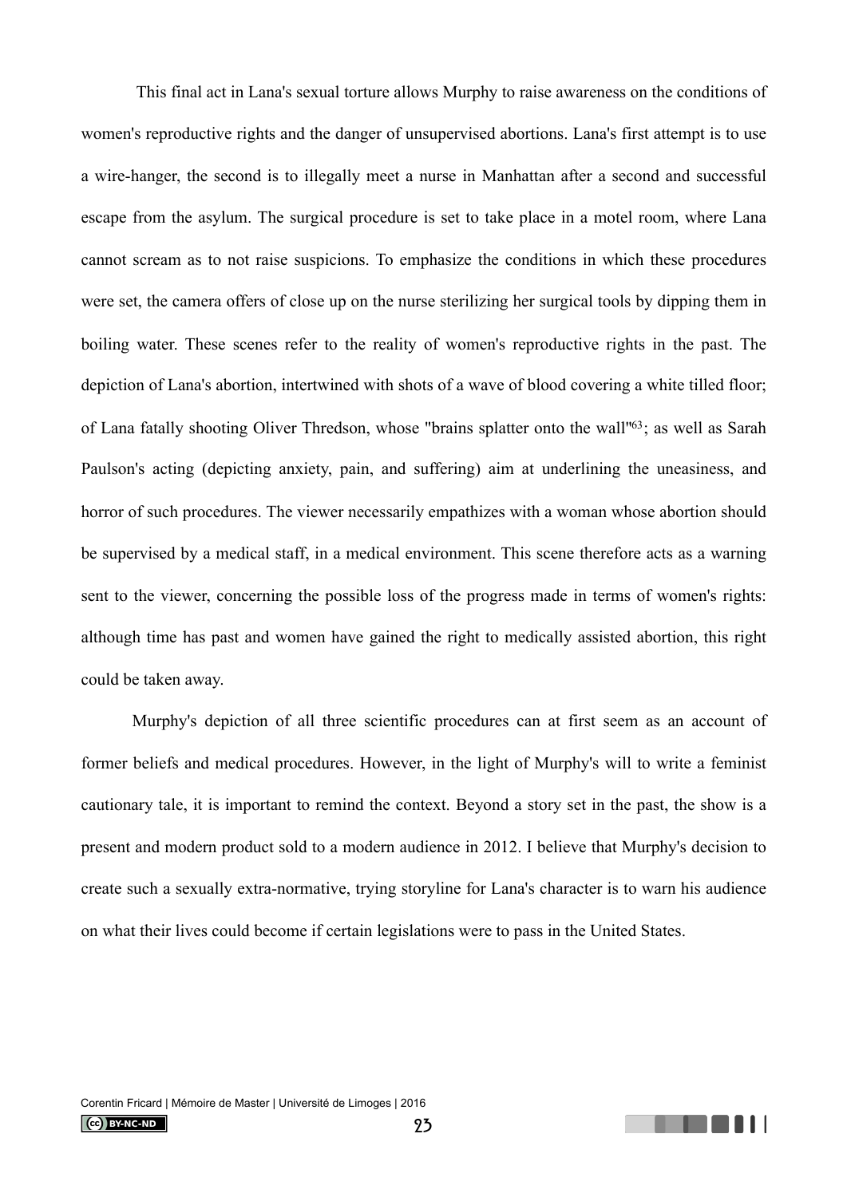This final act in Lana's sexual torture allows Murphy to raise awareness on the conditions of women's reproductive rights and the danger of unsupervised abortions. Lana's first attempt is to use a wire-hanger, the second is to illegally meet a nurse in Manhattan after a second and successful escape from the asylum. The surgical procedure is set to take place in a motel room, where Lana cannot scream as to not raise suspicions. To emphasize the conditions in which these procedures were set, the camera offers of close up on the nurse sterilizing her surgical tools by dipping them in boiling water. These scenes refer to the reality of women's reproductive rights in the past. The depiction of Lana's abortion, intertwined with shots of a wave of blood covering a white tilled floor; of Lana fatally shooting Oliver Thredson, whose "brains splatter onto the wall"[63]; as well as Sarah Paulson's acting (depicting anxiety, pain, and suffering) aim at underlining the uneasiness, and horror of such procedures. The viewer necessarily empathizes with a woman whose abortion should be supervised by a medical staff, in a medical environment. This scene therefore acts as a warning sent to the viewer, concerning the possible loss of the progress made in terms of women's rights: although time has past and women have gained the right to medically assisted abortion, this right could be taken away.

Murphy's depiction of all three scientific procedures can at first seem as an account of former beliefs and medical procedures. However, in the light of Murphy's will to write a feminist cautionary tale, it is important to remind the context. Beyond a story set in the past, the show is a present and modern product sold to a modern audience in 2012. I believe that Murphy's decision to create such a sexually extra-normative, trying storyline for Lana's character is to warn his audience on what their lives could become if certain legislations were to pass in the United States.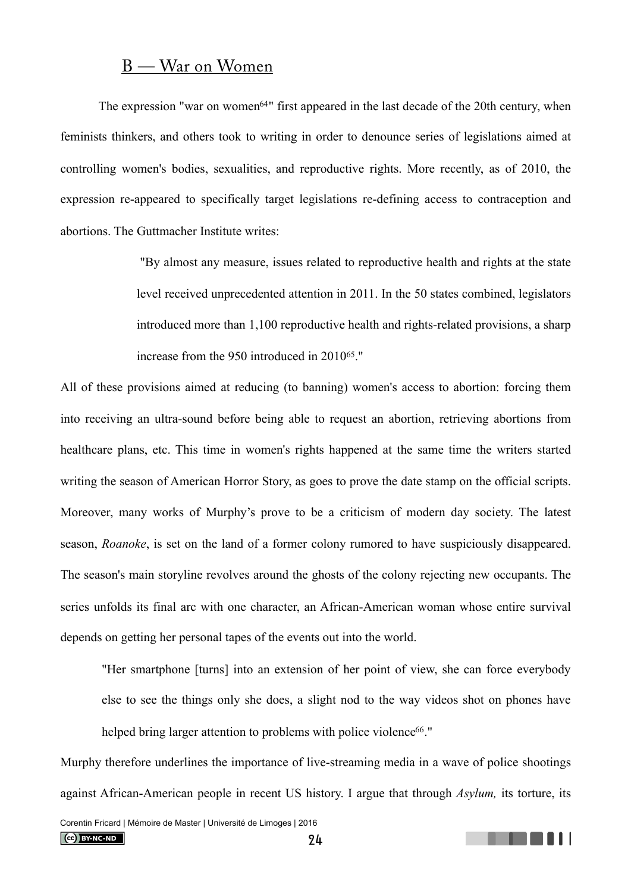## B — War on Women

The expression "war on women[64]" first appeared in the last decade of the 20th century, when feminists thinkers, and others took to writing in order to denounce series of legislations aimed at controlling women's bodies, sexualities, and reproductive rights. More recently, as of 2010, the expression re-appeared to specifically target legislations re-defining access to contraception and abortions. The Guttmacher Institute writes:

> "By almost any measure, issues related to reproductive health and rights at the state level received unprecedented attention in 2011. In the 50 states combined, legislators introduced more than 1,100 reproductive health and rights-related provisions, a sharp increase from the 950 introduced in 2010[65]."

All of these provisions aimed at reducing (to banning) women's access to abortion: forcing them into receiving an ultra-sound before being able to request an abortion, retrieving abortions from healthcare plans, etc. This time in women's rights happened at the same time the writers started writing the season of American Horror Story, as goes to prove the date stamp on the official scripts. Moreover, many works of Murphy's prove to be a criticism of modern day society. The latest season, *Roanoke*, is set on the land of a former colony rumored to have suspiciously disappeared. The season's main storyline revolves around the ghosts of the colony rejecting new occupants. The series unfolds its final arc with one character, an African-American woman whose entire survival depends on getting her personal tapes of the events out into the world.

> "Her smartphone [turns] into an extension of her point of view, she can force everybody else to see the things only she does, a slight nod to the way videos shot on phones have helped bring larger attention to problems with police violence[66]."

Murphy therefore underlines the importance of live-streaming media in a wave of police shootings against African-American people in recent US history. I argue that through *Asylum,* its torture, its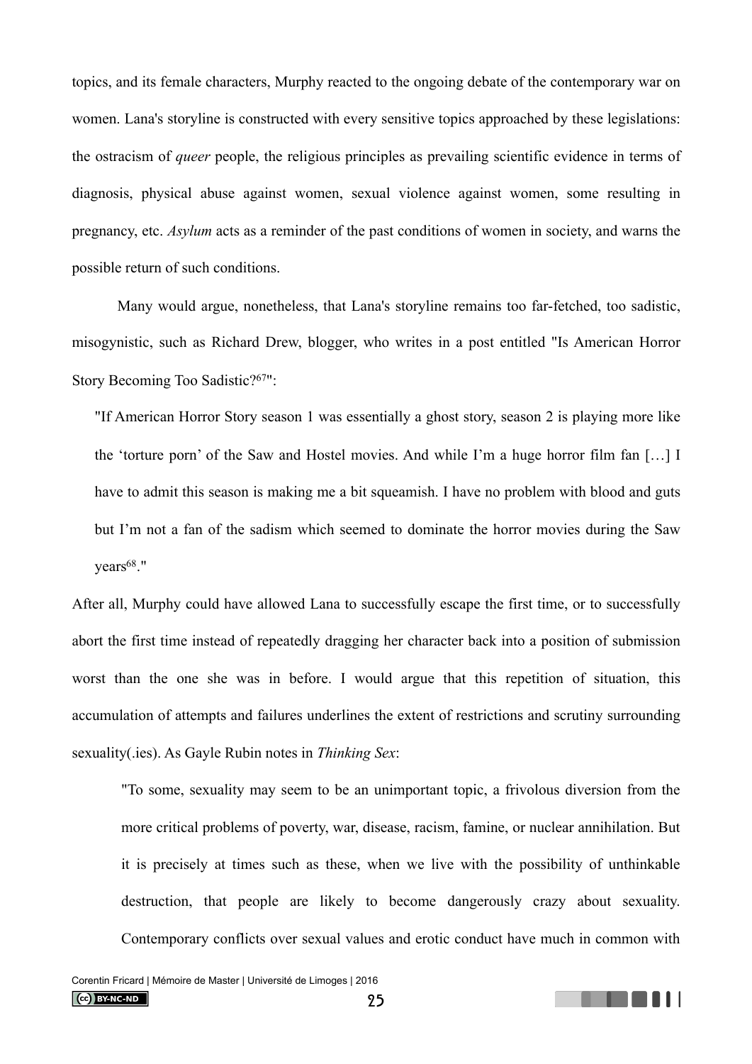topics, and its female characters, Murphy reacted to the ongoing debate of the contemporary war on women. Lana's storyline is constructed with every sensitive topics approached by these legislations: the ostracism of *queer* people, the religious principles as prevailing scientific evidence in terms of diagnosis, physical abuse against women, sexual violence against women, some resulting in pregnancy, etc. *Asylum* acts as a reminder of the past conditions of women in society, and warns the possible return of such conditions.

Many would argue, nonetheless, that Lana's storyline remains too far-fetched, too sadistic, misogynistic, such as Richard Drew, blogger, who writes in a post entitled "Is American Horror Story Becoming Too Sadistic?[67]":

> "If American Horror Story season 1 was essentially a ghost story, season 2 is playing more like the 'torture porn' of the Saw and Hostel movies. And while I'm a huge horror film fan […] I have to admit this season is making me a bit squeamish. I have no problem with blood and guts but I'm not a fan of the sadism which seemed to dominate the horror movies during the Saw years[68]."

After all, Murphy could have allowed Lana to successfully escape the first time, or to successfully abort the first time instead of repeatedly dragging her character back into a position of submission worst than the one she was in before. I would argue that this repetition of situation, this accumulation of attempts and failures underlines the extent of restrictions and scrutiny surrounding sexuality(.ies). As Gayle Rubin notes in *Thinking Sex*:

> "To some, sexuality may seem to be an unimportant topic, a frivolous diversion from the more critical problems of poverty, war, disease, racism, famine, or nuclear annihilation. But it is precisely at times such as these, when we live with the possibility of unthinkable destruction, that people are likely to become dangerously crazy about sexuality. Contemporary conflicts over sexual values and erotic conduct have much in common with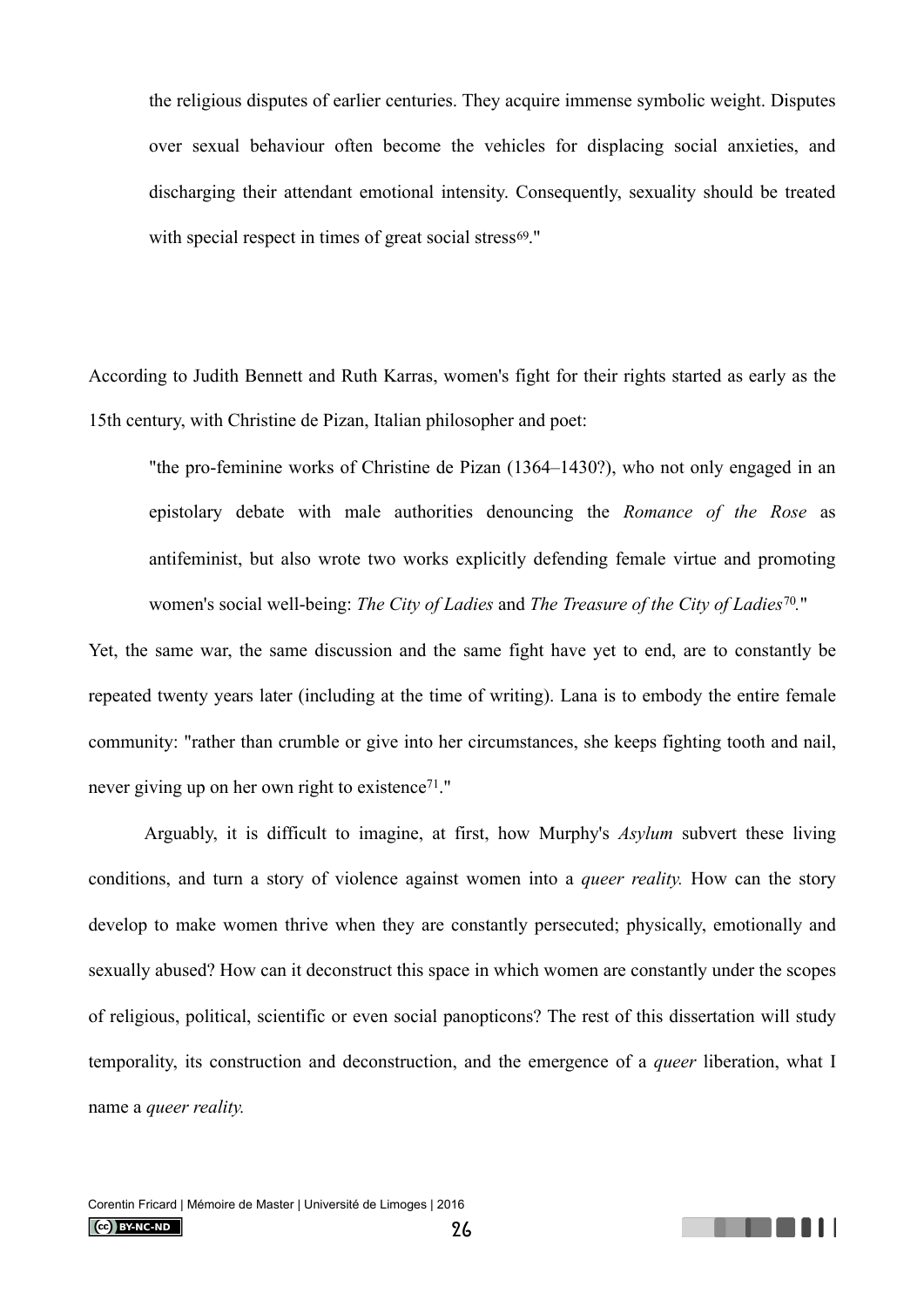> the religious disputes of earlier centuries. They acquire immense symbolic weight. Disputes over sexual behaviour often become the vehicles for displacing social anxieties, and discharging their attendant emotional intensity. Consequently, sexuality should be treated with special respect in times of great social stress[69]."

According to Judith Bennett and Ruth Karras, women's fight for their rights started as early as the 15th century, with Christine de Pizan, Italian philosopher and poet:

> "the pro-feminine works of Christine de Pizan (1364–1430?), who not only engaged in an epistolary debate with male authorities denouncing the *Romance of the Rose* as antifeminist, but also wrote two works explicitly defending female virtue and promoting women's social well-being: *The City of Ladies* and *The Treasure of the City of Ladies*[70]."

Yet, the same war, the same discussion and the same fight have yet to end, are to constantly be repeated twenty years later (including at the time of writing). Lana is to embody the entire female community: "rather than crumble or give into her circumstances, she keeps fighting tooth and nail, never giving up on her own right to existence[71]."

Arguably, it is difficult to imagine, at first, how Murphy's *Asylum* subvert these living conditions, and turn a story of violence against women into a *queer reality.* How can the story develop to make women thrive when they are constantly persecuted; physically, emotionally and sexually abused? How can it deconstruct this space in which women are constantly under the scopes of religious, political, scientific or even social panopticons? The rest of this dissertation will study temporality, its construction and deconstruction, and the emergence of a *queer* liberation, what I name a *queer reality.*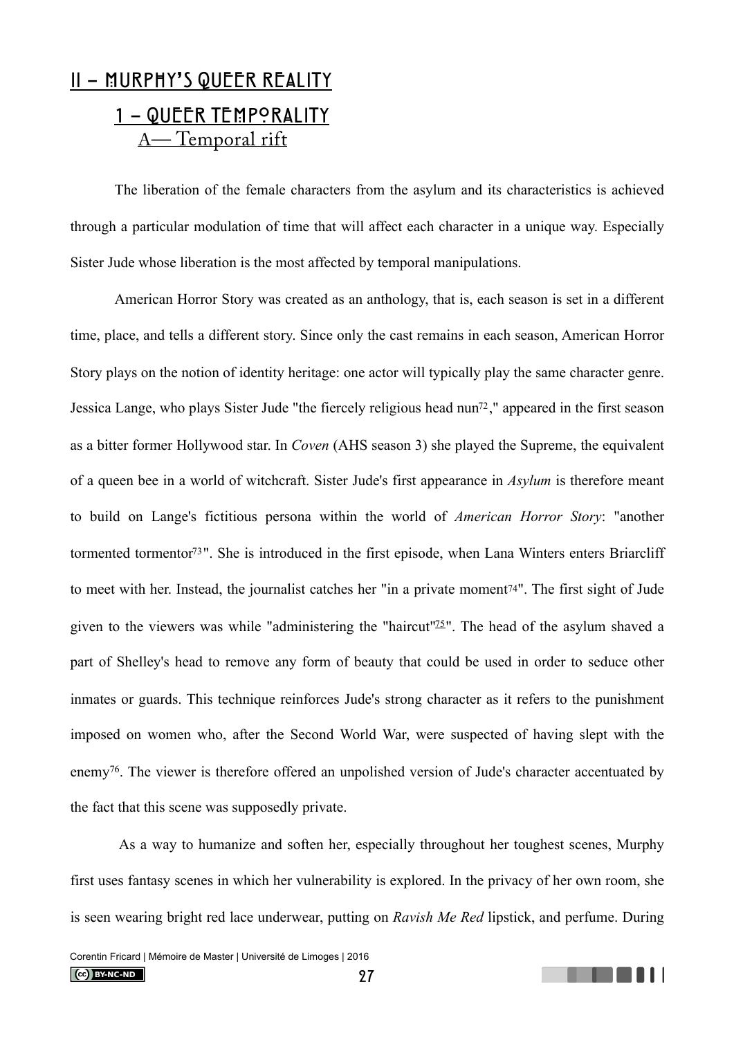# II – Murphy's Queer Reality

## 1 – Queer Temporality

### A— Temporal rift

The liberation of the female characters from the asylum and its characteristics is achieved through a particular modulation of time that will affect each character in a unique way. Especially Sister Jude whose liberation is the most affected by temporal manipulations.

American Horror Story was created as an anthology, that is, each season is set in a different time, place, and tells a different story. Since only the cast remains in each season, American Horror Story plays on the notion of identity heritage: one actor will typically play the same character genre. Jessica Lange, who plays Sister Jude "the fiercely religious head nun[72]," appeared in the first season as a bitter former Hollywood star. In *Coven* (AHS season 3) she played the Supreme, the equivalent of a queen bee in a world of witchcraft. Sister Jude's first appearance in *Asylum* is therefore meant to build on Lange's fictitious persona within the world of *American Horror Story*: "another tormented tormentor[73]". She is introduced in the first episode, when Lana Winters enters Briarcliff to meet with her. Instead, the journalist catches her "in a private moment[74]". The first sight of Jude given to the viewers was while "administering the "haircut"[75]". The head of the asylum shaved a part of Shelley's head to remove any form of beauty that could be used in order to seduce other inmates or guards. This technique reinforces Jude's strong character as it refers to the punishment imposed on women who, after the Second World War, were suspected of having slept with the enemy[76]. The viewer is therefore offered an unpolished version of Jude's character accentuated by the fact that this scene was supposedly private.

As a way to humanize and soften her, especially throughout her toughest scenes, Murphy first uses fantasy scenes in which her vulnerability is explored. In the privacy of her own room, she is seen wearing bright red lace underwear, putting on *Ravish Me Red* lipstick, and perfume. During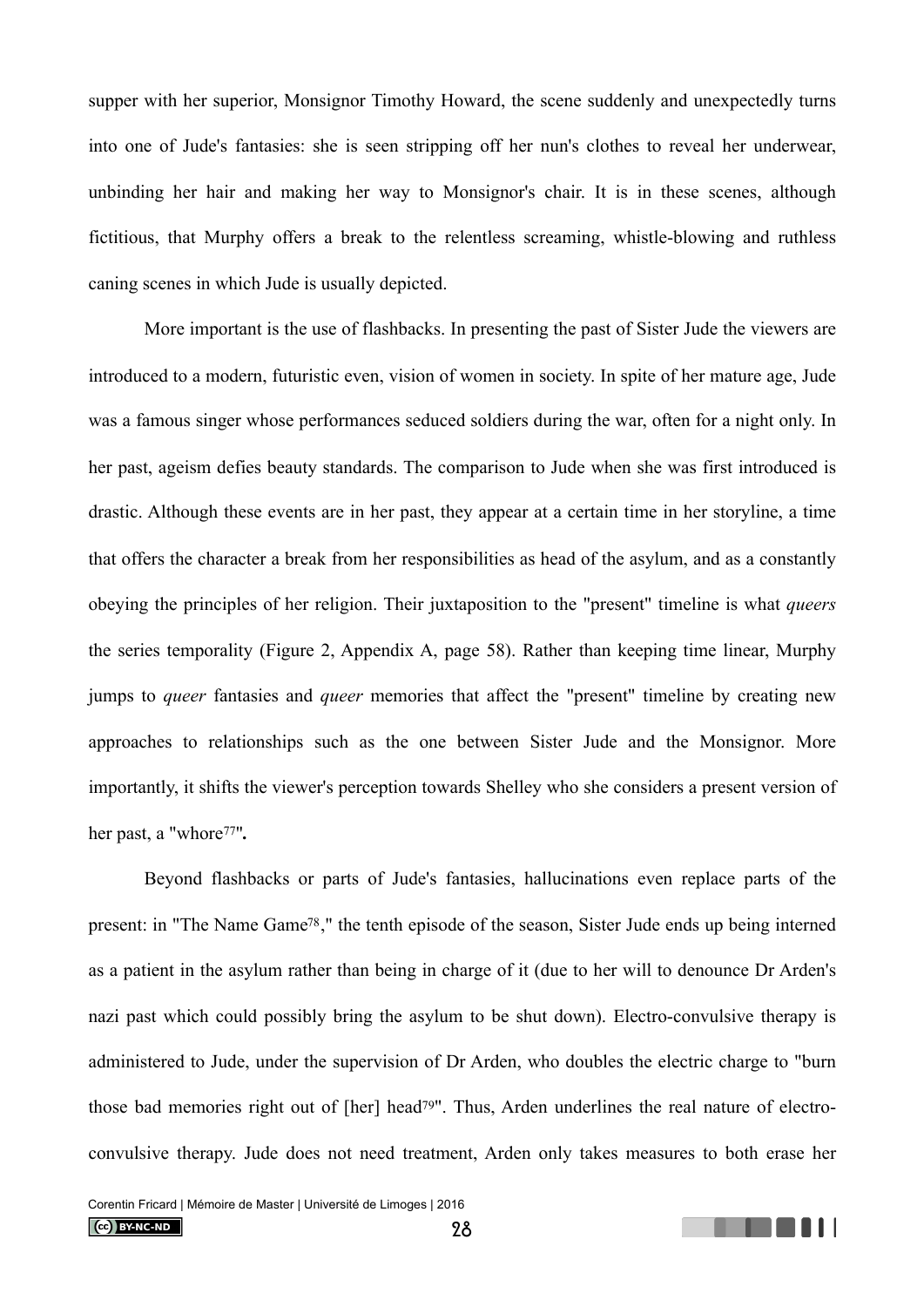supper with her superior, Monsignor Timothy Howard, the scene suddenly and unexpectedly turns into one of Jude's fantasies: she is seen stripping off her nun's clothes to reveal her underwear, unbinding her hair and making her way to Monsignor's chair. It is in these scenes, although fictitious, that Murphy offers a break to the relentless screaming, whistle-blowing and ruthless caning scenes in which Jude is usually depicted.

More important is the use of flashbacks. In presenting the past of Sister Jude the viewers are introduced to a modern, futuristic even, vision of women in society. In spite of her mature age, Jude was a famous singer whose performances seduced soldiers during the war, often for a night only. In her past, ageism defies beauty standards. The comparison to Jude when she was first introduced is drastic. Although these events are in her past, they appear at a certain time in her storyline, a time that offers the character a break from her responsibilities as head of the asylum, and as a constantly obeying the principles of her religion. Their juxtaposition to the "present" timeline is what *queers* the series temporality (Figure 2, Appendix A, page 58). Rather than keeping time linear, Murphy jumps to *queer* fantasies and *queer* memories that affect the "present" timeline by creating new approaches to relationships such as the one between Sister Jude and the Monsignor. More importantly, it shifts the viewer's perception towards Shelley who she considers a present version of her past, a "whore[77]"**.**

Beyond flashbacks or parts of Jude's fantasies, hallucinations even replace parts of the present: in "The Name Game[78]," the tenth episode of the season, Sister Jude ends up being interned as a patient in the asylum rather than being in charge of it (due to her will to denounce Dr Arden's nazi past which could possibly bring the asylum to be shut down). Electro-convulsive therapy is administered to Jude, under the supervision of Dr Arden, who doubles the electric charge to "burn those bad memories right out of [her] head[79]". Thus, Arden underlines the real nature of electro-convulsive therapy. Jude does not need treatment, Arden only takes measures to both erase her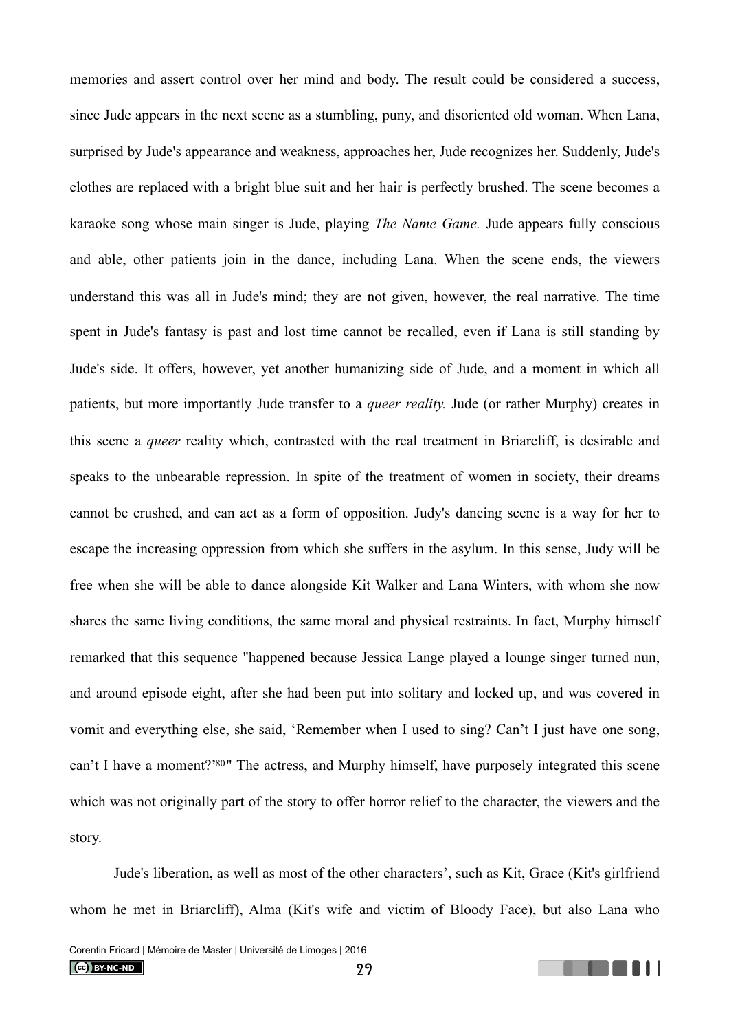memories and assert control over her mind and body. The result could be considered a success, since Jude appears in the next scene as a stumbling, puny, and disoriented old woman. When Lana, surprised by Jude's appearance and weakness, approaches her, Jude recognizes her. Suddenly, Jude's clothes are replaced with a bright blue suit and her hair is perfectly brushed. The scene becomes a karaoke song whose main singer is Jude, playing *The Name Game.* Jude appears fully conscious and able, other patients join in the dance, including Lana. When the scene ends, the viewers understand this was all in Jude's mind; they are not given, however, the real narrative. The time spent in Jude's fantasy is past and lost time cannot be recalled, even if Lana is still standing by Jude's side. It offers, however, yet another humanizing side of Jude, and a moment in which all patients, but more importantly Jude transfer to a *queer reality.* Jude (or rather Murphy) creates in this scene a *queer* reality which, contrasted with the real treatment in Briarcliff, is desirable and speaks to the unbearable repression. In spite of the treatment of women in society, their dreams cannot be crushed, and can act as a form of opposition. Judy's dancing scene is a way for her to escape the increasing oppression from which she suffers in the asylum. In this sense, Judy will be free when she will be able to dance alongside Kit Walker and Lana Winters, with whom she now shares the same living conditions, the same moral and physical restraints. In fact, Murphy himself remarked that this sequence "happened because Jessica Lange played a lounge singer turned nun, and around episode eight, after she had been put into solitary and locked up, and was covered in vomit and everything else, she said, 'Remember when I used to sing? Can't I just have one song, can't I have a moment?'[80]" The actress, and Murphy himself, have purposely integrated this scene which was not originally part of the story to offer horror relief to the character, the viewers and the story.

Jude's liberation, as well as most of the other characters', such as Kit, Grace (Kit's girlfriend whom he met in Briarcliff), Alma (Kit's wife and victim of Bloody Face), but also Lana who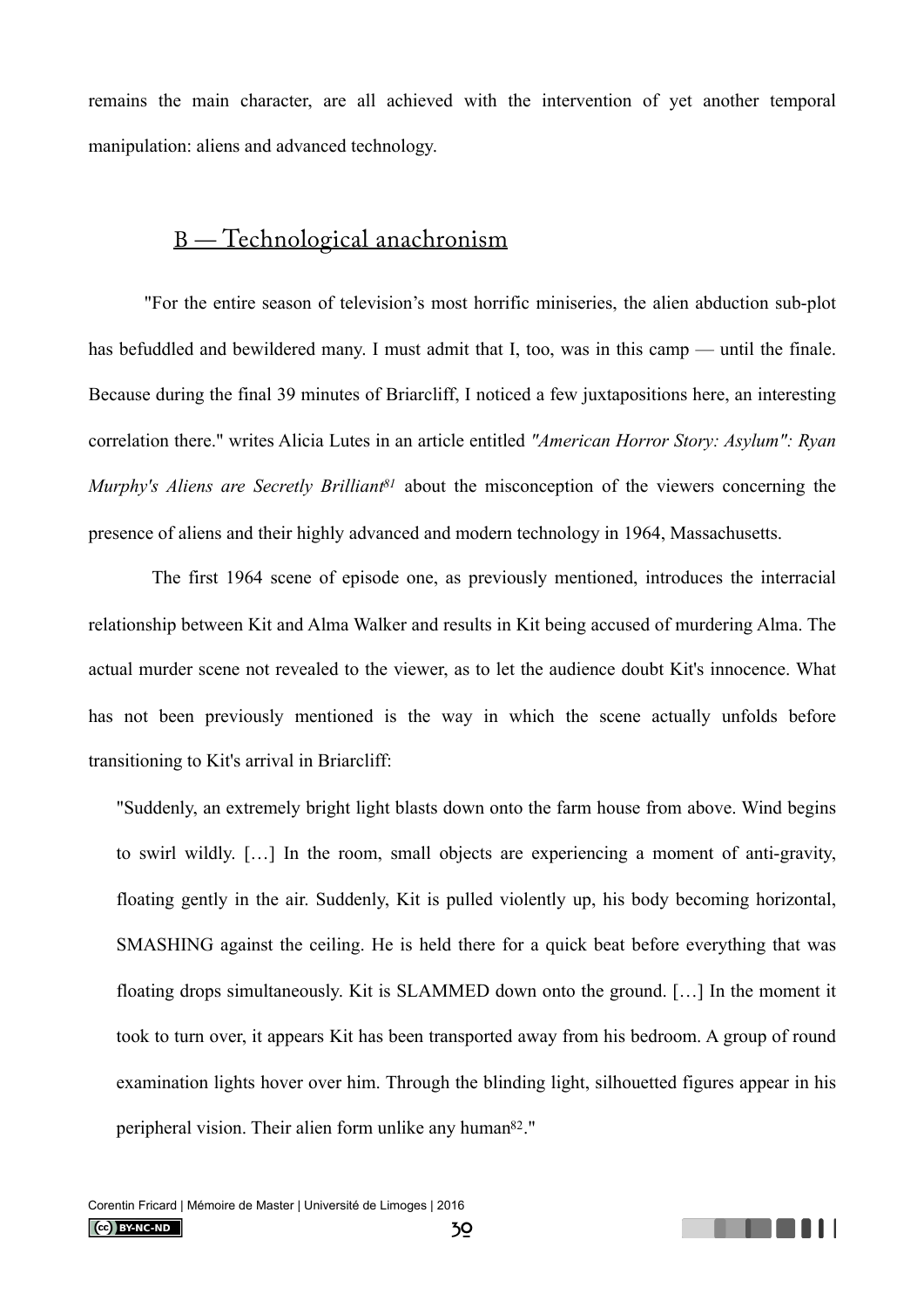remains the main character, are all achieved with the intervention of yet another temporal manipulation: aliens and advanced technology.

## B — Technological anachronism

"For the entire season of television's most horrific miniseries, the alien abduction sub-plot has befuddled and bewildered many. I must admit that I, too, was in this camp — until the finale. Because during the final 39 minutes of Briarcliff, I noticed a few juxtapositions here, an interesting correlation there." writes Alicia Lutes in an article entitled *"American Horror Story: Asylum": Ryan Murphy's Aliens are Secretly Brilliant*[81] about the misconception of the viewers concerning the presence of aliens and their highly advanced and modern technology in 1964, Massachusetts.

The first 1964 scene of episode one, as previously mentioned, introduces the interracial relationship between Kit and Alma Walker and results in Kit being accused of murdering Alma. The actual murder scene not revealed to the viewer, as to let the audience doubt Kit's innocence. What has not been previously mentioned is the way in which the scene actually unfolds before transitioning to Kit's arrival in Briarcliff:

> "Suddenly, an extremely bright light blasts down onto the farm house from above. Wind begins to swirl wildly. […] In the room, small objects are experiencing a moment of anti-gravity, floating gently in the air. Suddenly, Kit is pulled violently up, his body becoming horizontal, SMASHING against the ceiling. He is held there for a quick beat before everything that was floating drops simultaneously. Kit is SLAMMED down onto the ground. […] In the moment it took to turn over, it appears Kit has been transported away from his bedroom. A group of round examination lights hover over him. Through the blinding light, silhouetted figures appear in his peripheral vision. Their alien form unlike any human[82]."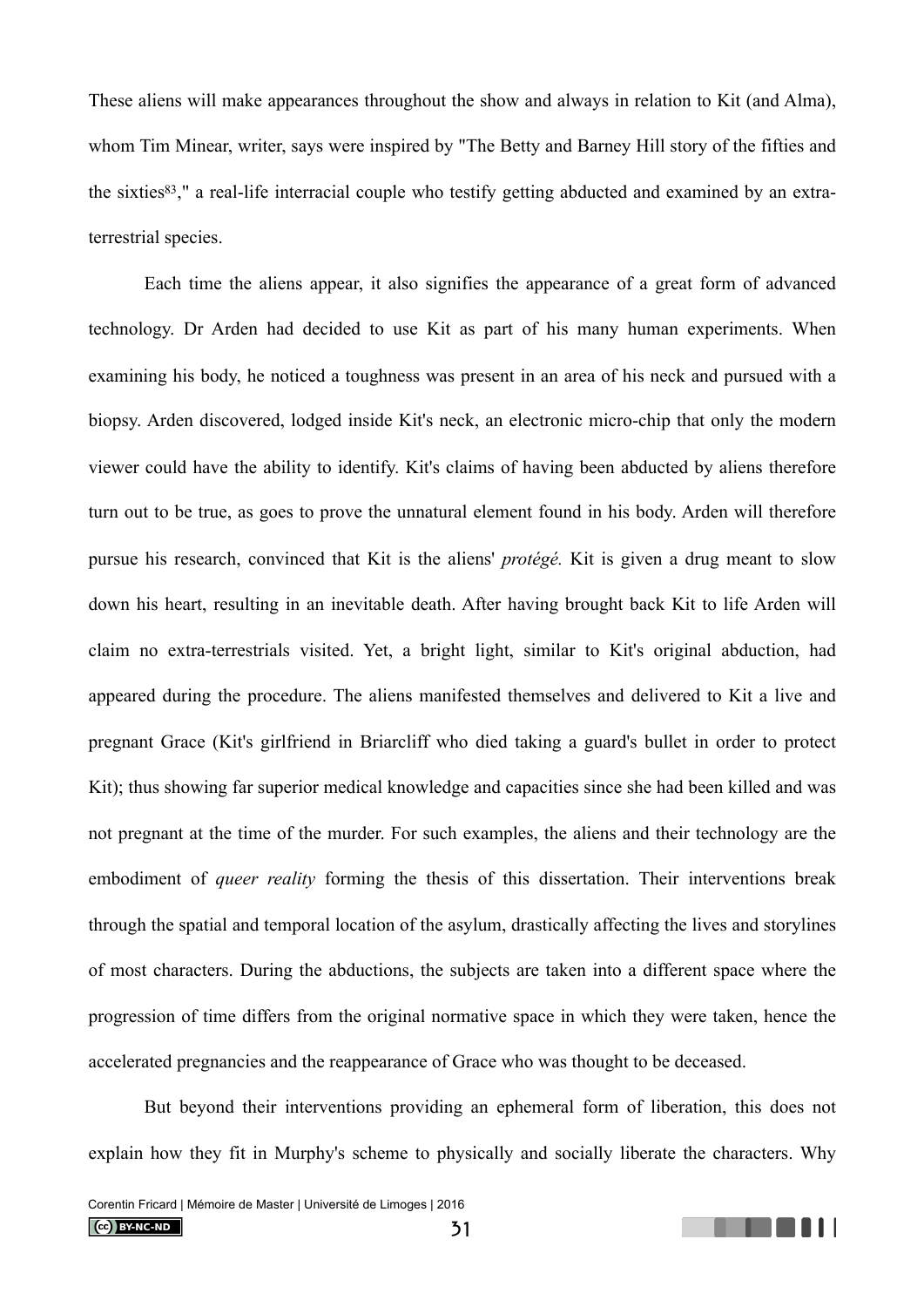These aliens will make appearances throughout the show and always in relation to Kit (and Alma), whom Tim Minear, writer, says were inspired by "The Betty and Barney Hill story of the fifties and the sixties[83]," a real-life interracial couple who testify getting abducted and examined by an extra-terrestrial species.

Each time the aliens appear, it also signifies the appearance of a great form of advanced technology. Dr Arden had decided to use Kit as part of his many human experiments. When examining his body, he noticed a toughness was present in an area of his neck and pursued with a biopsy. Arden discovered, lodged inside Kit's neck, an electronic micro-chip that only the modern viewer could have the ability to identify. Kit's claims of having been abducted by aliens therefore turn out to be true, as goes to prove the unnatural element found in his body. Arden will therefore pursue his research, convinced that Kit is the aliens' *protégé.* Kit is given a drug meant to slow down his heart, resulting in an inevitable death. After having brought back Kit to life Arden will claim no extra-terrestrials visited. Yet, a bright light, similar to Kit's original abduction, had appeared during the procedure. The aliens manifested themselves and delivered to Kit a live and pregnant Grace (Kit's girlfriend in Briarcliff who died taking a guard's bullet in order to protect Kit); thus showing far superior medical knowledge and capacities since she had been killed and was not pregnant at the time of the murder. For such examples, the aliens and their technology are the embodiment of *queer reality* forming the thesis of this dissertation. Their interventions break through the spatial and temporal location of the asylum, drastically affecting the lives and storylines of most characters. During the abductions, the subjects are taken into a different space where the progression of time differs from the original normative space in which they were taken, hence the accelerated pregnancies and the reappearance of Grace who was thought to be deceased.

But beyond their interventions providing an ephemeral form of liberation, this does not explain how they fit in Murphy's scheme to physically and socially liberate the characters. Why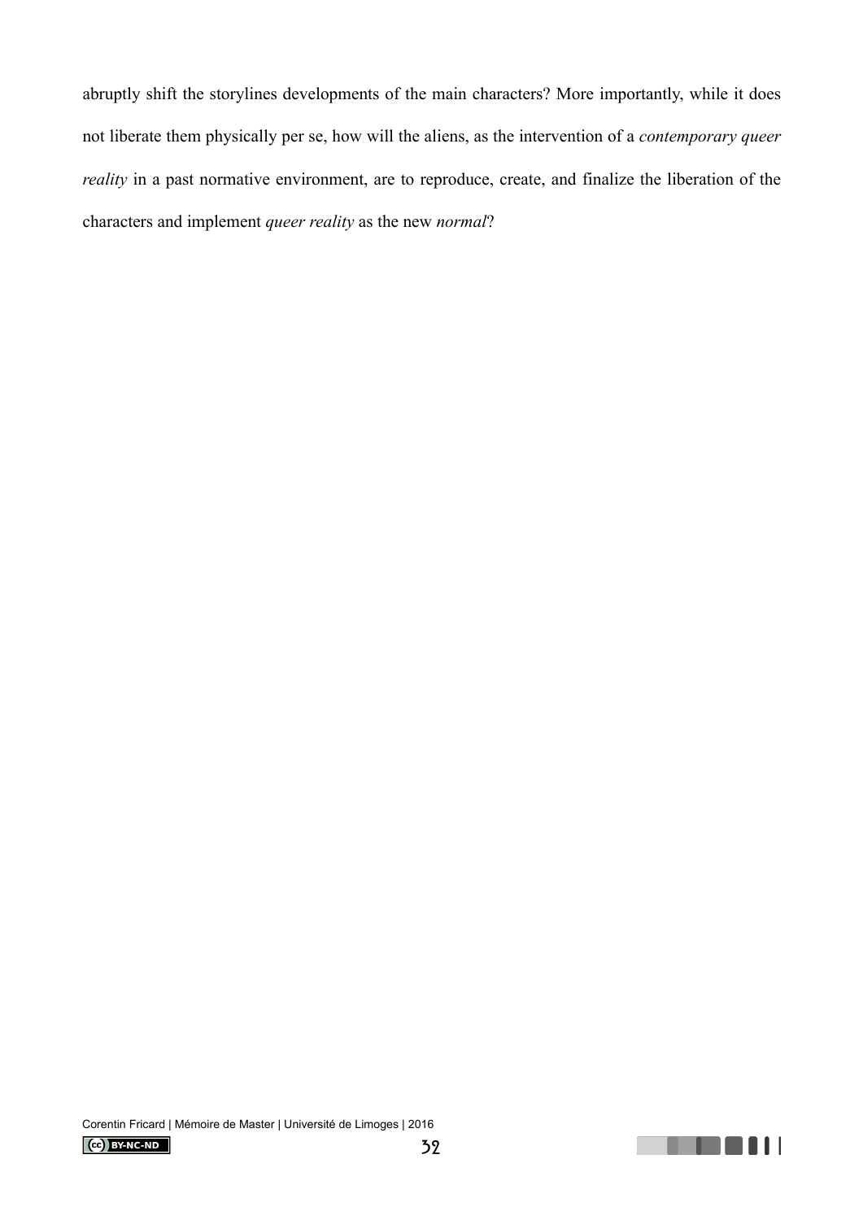abruptly shift the storylines developments of the main characters? More importantly, while it does not liberate them physically per se, how will the aliens, as the intervention of a *contemporary queer reality* in a past normative environment, are to reproduce, create, and finalize the liberation of the characters and implement *queer reality* as the new *normal*?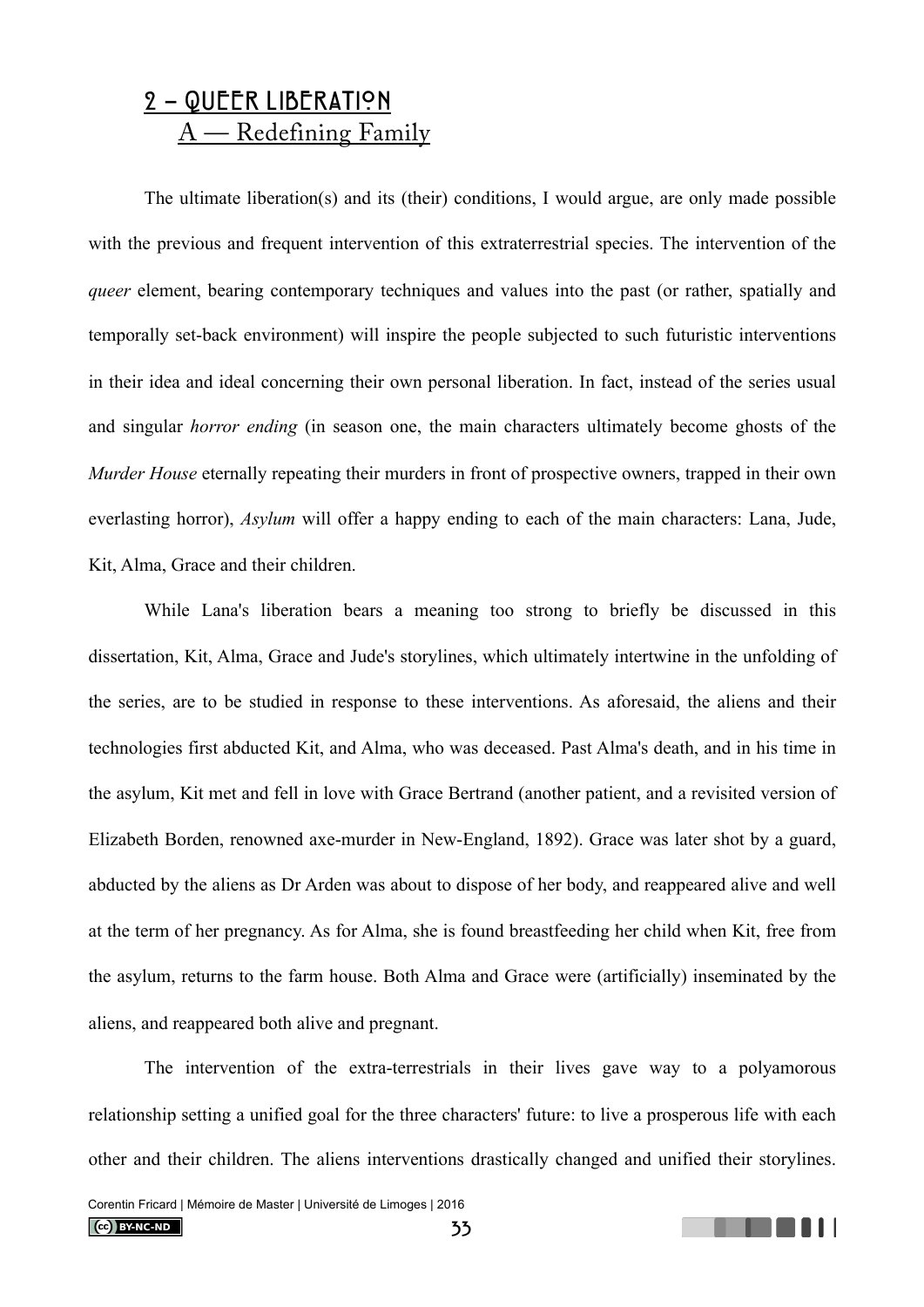## 2 – QUEER LIBERATION

### A — Redefining Family

The ultimate liberation(s) and its (their) conditions, I would argue, are only made possible with the previous and frequent intervention of this extraterrestrial species. The intervention of the *queer* element, bearing contemporary techniques and values into the past (or rather, spatially and temporally set-back environment) will inspire the people subjected to such futuristic interventions in their idea and ideal concerning their own personal liberation. In fact, instead of the series usual and singular *horror ending* (in season one, the main characters ultimately become ghosts of the *Murder House* eternally repeating their murders in front of prospective owners, trapped in their own everlasting horror), *Asylum* will offer a happy ending to each of the main characters: Lana, Jude, Kit, Alma, Grace and their children.

While Lana's liberation bears a meaning too strong to briefly be discussed in this dissertation, Kit, Alma, Grace and Jude's storylines, which ultimately intertwine in the unfolding of the series, are to be studied in response to these interventions. As aforesaid, the aliens and their technologies first abducted Kit, and Alma, who was deceased. Past Alma's death, and in his time in the asylum, Kit met and fell in love with Grace Bertrand (another patient, and a revisited version of Elizabeth Borden, renowned axe-murder in New-England, 1892). Grace was later shot by a guard, abducted by the aliens as Dr Arden was about to dispose of her body, and reappeared alive and well at the term of her pregnancy. As for Alma, she is found breastfeeding her child when Kit, free from the asylum, returns to the farm house. Both Alma and Grace were (artificially) inseminated by the aliens, and reappeared both alive and pregnant.

The intervention of the extra-terrestrials in their lives gave way to a polyamorous relationship setting a unified goal for the three characters' future: to live a prosperous life with each other and their children. The aliens interventions drastically changed and unified their storylines.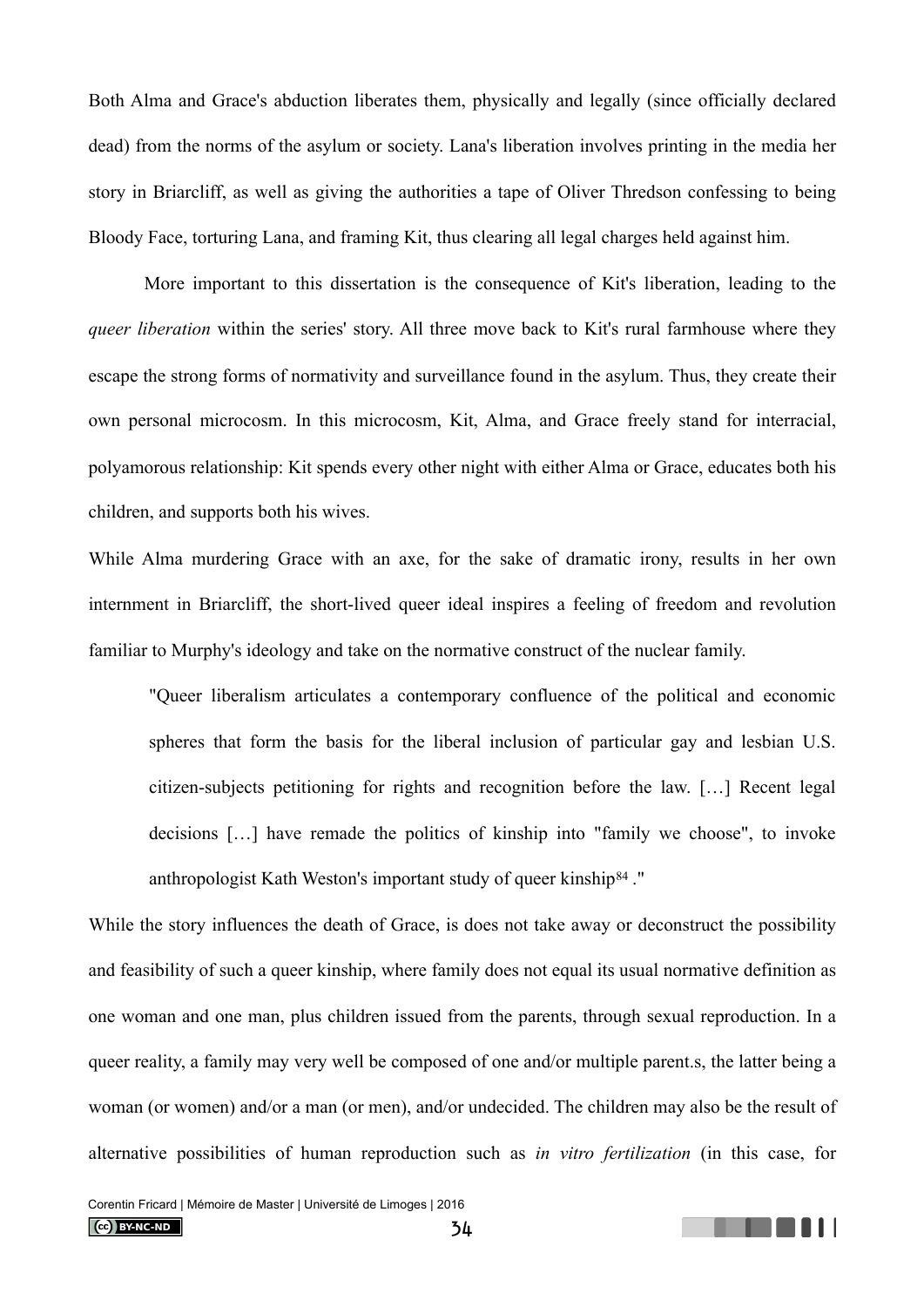Both Alma and Grace's abduction liberates them, physically and legally (since officially declared dead) from the norms of the asylum or society. Lana's liberation involves printing in the media her story in Briarcliff, as well as giving the authorities a tape of Oliver Thredson confessing to being Bloody Face, torturing Lana, and framing Kit, thus clearing all legal charges held against him.

More important to this dissertation is the consequence of Kit's liberation, leading to the *queer liberation* within the series' story. All three move back to Kit's rural farmhouse where they escape the strong forms of normativity and surveillance found in the asylum. Thus, they create their own personal microcosm. In this microcosm, Kit, Alma, and Grace freely stand for interracial, polyamorous relationship: Kit spends every other night with either Alma or Grace, educates both his children, and supports both his wives.

While Alma murdering Grace with an axe, for the sake of dramatic irony, results in her own internment in Briarcliff, the short-lived queer ideal inspires a feeling of freedom and revolution familiar to Murphy's ideology and take on the normative construct of the nuclear family.

> "Queer liberalism articulates a contemporary confluence of the political and economic spheres that form the basis for the liberal inclusion of particular gay and lesbian U.S. citizen-subjects petitioning for rights and recognition before the law. […] Recent legal decisions […] have remade the politics of kinship into "family we choose", to invoke anthropologist Kath Weston's important study of queer kinship[84] ."

While the story influences the death of Grace, is does not take away or deconstruct the possibility and feasibility of such a queer kinship, where family does not equal its usual normative definition as one woman and one man, plus children issued from the parents, through sexual reproduction. In a queer reality, a family may very well be composed of one and/or multiple parent.s, the latter being a woman (or women) and/or a man (or men), and/or undecided. The children may also be the result of alternative possibilities of human reproduction such as *in vitro fertilization* (in this case, for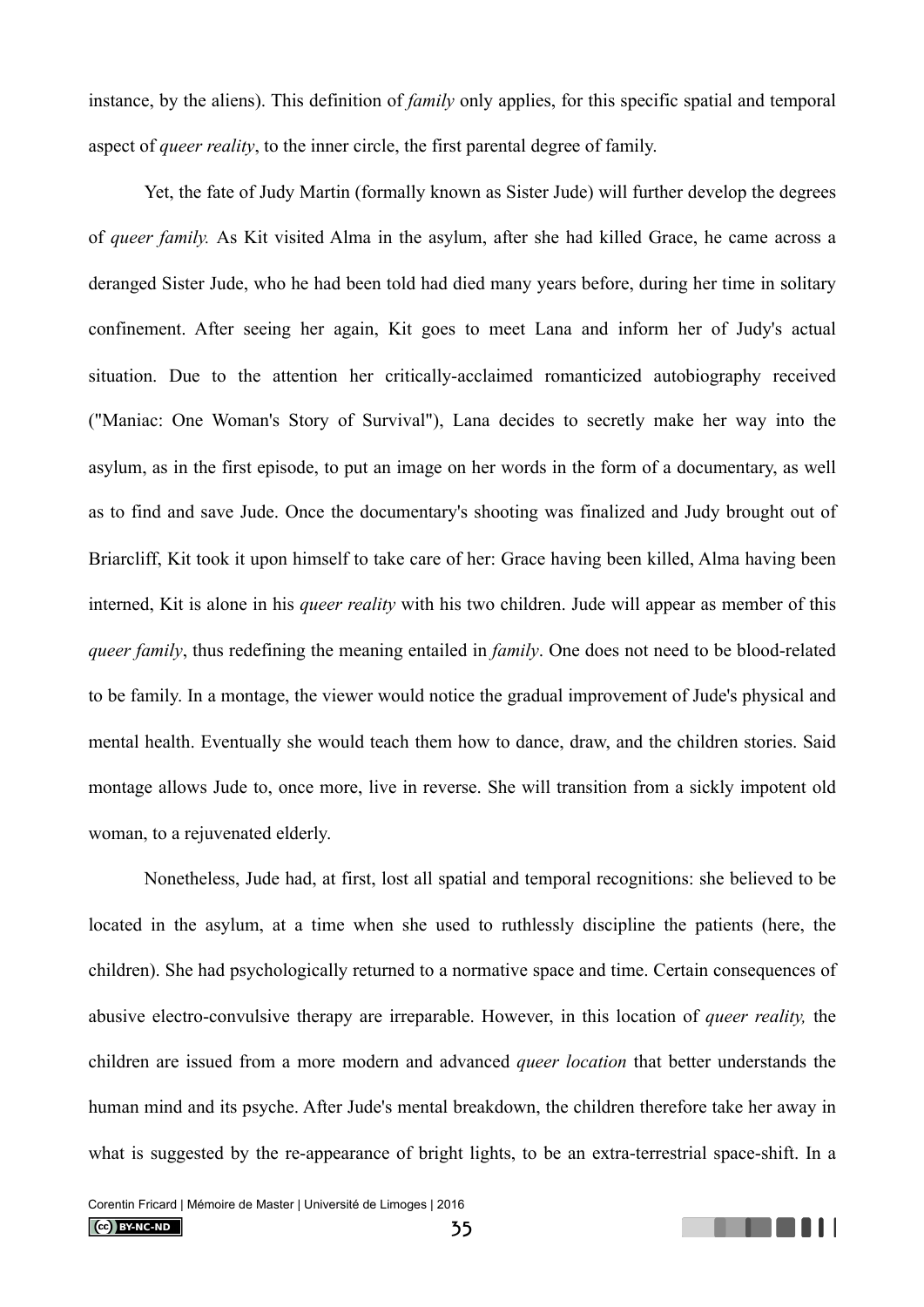instance, by the aliens). This definition of *family* only applies, for this specific spatial and temporal aspect of *queer reality*, to the inner circle, the first parental degree of family.

Yet, the fate of Judy Martin (formally known as Sister Jude) will further develop the degrees of *queer family.* As Kit visited Alma in the asylum, after she had killed Grace, he came across a deranged Sister Jude, who he had been told had died many years before, during her time in solitary confinement. After seeing her again, Kit goes to meet Lana and inform her of Judy's actual situation. Due to the attention her critically-acclaimed romanticized autobiography received ("Maniac: One Woman's Story of Survival"), Lana decides to secretly make her way into the asylum, as in the first episode, to put an image on her words in the form of a documentary, as well as to find and save Jude. Once the documentary's shooting was finalized and Judy brought out of Briarcliff, Kit took it upon himself to take care of her: Grace having been killed, Alma having been interned, Kit is alone in his *queer reality* with his two children. Jude will appear as member of this *queer family*, thus redefining the meaning entailed in *family*. One does not need to be blood-related to be family. In a montage, the viewer would notice the gradual improvement of Jude's physical and mental health. Eventually she would teach them how to dance, draw, and the children stories. Said montage allows Jude to, once more, live in reverse. She will transition from a sickly impotent old woman, to a rejuvenated elderly.

Nonetheless, Jude had, at first, lost all spatial and temporal recognitions: she believed to be located in the asylum, at a time when she used to ruthlessly discipline the patients (here, the children). She had psychologically returned to a normative space and time. Certain consequences of abusive electro-convulsive therapy are irreparable. However, in this location of *queer reality,* the children are issued from a more modern and advanced *queer location* that better understands the human mind and its psyche. After Jude's mental breakdown, the children therefore take her away in what is suggested by the re-appearance of bright lights, to be an extra-terrestrial space-shift. In a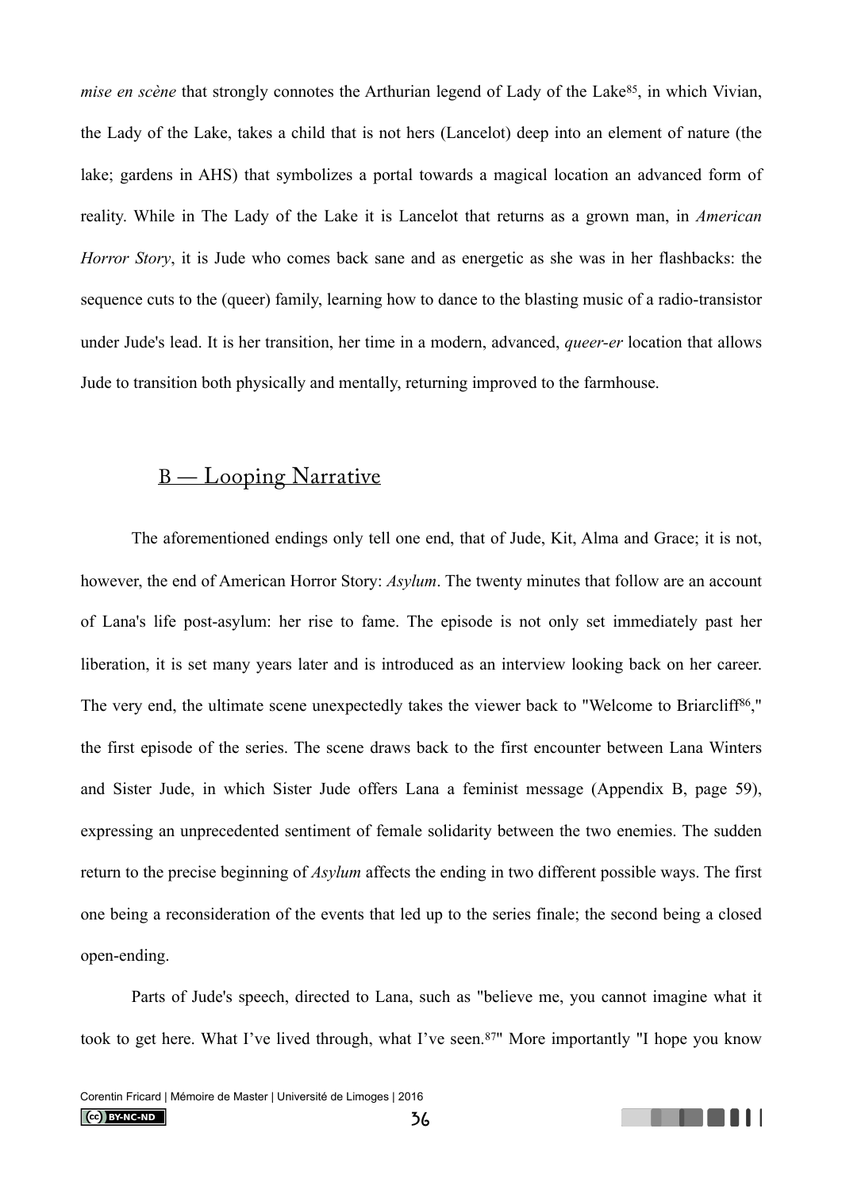*mise en scène* that strongly connotes the Arthurian legend of Lady of the Lake[85], in which Vivian, the Lady of the Lake, takes a child that is not hers (Lancelot) deep into an element of nature (the lake; gardens in AHS) that symbolizes a portal towards a magical location an advanced form of reality. While in The Lady of the Lake it is Lancelot that returns as a grown man, in *American Horror Story*, it is Jude who comes back sane and as energetic as she was in her flashbacks: the sequence cuts to the (queer) family, learning how to dance to the blasting music of a radio-transistor under Jude's lead. It is her transition, her time in a modern, advanced, *queer-er* location that allows Jude to transition both physically and mentally, returning improved to the farmhouse.

## B — Looping Narrative

The aforementioned endings only tell one end, that of Jude, Kit, Alma and Grace; it is not, however, the end of American Horror Story: *Asylum*. The twenty minutes that follow are an account of Lana's life post-asylum: her rise to fame. The episode is not only set immediately past her liberation, it is set many years later and is introduced as an interview looking back on her career. The very end, the ultimate scene unexpectedly takes the viewer back to "Welcome to Briarcliff[86]," the first episode of the series. The scene draws back to the first encounter between Lana Winters and Sister Jude, in which Sister Jude offers Lana a feminist message (Appendix B, page 59), expressing an unprecedented sentiment of female solidarity between the two enemies. The sudden return to the precise beginning of *Asylum* affects the ending in two different possible ways. The first one being a reconsideration of the events that led up to the series finale; the second being a closed open-ending.

Parts of Jude's speech, directed to Lana, such as "believe me, you cannot imagine what it took to get here. What I've lived through, what I've seen.[87]" More importantly "I hope you know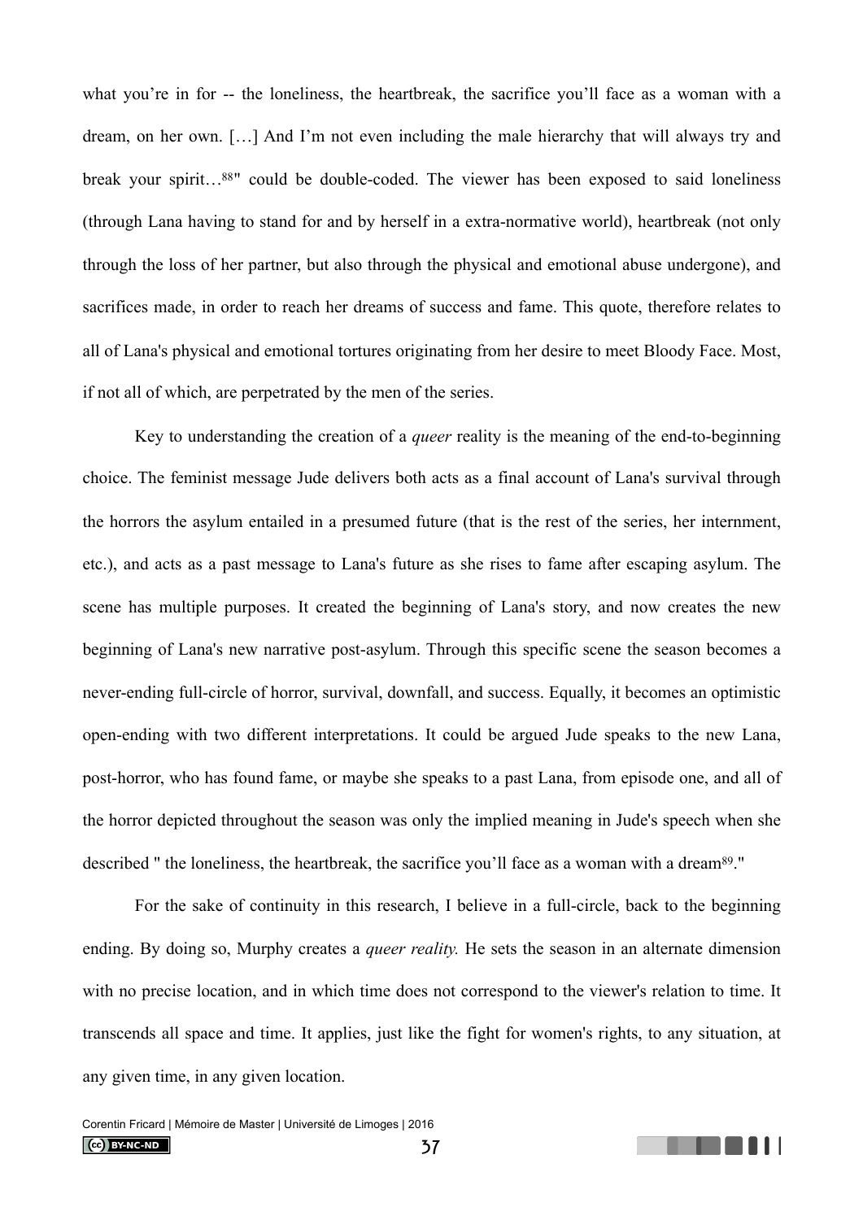what you're in for -- the loneliness, the heartbreak, the sacrifice you'll face as a woman with a dream, on her own. […] And I'm not even including the male hierarchy that will always try and break your spirit…[88]" could be double-coded. The viewer has been exposed to said loneliness (through Lana having to stand for and by herself in a extra-normative world), heartbreak (not only through the loss of her partner, but also through the physical and emotional abuse undergone), and sacrifices made, in order to reach her dreams of success and fame. This quote, therefore relates to all of Lana's physical and emotional tortures originating from her desire to meet Bloody Face. Most, if not all of which, are perpetrated by the men of the series.

Key to understanding the creation of a *queer* reality is the meaning of the end-to-beginning choice. The feminist message Jude delivers both acts as a final account of Lana's survival through the horrors the asylum entailed in a presumed future (that is the rest of the series, her internment, etc.), and acts as a past message to Lana's future as she rises to fame after escaping asylum. The scene has multiple purposes. It created the beginning of Lana's story, and now creates the new beginning of Lana's new narrative post-asylum. Through this specific scene the season becomes a never-ending full-circle of horror, survival, downfall, and success. Equally, it becomes an optimistic open-ending with two different interpretations. It could be argued Jude speaks to the new Lana, post-horror, who has found fame, or maybe she speaks to a past Lana, from episode one, and all of the horror depicted throughout the season was only the implied meaning in Jude's speech when she described " the loneliness, the heartbreak, the sacrifice you'll face as a woman with a dream[89]."

For the sake of continuity in this research, I believe in a full-circle, back to the beginning ending. By doing so, Murphy creates a *queer reality.* He sets the season in an alternate dimension with no precise location, and in which time does not correspond to the viewer's relation to time. It transcends all space and time. It applies, just like the fight for women's rights, to any situation, at any given time, in any given location.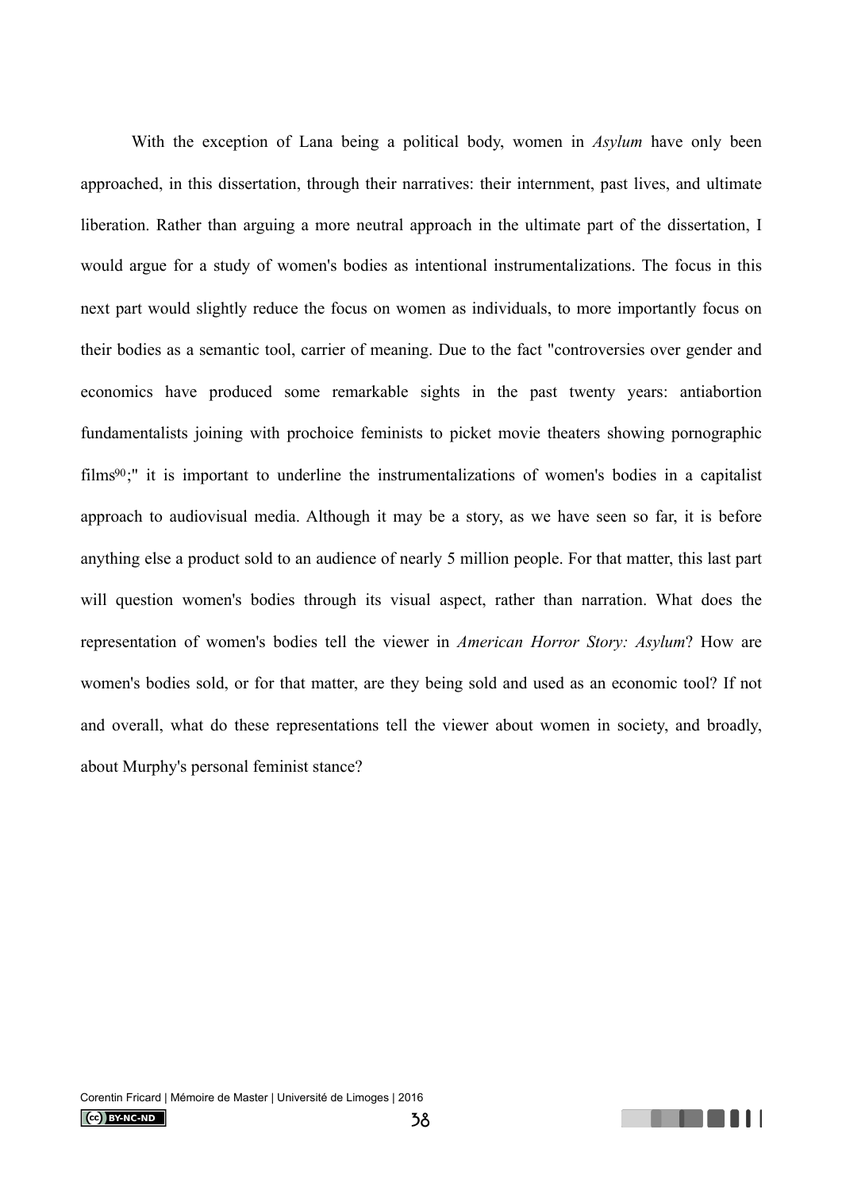With the exception of Lana being a political body, women in *Asylum* have only been approached, in this dissertation, through their narratives: their internment, past lives, and ultimate liberation. Rather than arguing a more neutral approach in the ultimate part of the dissertation, I would argue for a study of women's bodies as intentional instrumentalizations. The focus in this next part would slightly reduce the focus on women as individuals, to more importantly focus on their bodies as a semantic tool, carrier of meaning. Due to the fact "controversies over gender and economics have produced some remarkable sights in the past twenty years: antiabortion fundamentalists joining with prochoice feminists to picket movie theaters showing pornographic films[90];" it is important to underline the instrumentalizations of women's bodies in a capitalist approach to audiovisual media. Although it may be a story, as we have seen so far, it is before anything else a product sold to an audience of nearly 5 million people. For that matter, this last part will question women's bodies through its visual aspect, rather than narration. What does the representation of women's bodies tell the viewer in *American Horror Story: Asylum*? How are women's bodies sold, or for that matter, are they being sold and used as an economic tool? If not and overall, what do these representations tell the viewer about women in society, and broadly, about Murphy's personal feminist stance?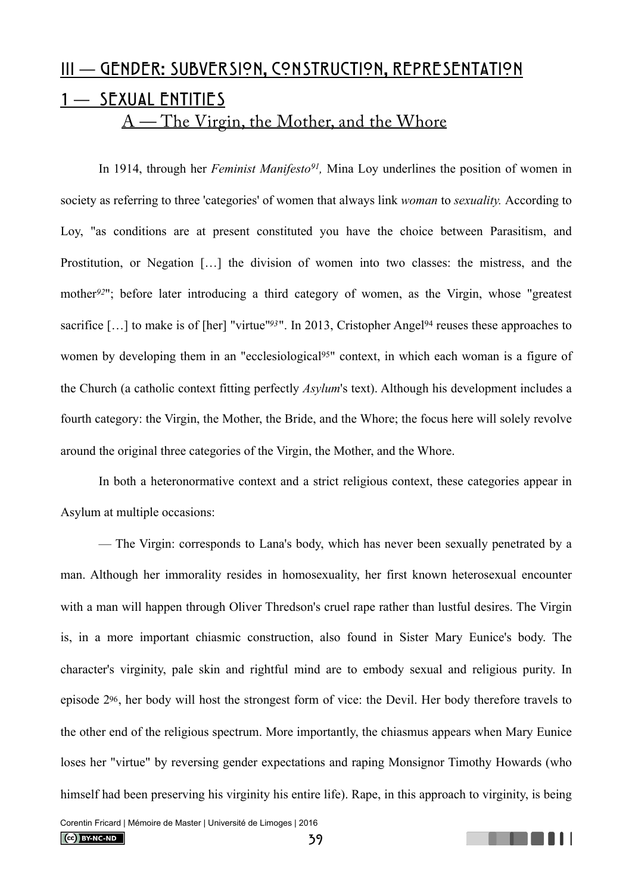# III — GENDER: SUBVERSION, CONSTRUCTION, REPRESENTATION

## 1 — SEXUAL ENTITIES

### A — The Virgin, the Mother, and the Whore

In 1914, through her *Feminist Manifesto*[91], Mina Loy underlines the position of women in society as referring to three 'categories' of women that always link *woman* to *sexuality.* According to Loy, "as conditions are at present constituted you have the choice between Parasitism, and Prostitution, or Negation […] the division of women into two classes: the mistress, and the mother[92]"; before later introducing a third category of women, as the Virgin, whose "greatest sacrifice […] to make is of [her] "virtue"[93]". In 2013, Cristopher Angel[94] reuses these approaches to women by developing them in an "ecclesiological[95]" context, in which each woman is a figure of the Church (a catholic context fitting perfectly *Asylum*'s text). Although his development includes a fourth category: the Virgin, the Mother, the Bride, and the Whore; the focus here will solely revolve around the original three categories of the Virgin, the Mother, and the Whore.

In both a heteronormative context and a strict religious context, these categories appear in Asylum at multiple occasions:

— The Virgin: corresponds to Lana's body, which has never been sexually penetrated by a man. Although her immorality resides in homosexuality, her first known heterosexual encounter with a man will happen through Oliver Thredson's cruel rape rather than lustful desires. The Virgin is, in a more important chiasmic construction, also found in Sister Mary Eunice's body. The character's virginity, pale skin and rightful mind are to embody sexual and religious purity. In episode 2[96], her body will host the strongest form of vice: the Devil. Her body therefore travels to the other end of the religious spectrum. More importantly, the chiasmus appears when Mary Eunice loses her "virtue" by reversing gender expectations and raping Monsignor Timothy Howards (who himself had been preserving his virginity his entire life). Rape, in this approach to virginity, is being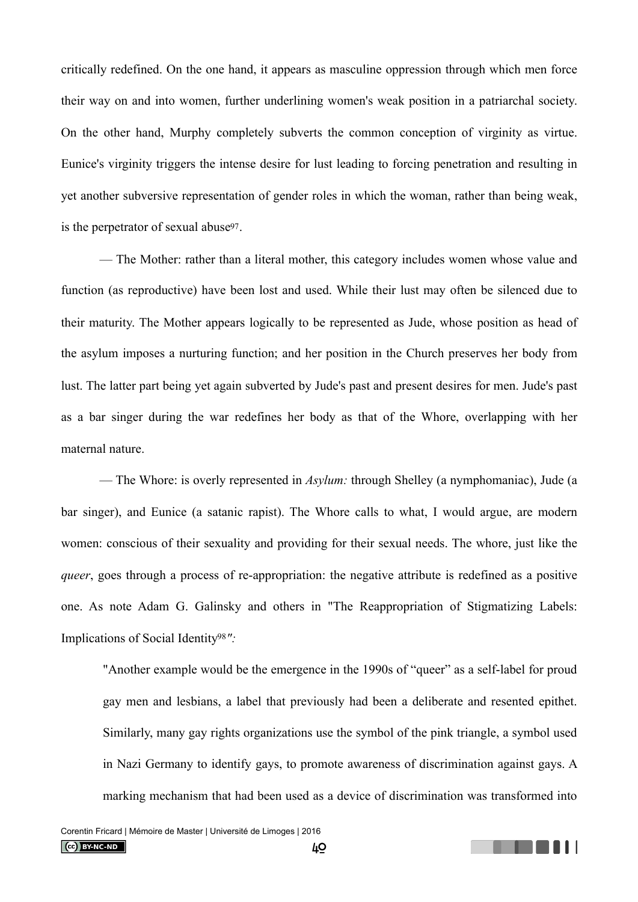critically redefined. On the one hand, it appears as masculine oppression through which men force their way on and into women, further underlining women's weak position in a patriarchal society. On the other hand, Murphy completely subverts the common conception of virginity as virtue. Eunice's virginity triggers the intense desire for lust leading to forcing penetration and resulting in yet another subversive representation of gender roles in which the woman, rather than being weak, is the perpetrator of sexual abuse[97].

— The Mother: rather than a literal mother, this category includes women whose value and function (as reproductive) have been lost and used. While their lust may often be silenced due to their maturity. The Mother appears logically to be represented as Jude, whose position as head of the asylum imposes a nurturing function; and her position in the Church preserves her body from lust. The latter part being yet again subverted by Jude's past and present desires for men. Jude's past as a bar singer during the war redefines her body as that of the Whore, overlapping with her maternal nature.

— The Whore: is overly represented in *Asylum:* through Shelley (a nymphomaniac), Jude (a bar singer), and Eunice (a satanic rapist). The Whore calls to what, I would argue, are modern women: conscious of their sexuality and providing for their sexual needs. The whore, just like the *queer*, goes through a process of re-appropriation: the negative attribute is redefined as a positive one. As note Adam G. Galinsky and others in "The Reappropriation of Stigmatizing Labels: Implications of Social Identity[98]*":*

> "Another example would be the emergence in the 1990s of "queer" as a self-label for proud gay men and lesbians, a label that previously had been a deliberate and resented epithet. Similarly, many gay rights organizations use the symbol of the pink triangle, a symbol used in Nazi Germany to identify gays, to promote awareness of discrimination against gays. A marking mechanism that had been used as a device of discrimination was transformed into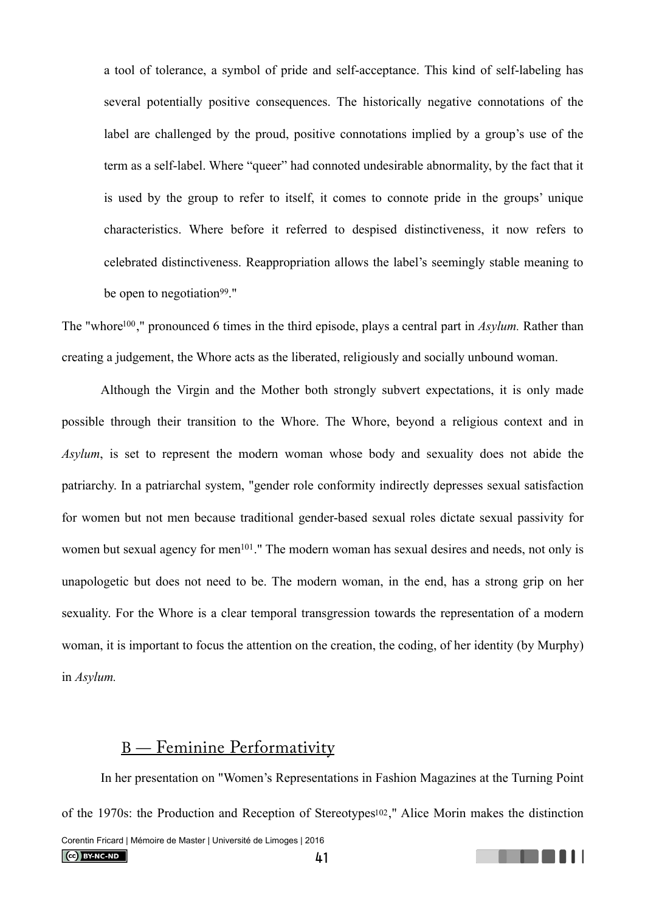a tool of tolerance, a symbol of pride and self-acceptance. This kind of self-labeling has several potentially positive consequences. The historically negative connotations of the label are challenged by the proud, positive connotations implied by a group's use of the term as a self-label. Where "queer" had connoted undesirable abnormality, by the fact that it is used by the group to refer to itself, it comes to connote pride in the groups' unique characteristics. Where before it referred to despised distinctiveness, it now refers to celebrated distinctiveness. Reappropriation allows the label's seemingly stable meaning to be open to negotiation[99]."

The "whore[100]," pronounced 6 times in the third episode, plays a central part in *Asylum.* Rather than creating a judgement, the Whore acts as the liberated, religiously and socially unbound woman.

Although the Virgin and the Mother both strongly subvert expectations, it is only made possible through their transition to the Whore. The Whore, beyond a religious context and in *Asylum*, is set to represent the modern woman whose body and sexuality does not abide the patriarchy. In a patriarchal system, "gender role conformity indirectly depresses sexual satisfaction for women but not men because traditional gender-based sexual roles dictate sexual passivity for women but sexual agency for men[101]." The modern woman has sexual desires and needs, not only is unapologetic but does not need to be. The modern woman, in the end, has a strong grip on her sexuality. For the Whore is a clear temporal transgression towards the representation of a modern woman, it is important to focus the attention on the creation, the coding, of her identity (by Murphy) in *Asylum.*

## B — Feminine Performativity

In her presentation on "Women's Representations in Fashion Magazines at the Turning Point of the 1970s: the Production and Reception of Stereotypes[102]," Alice Morin makes the distinction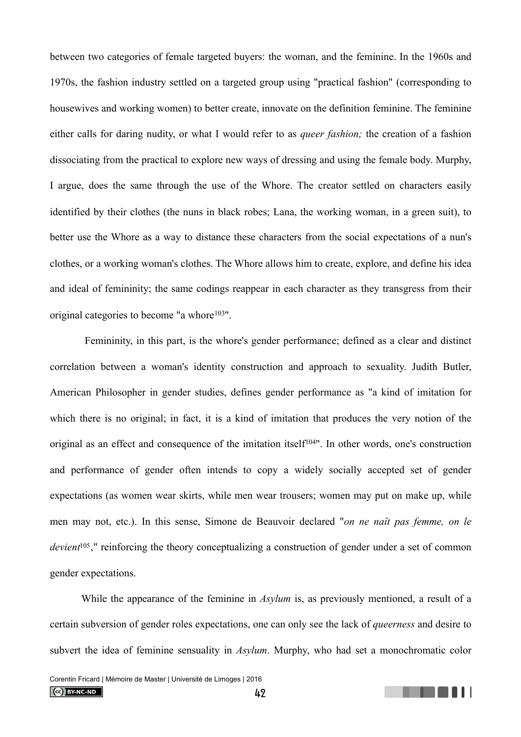between two categories of female targeted buyers: the woman, and the feminine. In the 1960s and 1970s, the fashion industry settled on a targeted group using "practical fashion" (corresponding to housewives and working women) to better create, innovate on the definition feminine. The feminine either calls for daring nudity, or what I would refer to as *queer fashion;* the creation of a fashion dissociating from the practical to explore new ways of dressing and using the female body. Murphy, I argue, does the same through the use of the Whore. The creator settled on characters easily identified by their clothes (the nuns in black robes; Lana, the working woman, in a green suit), to better use the Whore as a way to distance these characters from the social expectations of a nun's clothes, or a working woman's clothes. The Whore allows him to create, explore, and define his idea and ideal of femininity; the same codings reappear in each character as they transgress from their original categories to become "a whore[103]".

Femininity, in this part, is the whore's gender performance; defined as a clear and distinct correlation between a woman's identity construction and approach to sexuality. Judith Butler, American Philosopher in gender studies, defines gender performance as "a kind of imitation for which there is no original; in fact, it is a kind of imitation that produces the very notion of the original as an effect and consequence of the imitation itself[104]". In other words, one's construction and performance of gender often intends to copy a widely socially accepted set of gender expectations (as women wear skirts, while men wear trousers; women may put on make up, while men may not, etc.). In this sense, Simone de Beauvoir declared "*on ne naît pas femme, on le devient*[105]," reinforcing the theory conceptualizing a construction of gender under a set of common gender expectations.

While the appearance of the feminine in *Asylum* is, as previously mentioned, a result of a certain subversion of gender roles expectations, one can only see the lack of *queerness* and desire to subvert the idea of feminine sensuality in *Asylum*. Murphy, who had set a monochromatic color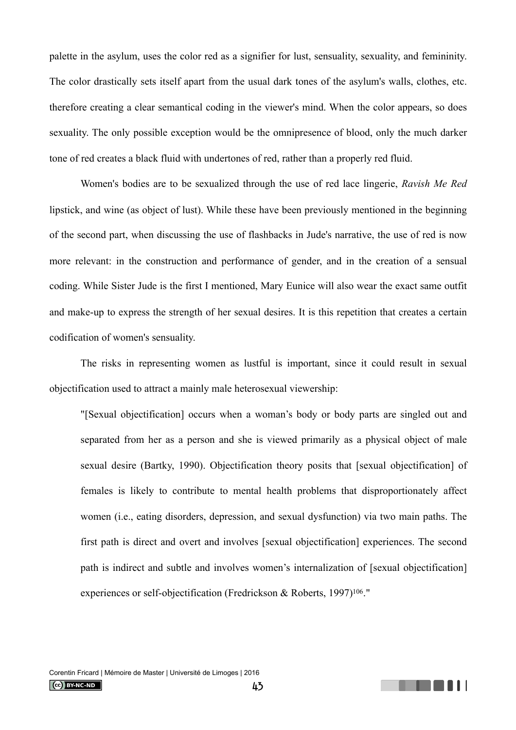palette in the asylum, uses the color red as a signifier for lust, sensuality, sexuality, and femininity. The color drastically sets itself apart from the usual dark tones of the asylum's walls, clothes, etc. therefore creating a clear semantical coding in the viewer's mind. When the color appears, so does sexuality. The only possible exception would be the omnipresence of blood, only the much darker tone of red creates a black fluid with undertones of red, rather than a properly red fluid.

Women's bodies are to be sexualized through the use of red lace lingerie, *Ravish Me Red* lipstick, and wine (as object of lust). While these have been previously mentioned in the beginning of the second part, when discussing the use of flashbacks in Jude's narrative, the use of red is now more relevant: in the construction and performance of gender, and in the creation of a sensual coding. While Sister Jude is the first I mentioned, Mary Eunice will also wear the exact same outfit and make-up to express the strength of her sexual desires. It is this repetition that creates a certain codification of women's sensuality.

The risks in representing women as lustful is important, since it could result in sexual objectification used to attract a mainly male heterosexual viewership:

> "[Sexual objectification] occurs when a woman's body or body parts are singled out and separated from her as a person and she is viewed primarily as a physical object of male sexual desire (Bartky, 1990). Objectification theory posits that [sexual objectification] of females is likely to contribute to mental health problems that disproportionately affect women (i.e., eating disorders, depression, and sexual dysfunction) via two main paths. The first path is direct and overt and involves [sexual objectification] experiences. The second path is indirect and subtle and involves women's internalization of [sexual objectification] experiences or self-objectification (Fredrickson & Roberts, 1997)[106]."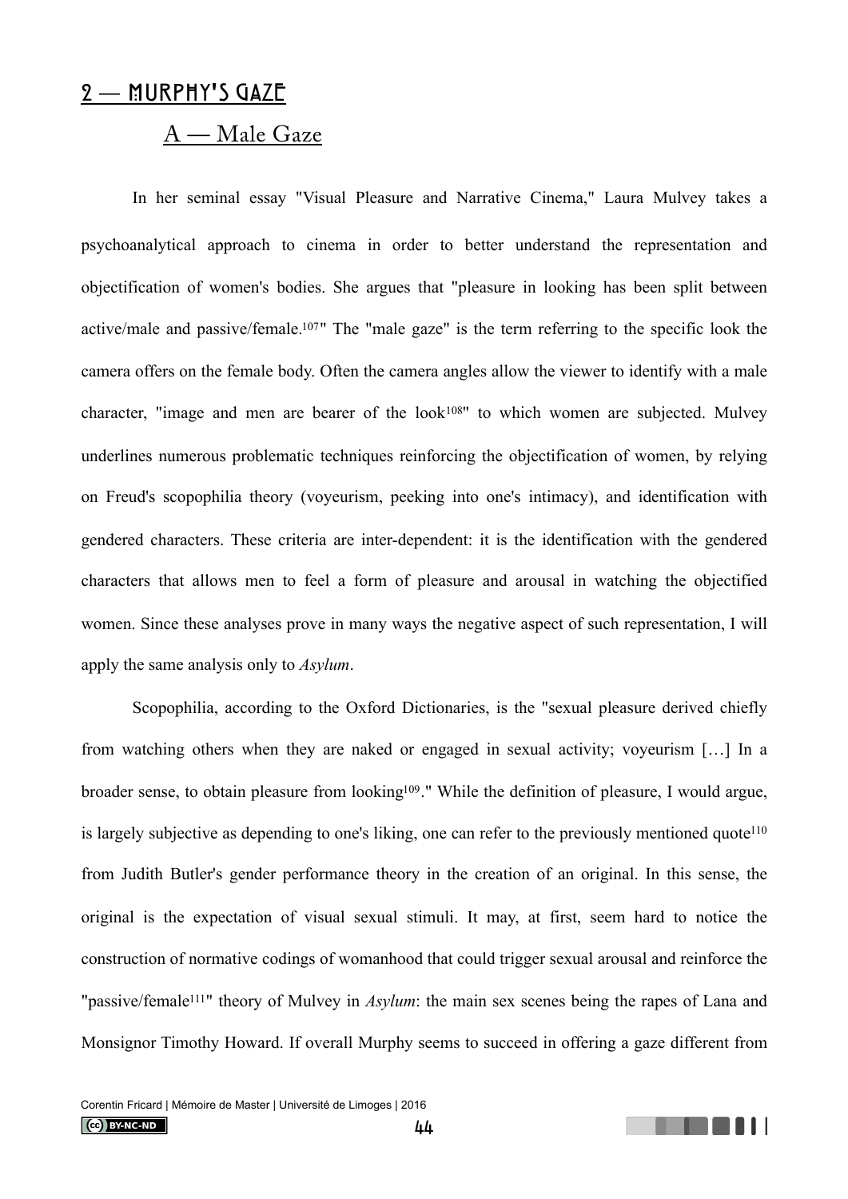## 2 — MURPHY'S GAZE

### A — Male Gaze

In her seminal essay "Visual Pleasure and Narrative Cinema," Laura Mulvey takes a psychoanalytical approach to cinema in order to better understand the representation and objectification of women's bodies. She argues that "pleasure in looking has been split between active/male and passive/female.[107]" The "male gaze" is the term referring to the specific look the camera offers on the female body. Often the camera angles allow the viewer to identify with a male character, "image and men are bearer of the look[108]" to which women are subjected. Mulvey underlines numerous problematic techniques reinforcing the objectification of women, by relying on Freud's scopophilia theory (voyeurism, peeking into one's intimacy), and identification with gendered characters. These criteria are inter-dependent: it is the identification with the gendered characters that allows men to feel a form of pleasure and arousal in watching the objectified women. Since these analyses prove in many ways the negative aspect of such representation, I will apply the same analysis only to *Asylum*.

Scopophilia, according to the Oxford Dictionaries, is the "sexual pleasure derived chiefly from watching others when they are naked or engaged in sexual activity; voyeurism […] In a broader sense, to obtain pleasure from looking[109]." While the definition of pleasure, I would argue, is largely subjective as depending to one's liking, one can refer to the previously mentioned quote[110] from Judith Butler's gender performance theory in the creation of an original. In this sense, the original is the expectation of visual sexual stimuli. It may, at first, seem hard to notice the construction of normative codings of womanhood that could trigger sexual arousal and reinforce the "passive/female[111]" theory of Mulvey in *Asylum*: the main sex scenes being the rapes of Lana and Monsignor Timothy Howard. If overall Murphy seems to succeed in offering a gaze different from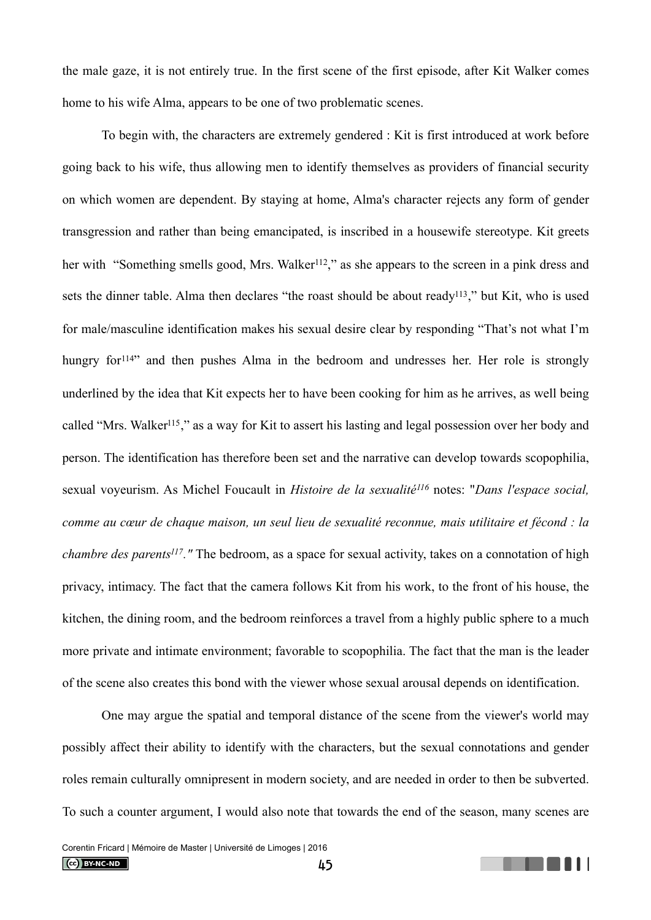the male gaze, it is not entirely true. In the first scene of the first episode, after Kit Walker comes home to his wife Alma, appears to be one of two problematic scenes.

To begin with, the characters are extremely gendered : Kit is first introduced at work before going back to his wife, thus allowing men to identify themselves as providers of financial security on which women are dependent. By staying at home, Alma's character rejects any form of gender transgression and rather than being emancipated, is inscribed in a housewife stereotype. Kit greets her with "Something smells good, Mrs. Walker[112]," as she appears to the screen in a pink dress and sets the dinner table. Alma then declares "the roast should be about ready[113]," but Kit, who is used for male/masculine identification makes his sexual desire clear by responding "That's not what I'm hungry for[114]" and then pushes Alma in the bedroom and undresses her. Her role is strongly underlined by the idea that Kit expects her to have been cooking for him as he arrives, as well being called "Mrs. Walker[115]," as a way for Kit to assert his lasting and legal possession over her body and person. The identification has therefore been set and the narrative can develop towards scopophilia, sexual voyeurism. As Michel Foucault in *Histoire de la sexualité*[116] notes: "*Dans l'espace social, comme au cœur de chaque maison, un seul lieu de sexualité reconnue, mais utilitaire et fécond : la chambre des parents*[117]*.*" The bedroom, as a space for sexual activity, takes on a connotation of high privacy, intimacy. The fact that the camera follows Kit from his work, to the front of his house, the kitchen, the dining room, and the bedroom reinforces a travel from a highly public sphere to a much more private and intimate environment; favorable to scopophilia. The fact that the man is the leader of the scene also creates this bond with the viewer whose sexual arousal depends on identification.

One may argue the spatial and temporal distance of the scene from the viewer's world may possibly affect their ability to identify with the characters, but the sexual connotations and gender roles remain culturally omnipresent in modern society, and are needed in order to then be subverted. To such a counter argument, I would also note that towards the end of the season, many scenes are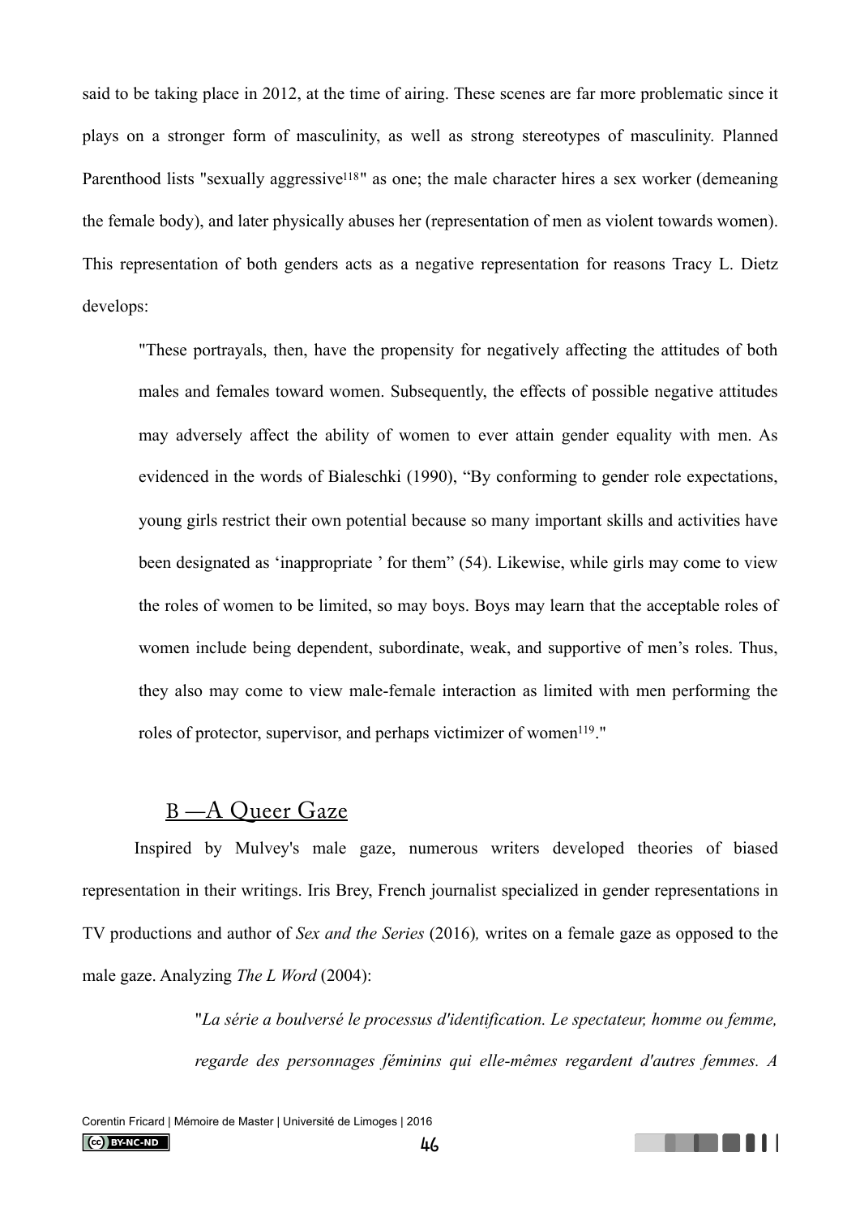said to be taking place in 2012, at the time of airing. These scenes are far more problematic since it plays on a stronger form of masculinity, as well as strong stereotypes of masculinity. Planned Parenthood lists "sexually aggressive[118]" as one; the male character hires a sex worker (demeaning the female body), and later physically abuses her (representation of men as violent towards women). This representation of both genders acts as a negative representation for reasons Tracy L. Dietz develops:

> "These portrayals, then, have the propensity for negatively affecting the attitudes of both males and females toward women. Subsequently, the effects of possible negative attitudes may adversely affect the ability of women to ever attain gender equality with men. As evidenced in the words of Bialeschki (1990), “By conforming to gender role expectations, young girls restrict their own potential because so many important skills and activities have been designated as ‘inappropriate ’ for them” (54). Likewise, while girls may come to view the roles of women to be limited, so may boys. Boys may learn that the acceptable roles of women include being dependent, subordinate, weak, and supportive of men’s roles. Thus, they also may come to view male-female interaction as limited with men performing the roles of protector, supervisor, and perhaps victimizer of women[119]."

## B —A Queer Gaze

Inspired by Mulvey's male gaze, numerous writers developed theories of biased representation in their writings. Iris Brey, French journalist specialized in gender representations in TV productions and author of *Sex and the Series* (2016)*,* writes on a female gaze as opposed to the male gaze. Analyzing *The L Word* (2004):

> "*La série a bouleversé le processus d'identification. Le spectateur, homme ou femme, regarde des personnages féminins qui elle-mêmes regardent d'autres femmes. A*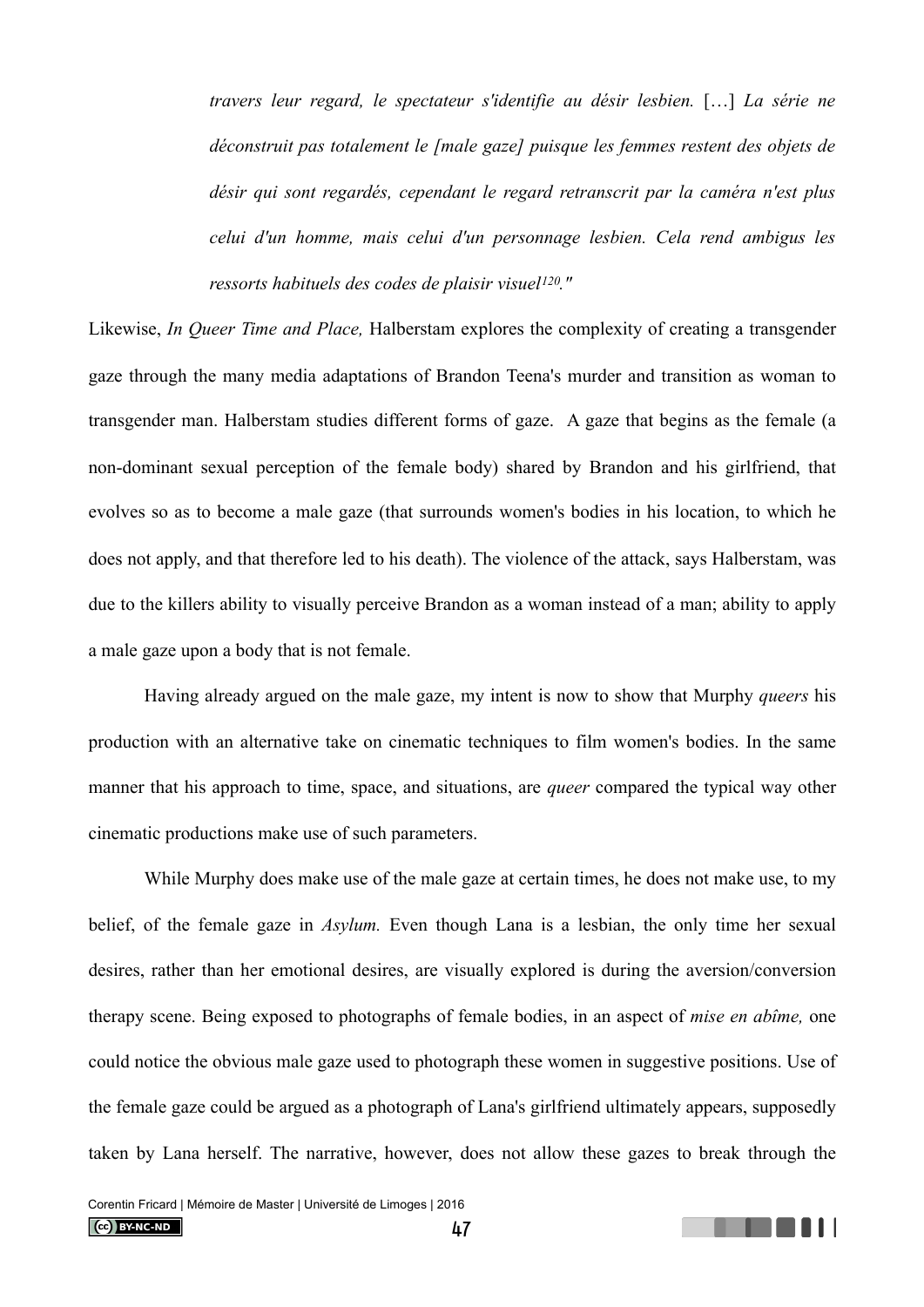*travers leur regard, le spectateur s'identifie au désir lesbien.* […] *La série ne déconstruit pas totalement le [male gaze] puisque les femmes restent des objets de désir qui sont regardés, cependant le regard retranscrit par la caméra n'est plus celui d'un homme, mais celui d'un personnage lesbien. Cela rend ambigus les ressorts habituels des codes de plaisir visuel[120]."*

Likewise, *In Queer Time and Place,* Halberstam explores the complexity of creating a transgender gaze through the many media adaptations of Brandon Teena's murder and transition as woman to transgender man. Halberstam studies different forms of gaze. A gaze that begins as the female (a non-dominant sexual perception of the female body) shared by Brandon and his girlfriend, that evolves so as to become a male gaze (that surrounds women's bodies in his location, to which he does not apply, and that therefore led to his death). The violence of the attack, says Halberstam, was due to the killers ability to visually perceive Brandon as a woman instead of a man; ability to apply a male gaze upon a body that is not female.

Having already argued on the male gaze, my intent is now to show that Murphy *queers* his production with an alternative take on cinematic techniques to film women's bodies. In the same manner that his approach to time, space, and situations, are *queer* compared the typical way other cinematic productions make use of such parameters.

While Murphy does make use of the male gaze at certain times, he does not make use, to my belief, of the female gaze in *Asylum.* Even though Lana is a lesbian, the only time her sexual desires, rather than her emotional desires, are visually explored is during the aversion/conversion therapy scene. Being exposed to photographs of female bodies, in an aspect of *mise en abîme,* one could notice the obvious male gaze used to photograph these women in suggestive positions. Use of the female gaze could be argued as a photograph of Lana's girlfriend ultimately appears, supposedly taken by Lana herself. The narrative, however, does not allow these gazes to break through the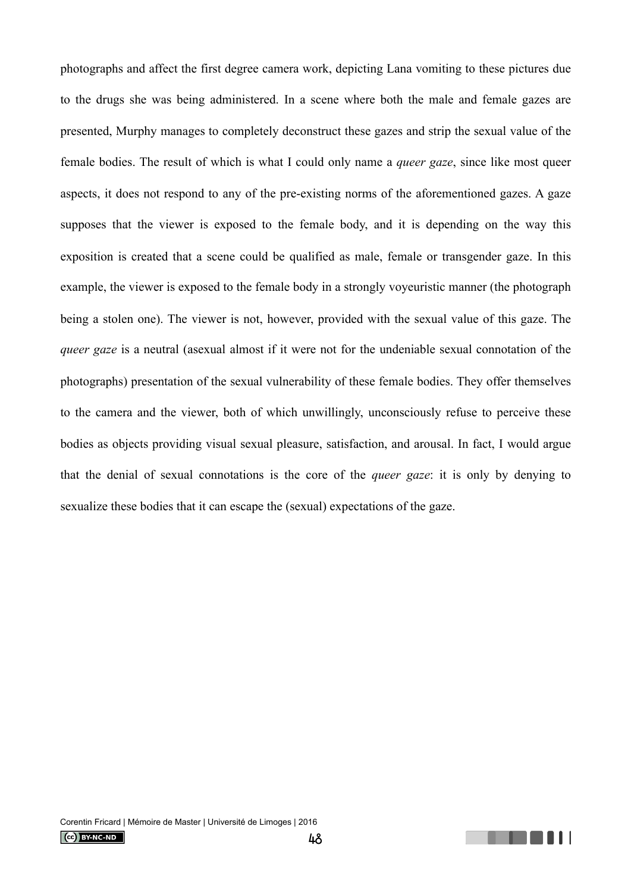photographs and affect the first degree camera work, depicting Lana vomiting to these pictures due to the drugs she was being administered. In a scene where both the male and female gazes are presented, Murphy manages to completely deconstruct these gazes and strip the sexual value of the female bodies. The result of which is what I could only name a *queer gaze*, since like most queer aspects, it does not respond to any of the pre-existing norms of the aforementioned gazes. A gaze supposes that the viewer is exposed to the female body, and it is depending on the way this exposition is created that a scene could be qualified as male, female or transgender gaze. In this example, the viewer is exposed to the female body in a strongly voyeuristic manner (the photograph being a stolen one). The viewer is not, however, provided with the sexual value of this gaze. The *queer gaze* is a neutral (asexual almost if it were not for the undeniable sexual connotation of the photographs) presentation of the sexual vulnerability of these female bodies. They offer themselves to the camera and the viewer, both of which unwillingly, unconsciously refuse to perceive these bodies as objects providing visual sexual pleasure, satisfaction, and arousal. In fact, I would argue that the denial of sexual connotations is the core of the *queer gaze*: it is only by denying to sexualize these bodies that it can escape the (sexual) expectations of the gaze.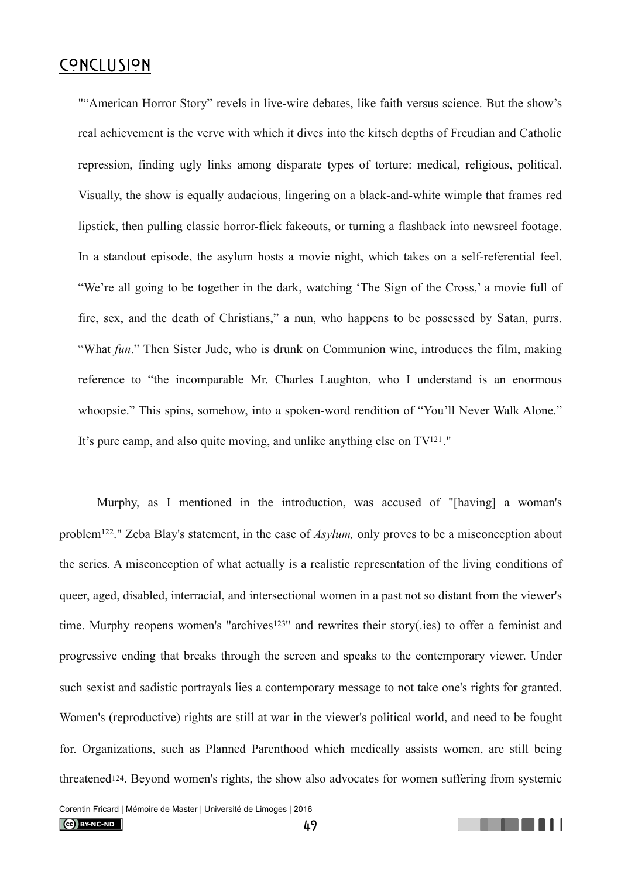# CONCLUSION

""American Horror Story" revels in live-wire debates, like faith versus science. But the show's real achievement is the verve with which it dives into the kitsch depths of Freudian and Catholic repression, finding ugly links among disparate types of torture: medical, religious, political. Visually, the show is equally audacious, lingering on a black-and-white wimple that frames red lipstick, then pulling classic horror-flick fakeouts, or turning a flashback into newsreel footage. In a standout episode, the asylum hosts a movie night, which takes on a self-referential feel. "We're all going to be together in the dark, watching 'The Sign of the Cross,' a movie full of fire, sex, and the death of Christians," a nun, who happens to be possessed by Satan, purrs. "What *fun*." Then Sister Jude, who is drunk on Communion wine, introduces the film, making reference to "the incomparable Mr. Charles Laughton, who I understand is an enormous whoopsie." This spins, somehow, into a spoken-word rendition of "You'll Never Walk Alone." It's pure camp, and also quite moving, and unlike anything else on TV[121]."

Murphy, as I mentioned in the introduction, was accused of "[having] a woman's problem[122]." Zeba Blay's statement, in the case of *Asylum,* only proves to be a misconception about the series. A misconception of what actually is a realistic representation of the living conditions of queer, aged, disabled, interracial, and intersectional women in a past not so distant from the viewer's time. Murphy reopens women's "archives[123]" and rewrites their story(.ies) to offer a feminist and progressive ending that breaks through the screen and speaks to the contemporary viewer. Under such sexist and sadistic portrayals lies a contemporary message to not take one's rights for granted. Women's (reproductive) rights are still at war in the viewer's political world, and need to be fought for. Organizations, such as Planned Parenthood which medically assists women, are still being threatened[124]. Beyond women's rights, the show also advocates for women suffering from systemic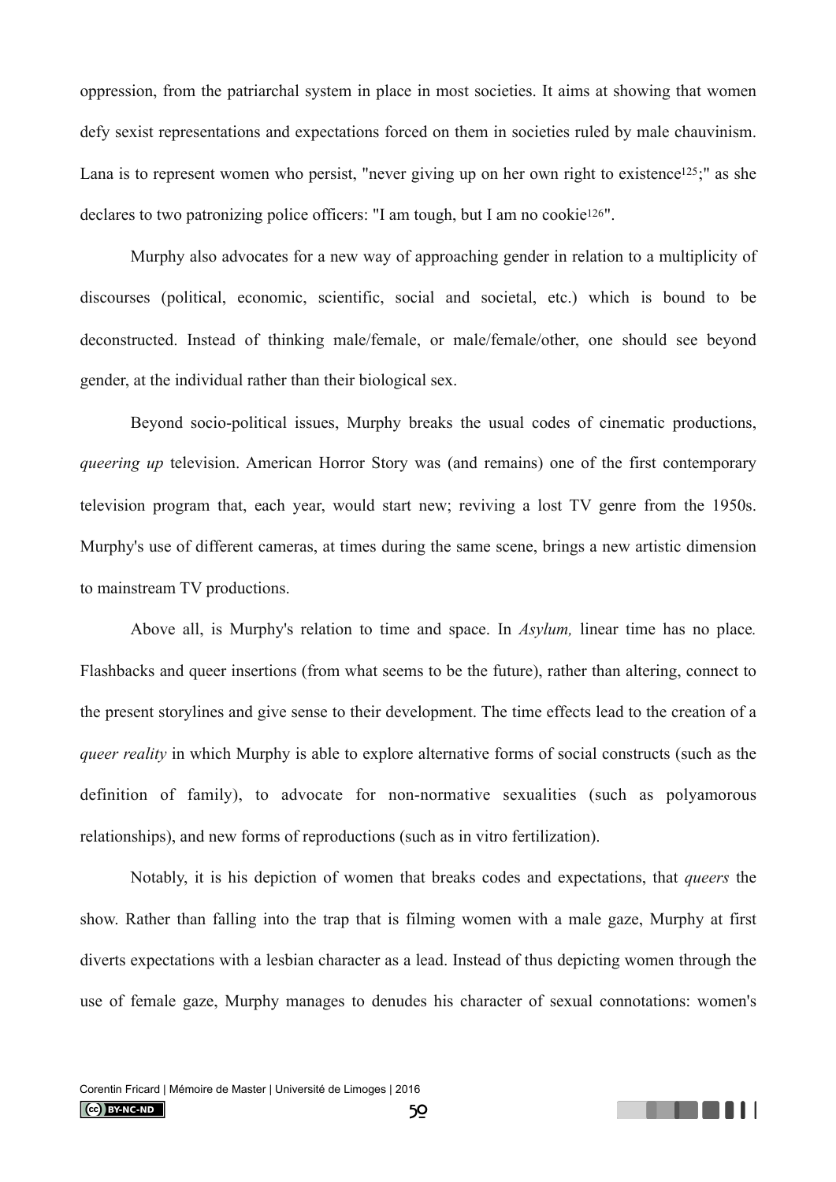oppression, from the patriarchal system in place in most societies. It aims at showing that women defy sexist representations and expectations forced on them in societies ruled by male chauvinism. Lana is to represent women who persist, "never giving up on her own right to existence[125];" as she declares to two patronizing police officers: "I am tough, but I am no cookie[126]".

Murphy also advocates for a new way of approaching gender in relation to a multiplicity of discourses (political, economic, scientific, social and societal, etc.) which is bound to be deconstructed. Instead of thinking male/female, or male/female/other, one should see beyond gender, at the individual rather than their biological sex.

Beyond socio-political issues, Murphy breaks the usual codes of cinematic productions, *queering up* television. American Horror Story was (and remains) one of the first contemporary television program that, each year, would start new; reviving a lost TV genre from the 1950s. Murphy's use of different cameras, at times during the same scene, brings a new artistic dimension to mainstream TV productions.

Above all, is Murphy's relation to time and space. In *Asylum,* linear time has no place. Flashbacks and queer insertions (from what seems to be the future), rather than altering, connect to the present storylines and give sense to their development. The time effects lead to the creation of a *queer reality* in which Murphy is able to explore alternative forms of social constructs (such as the definition of family), to advocate for non-normative sexualities (such as polyamorous relationships), and new forms of reproductions (such as in vitro fertilization).

Notably, it is his depiction of women that breaks codes and expectations, that *queers* the show. Rather than falling into the trap that is filming women with a male gaze, Murphy at first diverts expectations with a lesbian character as a lead. Instead of thus depicting women through the use of female gaze, Murphy manages to denudes his character of sexual connotations: women's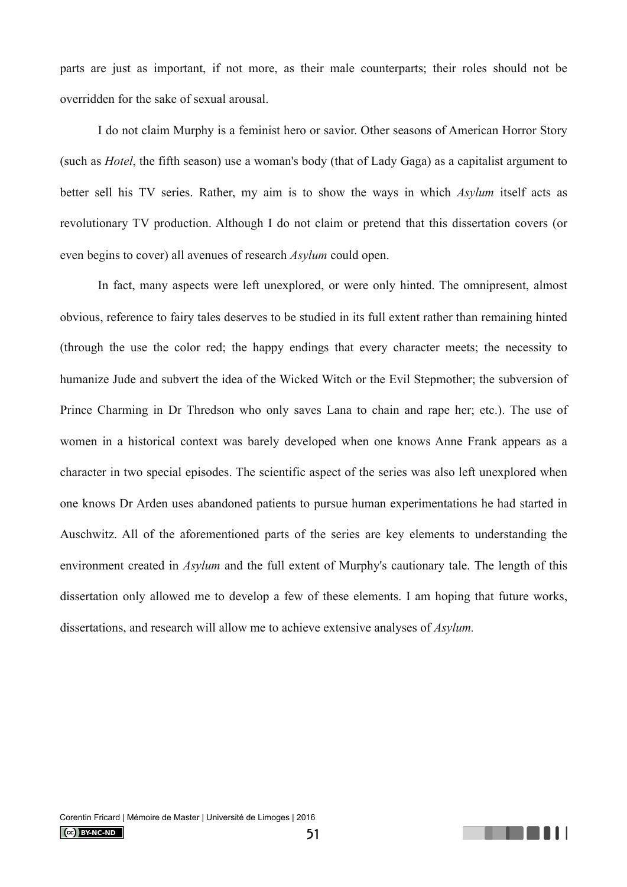parts are just as important, if not more, as their male counterparts; their roles should not be overridden for the sake of sexual arousal.

I do not claim Murphy is a feminist hero or savior. Other seasons of American Horror Story (such as *Hotel*, the fifth season) use a woman's body (that of Lady Gaga) as a capitalist argument to better sell his TV series. Rather, my aim is to show the ways in which *Asylum* itself acts as revolutionary TV production. Although I do not claim or pretend that this dissertation covers (or even begins to cover) all avenues of research *Asylum* could open.

In fact, many aspects were left unexplored, or were only hinted. The omnipresent, almost obvious, reference to fairy tales deserves to be studied in its full extent rather than remaining hinted (through the use the color red; the happy endings that every character meets; the necessity to humanize Jude and subvert the idea of the Wicked Witch or the Evil Stepmother; the subversion of Prince Charming in Dr Thredson who only saves Lana to chain and rape her; etc.). The use of women in a historical context was barely developed when one knows Anne Frank appears as a character in two special episodes. The scientific aspect of the series was also left unexplored when one knows Dr Arden uses abandoned patients to pursue human experimentations he had started in Auschwitz. All of the aforementioned parts of the series are key elements to understanding the environment created in *Asylum* and the full extent of Murphy's cautionary tale. The length of this dissertation only allowed me to develop a few of these elements. I am hoping that future works, dissertations, and research will allow me to achieve extensive analyses of *Asylum.*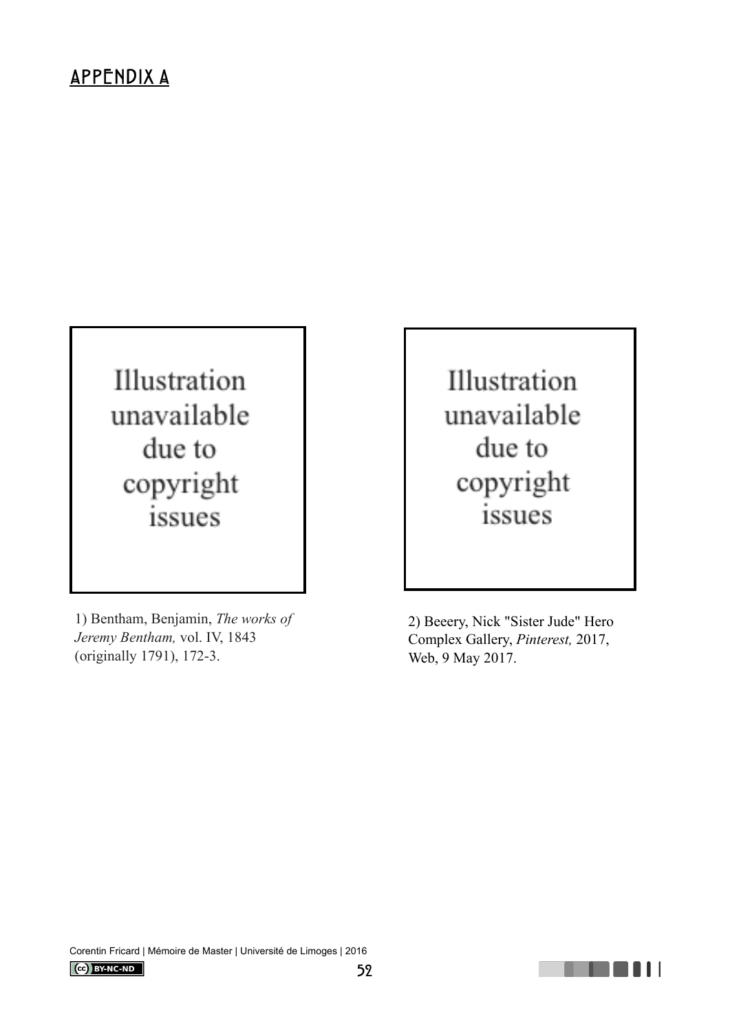## APPENDIX A

Illustration unavailable due to copyright issues

1) Bentham, Benjamin, *The works of Jeremy Bentham,* vol. IV, 1843 (originally 1791), 172-3.

Illustration unavailable due to copyright issues

2) Beeery, Nick "Sister Jude" Hero Complex Gallery, *Pinterest,* 2017, Web, 9 May 2017.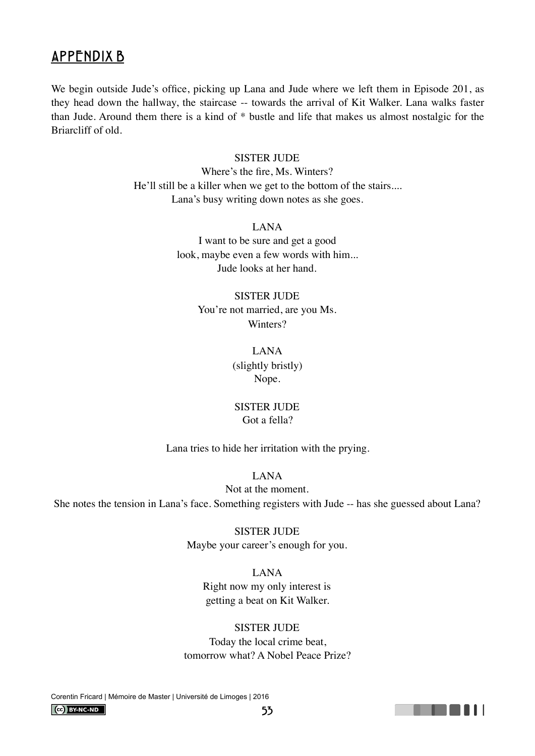## APPENDIX B

We begin outside Jude's office, picking up Lana and Jude where we left them in Episode 201, as they head down the hallway, the staircase -- towards the arrival of Kit Walker. Lana walks faster than Jude. Around them there is a kind of * bustle and life that makes us almost nostalgic for the Briarcliff of old.

SISTER JUDE
Where's the fire, Ms. Winters?
He'll still be a killer when we get to the bottom of the stairs....
Lana's busy writing down notes as she goes.

LANA
I want to be sure and get a good
look, maybe even a few words with him...
Jude looks at her hand.

SISTER JUDE
You're not married, are you Ms.
Winters?

LANA
(slightly bristly)
Nope.

SISTER JUDE
Got a fella?

Lana tries to hide her irritation with the prying.

LANA
Not at the moment.
She notes the tension in Lana's face. Something registers with Jude -- has she guessed about Lana?

SISTER JUDE
Maybe your career's enough for you.

LANA
Right now my only interest is
getting a beat on Kit Walker.

SISTER JUDE
Today the local crime beat,
tomorrow what? A Nobel Peace Prize?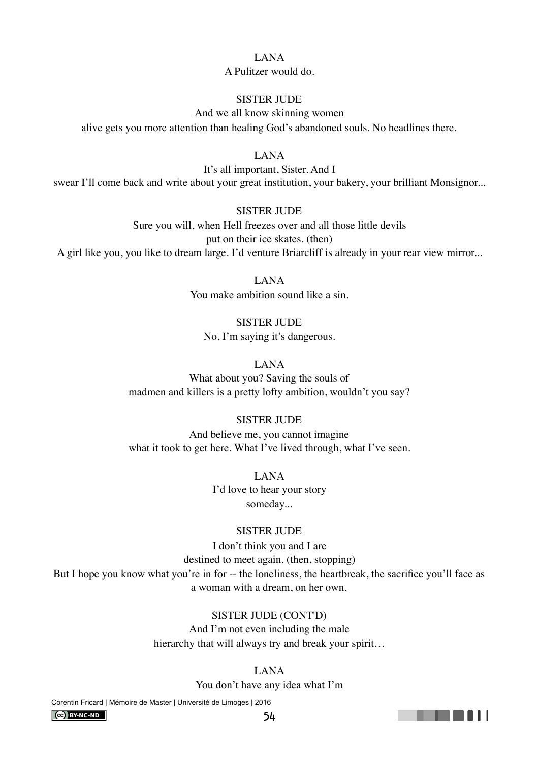LANA

A Pulitzer would do.

SISTER JUDE

And we all know skinning women alive gets you more attention than healing God's abandoned souls. No headlines there.

LANA

It's all important, Sister. And I swear I'll come back and write about your great institution, your bakery, your brilliant Monsignor...

SISTER JUDE

Sure you will, when Hell freezes over and all those little devils put on their ice skates. (then)
A girl like you, you like to dream large. I'd venture Briarcliff is already in your rear view mirror...

LANA

You make ambition sound like a sin.

SISTER JUDE

No, I'm saying it's dangerous.

LANA

What about you? Saving the souls of madmen and killers is a pretty lofty ambition, wouldn't you say?

SISTER JUDE

And believe me, you cannot imagine what it took to get here. What I've lived through, what I've seen.

LANA

I'd love to hear your story someday...

SISTER JUDE

I don't think you and I are destined to meet again. (then, stopping)
But I hope you know what you're in for -- the loneliness, the heartbreak, the sacrifice you'll face as a woman with a dream, on her own.

SISTER JUDE (CONT'D)

And I'm not even including the male hierarchy that will always try and break your spirit…

LANA

You don't have any idea what I'm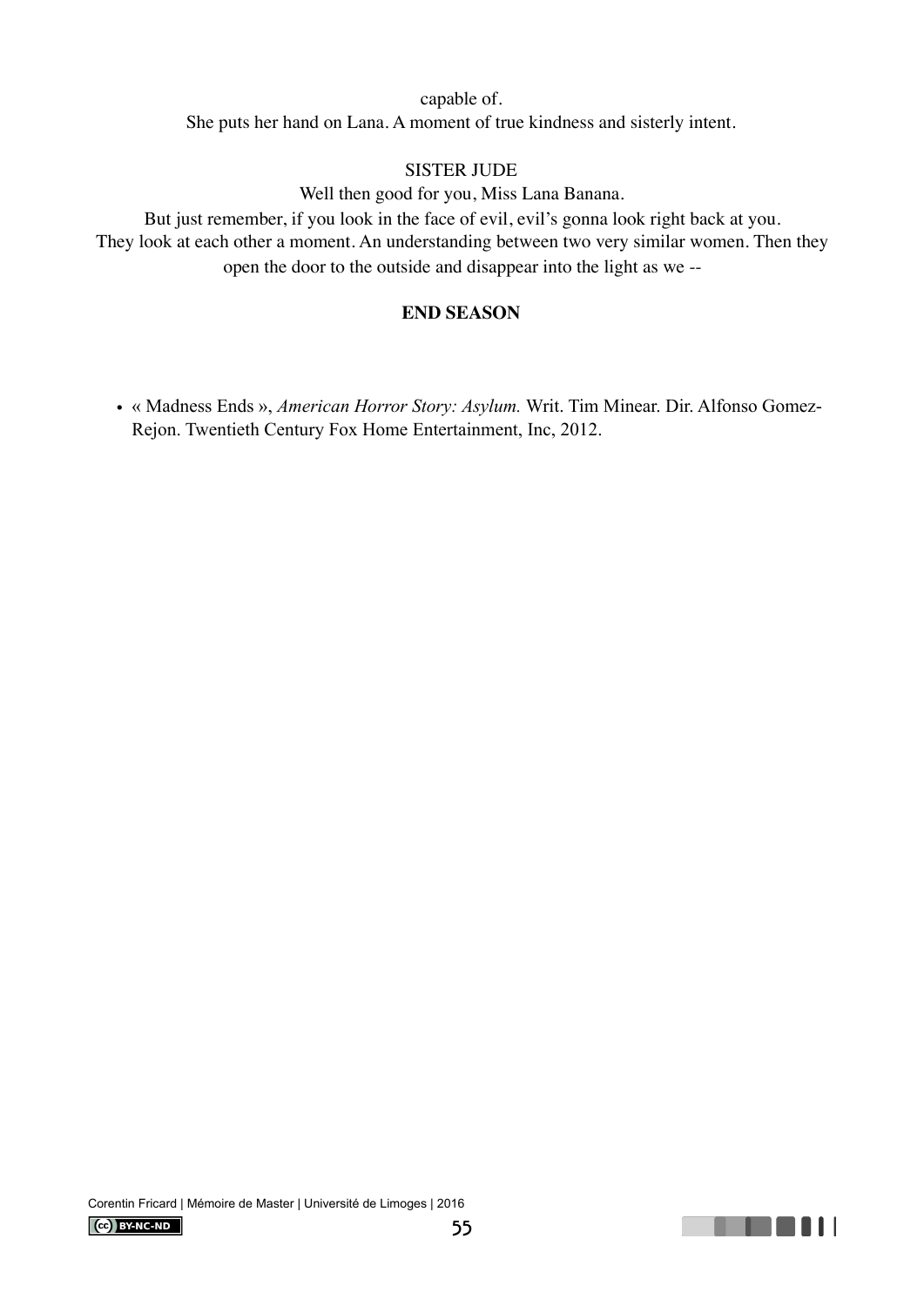capable of.

She puts her hand on Lana. A moment of true kindness and sisterly intent.

SISTER JUDE

Well then good for you, Miss Lana Banana.

But just remember, if you look in the face of evil, evil's gonna look right back at you.

They look at each other a moment. An understanding between two very similar women. Then they open the door to the outside and disappear into the light as we --

**END SEASON**

- « Madness Ends », *American Horror Story: Asylum.* Writ. Tim Minear. Dir. Alfonso Gomez-Rejon. Twentieth Century Fox Home Entertainment, Inc, 2012.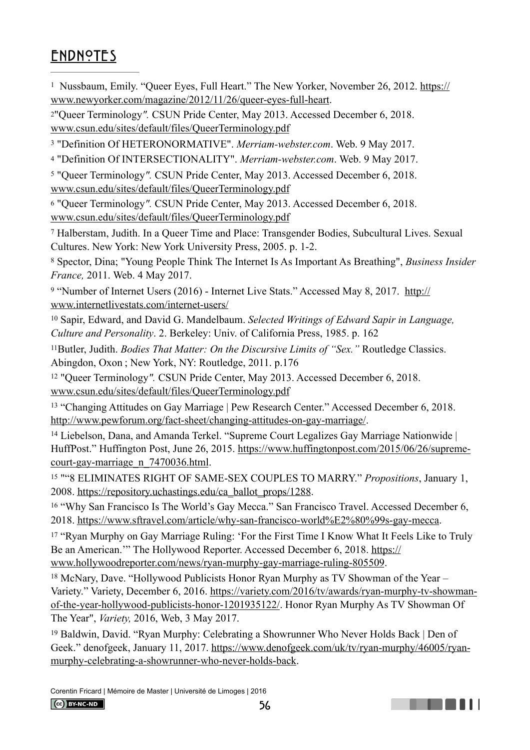## ENDNOTES

[1] Nussbaum, Emily. "Queer Eyes, Full Heart." The New Yorker, November 26, 2012. https://www.newyorker.com/magazine/2012/11/26/queer-eyes-full-heart.

[2] "Queer Terminology*".* CSUN Pride Center, May 2013. Accessed December 6, 2018. www.csun.edu/sites/default/files/QueerTerminology.pdf

[3] "Definition Of HETERONORMATIVE". *Merriam-webster.com*. Web. 9 May 2017.

[4] "Definition Of INTERSECTIONALITY". *Merriam-webster.com*. Web. 9 May 2017.

[5] "Queer Terminology*".* CSUN Pride Center, May 2013. Accessed December 6, 2018. www.csun.edu/sites/default/files/QueerTerminology.pdf

[6] "Queer Terminology*".* CSUN Pride Center, May 2013. Accessed December 6, 2018. www.csun.edu/sites/default/files/QueerTerminology.pdf

[7] Halberstam, Judith. In a Queer Time and Place: Transgender Bodies, Subcultural Lives. Sexual Cultures. New York: New York University Press, 2005. p. 1-2.

[8] Spector, Dina; "Young People Think The Internet Is As Important As Breathing", *Business Insider France,* 2011. Web. 4 May 2017.

[9] "Number of Internet Users (2016) - Internet Live Stats." Accessed May 8, 2017. http://www.internetlivestats.com/internet-users/

[10] Sapir, Edward, and David G. Mandelbaum. *Selected Writings of Edward Sapir in Language, Culture and Personality*. 2. Berkeley: Univ. of California Press, 1985. p. 162

[11] Butler, Judith. *Bodies That Matter: On the Discursive Limits of "Sex."* Routledge Classics. Abingdon, Oxon ; New York, NY: Routledge, 2011. p.176

[12] "Queer Terminology*".* CSUN Pride Center, May 2013. Accessed December 6, 2018. www.csun.edu/sites/default/files/QueerTerminology.pdf

[13] "Changing Attitudes on Gay Marriage | Pew Research Center." Accessed December 6, 2018. http://www.pewforum.org/fact-sheet/changing-attitudes-on-gay-marriage/.

[14] Liebelson, Dana, and Amanda Terkel. "Supreme Court Legalizes Gay Marriage Nationwide | HuffPost." Huffington Post, June 26, 2015. https://www.huffingtonpost.com/2015/06/26/supreme-court-gay-marriage_n_7470036.html.

[15] ""8 ELIMINATES RIGHT OF SAME-SEX COUPLES TO MARRY." *Propositions*, January 1, 2008. https://repository.uchastings.edu/ca_ballot_props/1288.

[16] "Why San Francisco Is The World's Gay Mecca." San Francisco Travel. Accessed December 6, 2018. https://www.sftravel.com/article/why-san-francisco-world%E2%80%99s-gay-mecca.

[17] "Ryan Murphy on Gay Marriage Ruling: 'For the First Time I Know What It Feels Like to Truly Be an American.'" The Hollywood Reporter. Accessed December 6, 2018. https://www.hollywoodreporter.com/news/ryan-murphy-gay-marriage-ruling-805509.

[18] McNary, Dave. "Hollywood Publicists Honor Ryan Murphy as TV Showman of the Year – Variety." Variety, December 6, 2016. https://variety.com/2016/tv/awards/ryan-murphy-tv-showman-of-the-year-hollywood-publicists-honor-1201935122/. Honor Ryan Murphy As TV Showman Of The Year", *Variety,* 2016, Web, 3 May 2017.

[19] Baldwin, David. "Ryan Murphy: Celebrating a Showrunner Who Never Holds Back | Den of Geek." denofgeek, January 11, 2017. https://www.denofgeek.com/uk/tv/ryan-murphy/46005/ryan-murphy-celebrating-a-showrunner-who-never-holds-back.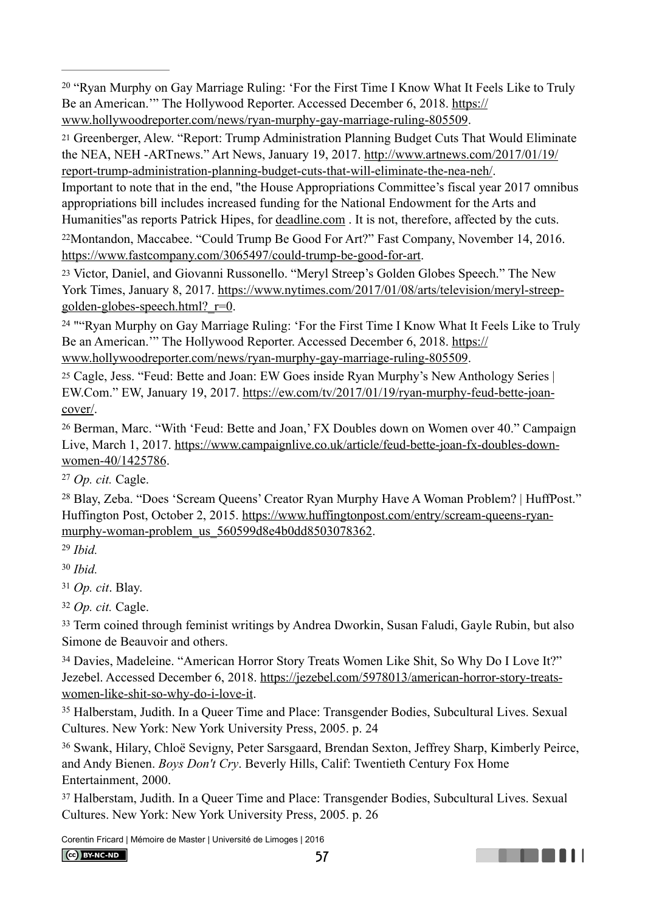[20] “Ryan Murphy on Gay Marriage Ruling: ‘For the First Time I Know What It Feels Like to Truly Be an American.’” The Hollywood Reporter. Accessed December 6, 2018. https://www.hollywoodreporter.com/news/ryan-murphy-gay-marriage-ruling-805509.

[21] Greenberger, Alew. “Report: Trump Administration Planning Budget Cuts That Would Eliminate the NEA, NEH -ARTnews.” Art News, January 19, 2017. http://www.artnews.com/2017/01/19/report-trump-administration-planning-budget-cuts-that-will-eliminate-the-nea-neh/.
Important to note that in the end, "the House Appropriations Committee’s fiscal year 2017 omnibus appropriations bill includes increased funding for the National Endowment for the Arts and Humanities"as reports Patrick Hipes, for deadline.com . It is not, therefore, affected by the cuts.

[22]Montandon, Maccabee. “Could Trump Be Good For Art?” Fast Company, November 14, 2016. https://www.fastcompany.com/3065497/could-trump-be-good-for-art.

[23] Victor, Daniel, and Giovanni Russonello. “Meryl Streep’s Golden Globes Speech.” The New York Times, January 8, 2017. https://www.nytimes.com/2017/01/08/arts/television/meryl-streep-golden-globes-speech.html?_r=0.

[24] "“Ryan Murphy on Gay Marriage Ruling: ‘For the First Time I Know What It Feels Like to Truly Be an American.’” The Hollywood Reporter. Accessed December 6, 2018. https://www.hollywoodreporter.com/news/ryan-murphy-gay-marriage-ruling-805509.

[25] Cagle, Jess. “Feud: Bette and Joan: EW Goes inside Ryan Murphy’s New Anthology Series | EW.Com.” EW, January 19, 2017. https://ew.com/tv/2017/01/19/ryan-murphy-feud-bette-joan-cover/.

[26] Berman, Marc. “With ‘Feud: Bette and Joan,’ FX Doubles down on Women over 40.” Campaign Live, March 1, 2017. https://www.campaignlive.co.uk/article/feud-bette-joan-fx-doubles-down-women-40/1425786.

[27] *Op. cit.* Cagle.

[28] Blay, Zeba. “Does ‘Scream Queens’ Creator Ryan Murphy Have A Woman Problem? | HuffPost.” Huffington Post, October 2, 2015. https://www.huffingtonpost.com/entry/scream-queens-ryan-murphy-woman-problem_us_560599d8e4b0dd8503078362.

[29] *Ibid.*

[30] *Ibid.*

[31] *Op. cit*. Blay.

[32] *Op. cit.* Cagle.

[33] Term coined through feminist writings by Andrea Dworkin, Susan Faludi, Gayle Rubin, but also Simone de Beauvoir and others.

[34] Davies, Madeleine. “American Horror Story Treats Women Like Shit, So Why Do I Love It?” Jezebel. Accessed December 6, 2018. https://jezebel.com/5978013/american-horror-story-treats-women-like-shit-so-why-do-i-love-it.

[35] Halberstam, Judith. In a Queer Time and Place: Transgender Bodies, Subcultural Lives. Sexual Cultures. New York: New York University Press, 2005. p. 24

[36] Swank, Hilary, Chloë Sevigny, Peter Sarsgaard, Brendan Sexton, Jeffrey Sharp, Kimberly Peirce, and Andy Bienen. *Boys Don't Cry*. Beverly Hills, Calif: Twentieth Century Fox Home Entertainment, 2000.

[37] Halberstam, Judith. In a Queer Time and Place: Transgender Bodies, Subcultural Lives. Sexual Cultures. New York: New York University Press, 2005. p. 26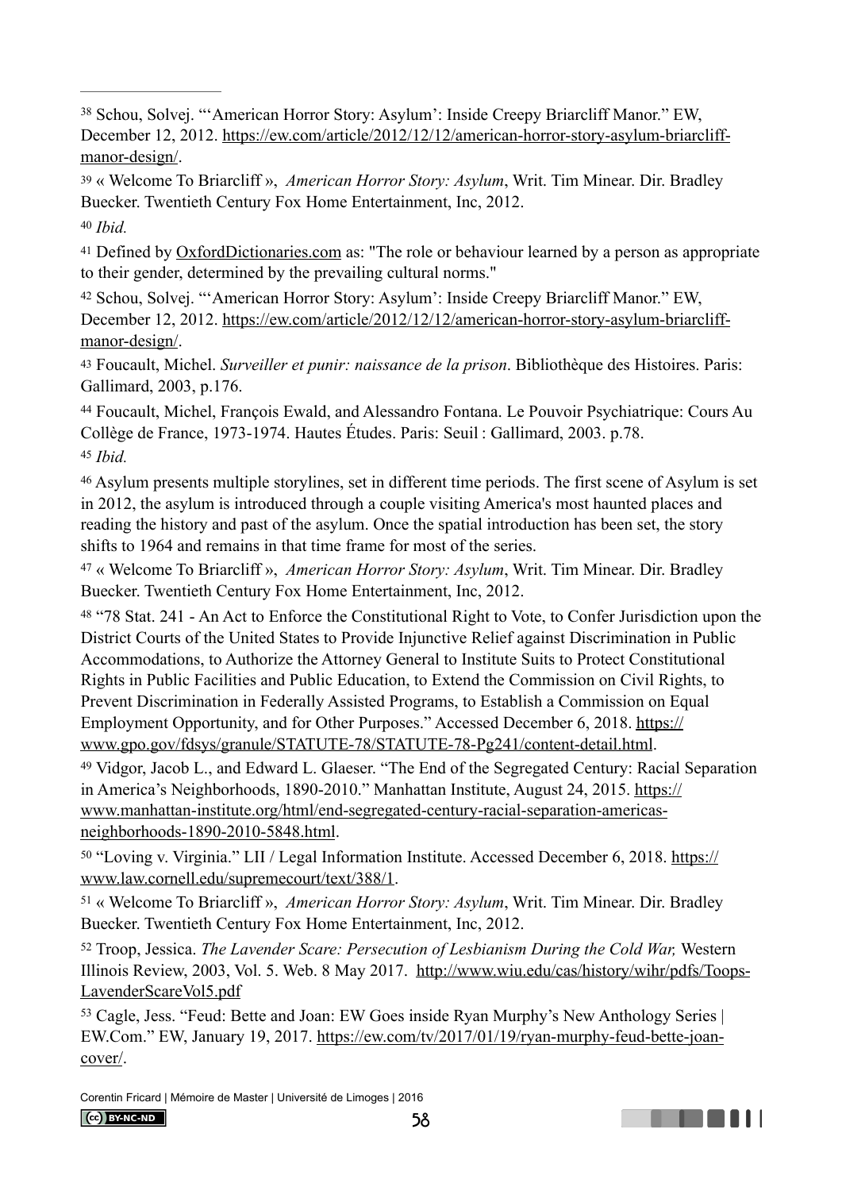[38] Schou, Solvej. "'American Horror Story: Asylum': Inside Creepy Briarcliff Manor." EW, December 12, 2012. https://ew.com/article/2012/12/12/american-horror-story-asylum-briarcliff-manor-design/.

[39] « Welcome To Briarcliff », *American Horror Story: Asylum*, Writ. Tim Minear. Dir. Bradley Buecker. Twentieth Century Fox Home Entertainment, Inc, 2012.

[40] *Ibid.*

[41] Defined by OxfordDictionaries.com as: "The role or behaviour learned by a person as appropriate to their gender, determined by the prevailing cultural norms."

[42] Schou, Solvej. "'American Horror Story: Asylum': Inside Creepy Briarcliff Manor." EW, December 12, 2012. https://ew.com/article/2012/12/12/american-horror-story-asylum-briarcliff-manor-design/.

[43] Foucault, Michel. *Surveiller et punir: naissance de la prison*. Bibliothèque des Histoires. Paris: Gallimard, 2003, p.176.

[44] Foucault, Michel, François Ewald, and Alessandro Fontana. Le Pouvoir Psychiatrique: Cours Au Collège de France, 1973-1974. Hautes Études. Paris: Seuil : Gallimard, 2003. p.78.

[45] *Ibid.*

[46] Asylum presents multiple storylines, set in different time periods. The first scene of Asylum is set in 2012, the asylum is introduced through a couple visiting America's most haunted places and reading the history and past of the asylum. Once the spatial introduction has been set, the story shifts to 1964 and remains in that time frame for most of the series.

[47] « Welcome To Briarcliff », *American Horror Story: Asylum*, Writ. Tim Minear. Dir. Bradley Buecker. Twentieth Century Fox Home Entertainment, Inc, 2012.

[48] "78 Stat. 241 - An Act to Enforce the Constitutional Right to Vote, to Confer Jurisdiction upon the District Courts of the United States to Provide Injunctive Relief against Discrimination in Public Accommodations, to Authorize the Attorney General to Institute Suits to Protect Constitutional Rights in Public Facilities and Public Education, to Extend the Commission on Civil Rights, to Prevent Discrimination in Federally Assisted Programs, to Establish a Commission on Equal Employment Opportunity, and for Other Purposes." Accessed December 6, 2018. https://www.gpo.gov/fdsys/granule/STATUTE-78/STATUTE-78-Pg241/content-detail.html.

[49] Vidgor, Jacob L., and Edward L. Glaeser. "The End of the Segregated Century: Racial Separation in America's Neighborhoods, 1890-2010." Manhattan Institute, August 24, 2015. https://www.manhattan-institute.org/html/end-segregated-century-racial-separation-americas-neighborhoods-1890-2010-5848.html.

[50] "Loving v. Virginia." LII / Legal Information Institute. Accessed December 6, 2018. https://www.law.cornell.edu/supremecourt/text/388/1.

[51] « Welcome To Briarcliff », *American Horror Story: Asylum*, Writ. Tim Minear. Dir. Bradley Buecker. Twentieth Century Fox Home Entertainment, Inc, 2012.

[52] Troop, Jessica. *The Lavender Scare: Persecution of Lesbianism During the Cold War,* Western Illinois Review, 2003, Vol. 5. Web. 8 May 2017. http://www.wiu.edu/cas/history/wihr/pdfs/Toops-LavenderScareVol5.pdf

[53] Cagle, Jess. "Feud: Bette and Joan: EW Goes inside Ryan Murphy's New Anthology Series | EW.Com." EW, January 19, 2017. https://ew.com/tv/2017/01/19/ryan-murphy-feud-bette-joan-cover/.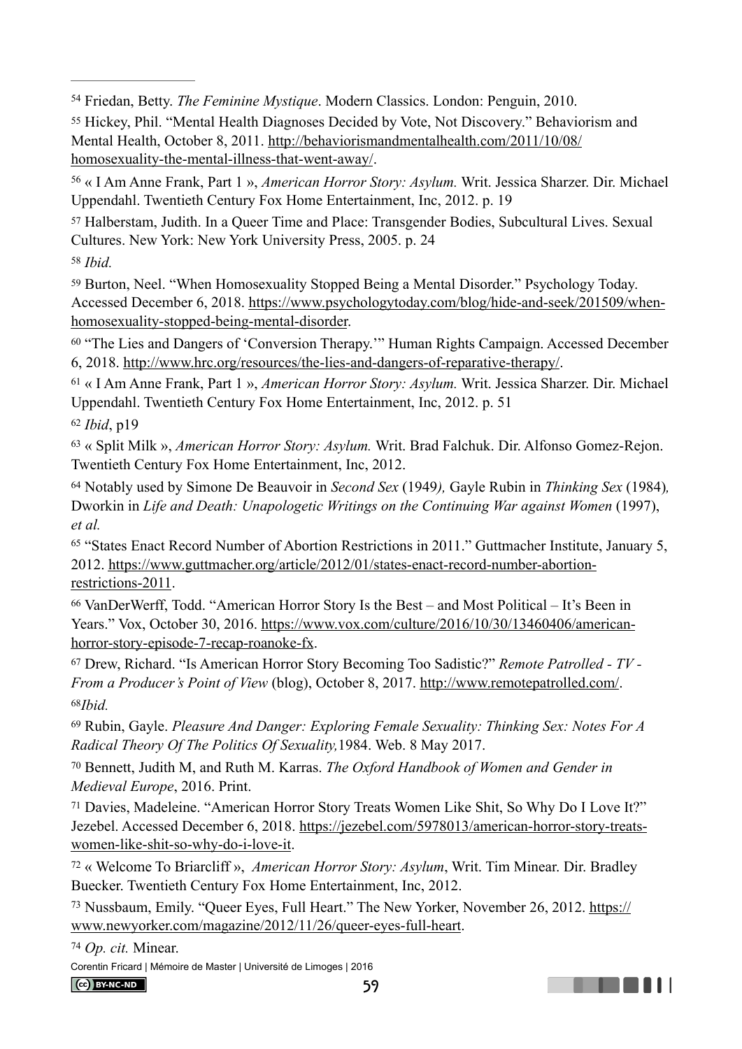[54] Friedan, Betty. *The Feminine Mystique*. Modern Classics. London: Penguin, 2010.

[55] Hickey, Phil. "Mental Health Diagnoses Decided by Vote, Not Discovery." Behaviorism and Mental Health, October 8, 2011. http://behaviorismandmentalhealth.com/2011/10/08/homosexuality-the-mental-illness-that-went-away/.

[56] « I Am Anne Frank, Part 1 », *American Horror Story: Asylum.* Writ. Jessica Sharzer. Dir. Michael Uppendahl. Twentieth Century Fox Home Entertainment, Inc, 2012. p. 19

[57] Halberstam, Judith. In a Queer Time and Place: Transgender Bodies, Subcultural Lives. Sexual Cultures. New York: New York University Press, 2005. p. 24

[58] *Ibid.*

[59] Burton, Neel. "When Homosexuality Stopped Being a Mental Disorder." Psychology Today. Accessed December 6, 2018. https://www.psychologytoday.com/blog/hide-and-seek/201509/when-homosexuality-stopped-being-mental-disorder.

[60] "The Lies and Dangers of 'Conversion Therapy.'" Human Rights Campaign. Accessed December 6, 2018. http://www.hrc.org/resources/the-lies-and-dangers-of-reparative-therapy/.

[61] « I Am Anne Frank, Part 1 », *American Horror Story: Asylum.* Writ. Jessica Sharzer. Dir. Michael Uppendahl. Twentieth Century Fox Home Entertainment, Inc, 2012. p. 51

[62] *Ibid*, p19

[63] « Split Milk », *American Horror Story: Asylum.* Writ. Brad Falchuk. Dir. Alfonso Gomez-Rejon. Twentieth Century Fox Home Entertainment, Inc, 2012.

[64] Notably used by Simone De Beauvoir in *Second Sex* (1949*),* Gayle Rubin in *Thinking Sex* (1984)*,* Dworkin in *Life and Death: Unapologetic Writings on the Continuing War against Women* (1997), *et al.*

[65] "States Enact Record Number of Abortion Restrictions in 2011." Guttmacher Institute, January 5, 2012. https://www.guttmacher.org/article/2012/01/states-enact-record-number-abortion-restrictions-2011.

[66] VanDerWerff, Todd. "American Horror Story Is the Best – and Most Political – It's Been in Years." Vox, October 30, 2016. https://www.vox.com/culture/2016/10/30/13460406/american-horror-story-episode-7-recap-roanoke-fx.

[67] Drew, Richard. "Is American Horror Story Becoming Too Sadistic?" *Remote Patrolled - TV - From a Producer's Point of View* (blog), October 8, 2017. http://www.remotepatrolled.com/.

[68] *Ibid.*

[69] Rubin, Gayle. *Pleasure And Danger: Exploring Female Sexuality: Thinking Sex: Notes For A Radical Theory Of The Politics Of Sexuality,*1984. Web. 8 May 2017.

[70] Bennett, Judith M, and Ruth M. Karras. *The Oxford Handbook of Women and Gender in Medieval Europe*, 2016. Print.

[71] Davies, Madeleine. "American Horror Story Treats Women Like Shit, So Why Do I Love It?" Jezebel. Accessed December 6, 2018. https://jezebel.com/5978013/american-horror-story-treats-women-like-shit-so-why-do-i-love-it.

[72] « Welcome To Briarcliff », *American Horror Story: Asylum*, Writ. Tim Minear. Dir. Bradley Buecker. Twentieth Century Fox Home Entertainment, Inc, 2012.

[73] Nussbaum, Emily. "Queer Eyes, Full Heart." The New Yorker, November 26, 2012. https://www.newyorker.com/magazine/2012/11/26/queer-eyes-full-heart.

[74] *Op. cit.* Minear.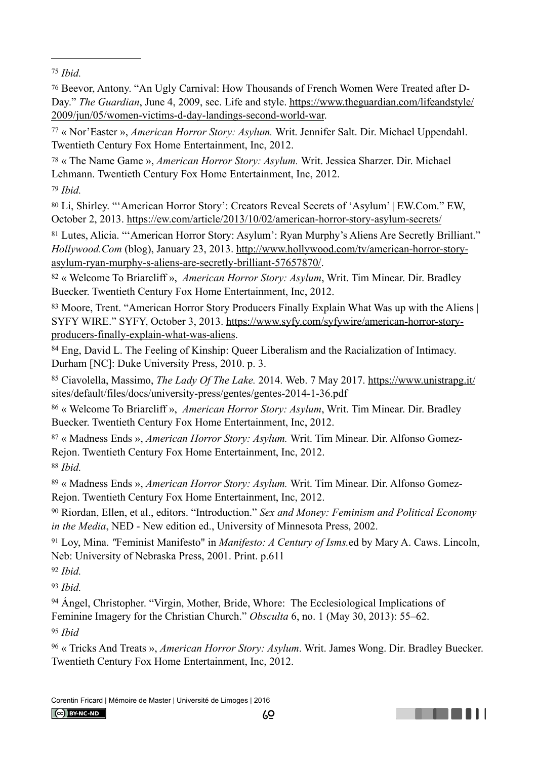[75] *Ibid.*

[76] Beevor, Antony. "An Ugly Carnival: How Thousands of French Women Were Treated after D-Day." *The Guardian*, June 4, 2009, sec. Life and style. https://www.theguardian.com/lifeandstyle/2009/jun/05/women-victims-d-day-landings-second-world-war.

[77] « Nor'Easter », *American Horror Story: Asylum.* Writ. Jennifer Salt. Dir. Michael Uppendahl. Twentieth Century Fox Home Entertainment, Inc, 2012.

[78] « The Name Game », *American Horror Story: Asylum.* Writ. Jessica Sharzer. Dir. Michael Lehmann. Twentieth Century Fox Home Entertainment, Inc, 2012.

[79] *Ibid.*

[80] Li, Shirley. "'American Horror Story': Creators Reveal Secrets of 'Asylum' | EW.Com." EW, October 2, 2013. https://ew.com/article/2013/10/02/american-horror-story-asylum-secrets/

[81] Lutes, Alicia. "'American Horror Story: Asylum': Ryan Murphy's Aliens Are Secretly Brilliant." *Hollywood.Com* (blog), January 23, 2013. http://www.hollywood.com/tv/american-horror-story-asylum-ryan-murphy-s-aliens-are-secretly-brilliant-57657870/.

[82] « Welcome To Briarcliff », *American Horror Story: Asylum*, Writ. Tim Minear. Dir. Bradley Buecker. Twentieth Century Fox Home Entertainment, Inc, 2012.

[83] Moore, Trent. "American Horror Story Producers Finally Explain What Was up with the Aliens | SYFY WIRE." SYFY, October 3, 2013. https://www.syfy.com/syfywire/american-horror-story-producers-finally-explain-what-was-aliens.

[84] Eng, David L. The Feeling of Kinship: Queer Liberalism and the Racialization of Intimacy. Durham [NC]: Duke University Press, 2010. p. 3.

[85] Ciavolella, Massimo, *The Lady Of The Lake.* 2014. Web. 7 May 2017. https://www.unistrapg.it/sites/default/files/docs/university-press/gentes/gentes-2014-1-36.pdf

[86] « Welcome To Briarcliff », *American Horror Story: Asylum*, Writ. Tim Minear. Dir. Bradley Buecker. Twentieth Century Fox Home Entertainment, Inc, 2012.

[87] « Madness Ends », *American Horror Story: Asylum.* Writ. Tim Minear. Dir. Alfonso Gomez-Rejon. Twentieth Century Fox Home Entertainment, Inc, 2012.

[88] *Ibid.*

[89] « Madness Ends », *American Horror Story: Asylum.* Writ. Tim Minear. Dir. Alfonso Gomez-Rejon. Twentieth Century Fox Home Entertainment, Inc, 2012.

[90] Riordan, Ellen, et al., editors. "Introduction." *Sex and Money: Feminism and Political Economy in the Media*, NED - New edition ed., University of Minnesota Press, 2002.

[91] Loy, Mina. "Feminist Manifesto" in *Manifesto: A Century of Isms.*ed by Mary A. Caws. Lincoln, Neb: University of Nebraska Press, 2001. Print. p.611

[92] *Ibid.*

[93] *Ibid.*

[94] Ángel, Christopher. "Virgin, Mother, Bride, Whore: The Ecclesiological Implications of Feminine Imagery for the Christian Church." *Obsculta* 6, no. 1 (May 30, 2013): 55–62.

[95] *Ibid*

[96] « Tricks And Treats », *American Horror Story: Asylum*. Writ. James Wong. Dir. Bradley Buecker. Twentieth Century Fox Home Entertainment, Inc, 2012.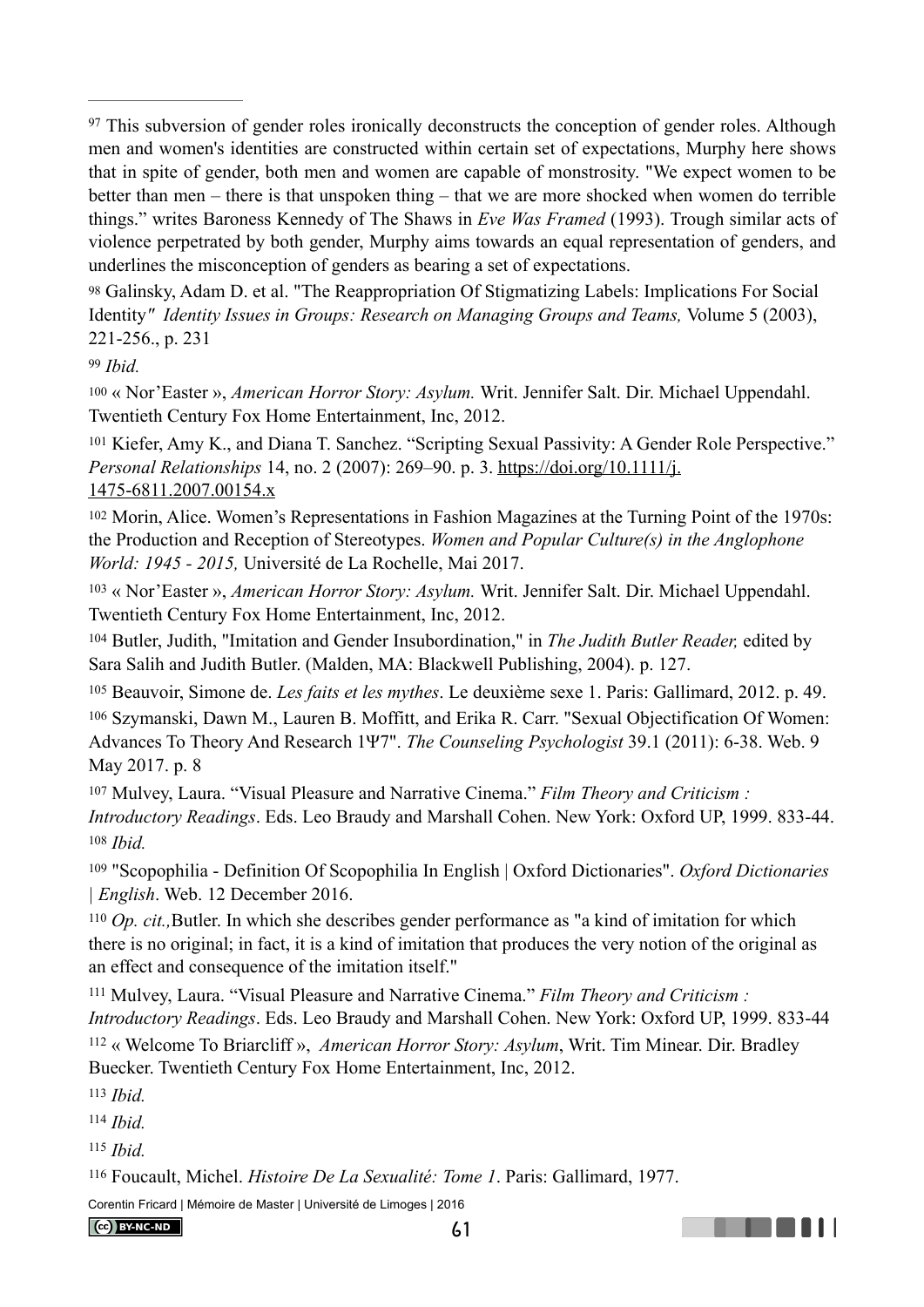[97] This subversion of gender roles ironically deconstructs the conception of gender roles. Although men and women's identities are constructed within certain set of expectations, Murphy here shows that in spite of gender, both men and women are capable of monstrosity. "We expect women to be better than men – there is that unspoken thing – that we are more shocked when women do terrible things." writes Baroness Kennedy of The Shaws in *Eve Was Framed* (1993). Trough similar acts of violence perpetrated by both gender, Murphy aims towards an equal representation of genders, and underlines the misconception of genders as bearing a set of expectations.

[98] Galinsky, Adam D. et al. "The Reappropriation Of Stigmatizing Labels: Implications For Social Identity" *Identity Issues in Groups: Research on Managing Groups and Teams,* Volume 5 (2003), 221-256., p. 231

[99] *Ibid.*

[100] « Nor'Easter », *American Horror Story: Asylum.* Writ. Jennifer Salt. Dir. Michael Uppendahl. Twentieth Century Fox Home Entertainment, Inc, 2012.

[101] Kiefer, Amy K., and Diana T. Sanchez. "Scripting Sexual Passivity: A Gender Role Perspective." *Personal Relationships* 14, no. 2 (2007): 269–90. p. 3. https://doi.org/10.1111/j.1475-6811.2007.00154.x

[102] Morin, Alice. Women's Representations in Fashion Magazines at the Turning Point of the 1970s: the Production and Reception of Stereotypes. *Women and Popular Culture(s) in the Anglophone World: 1945 - 2015,* Université de La Rochelle, Mai 2017.

[103] « Nor'Easter », *American Horror Story: Asylum.* Writ. Jennifer Salt. Dir. Michael Uppendahl. Twentieth Century Fox Home Entertainment, Inc, 2012.

[104] Butler, Judith, "Imitation and Gender Insubordination," in *The Judith Butler Reader,* edited by Sara Salih and Judith Butler. (Malden, MA: Blackwell Publishing, 2004). p. 127.

[105] Beauvoir, Simone de. *Les faits et les mythes*. Le deuxième sexe 1. Paris: Gallimard, 2012. p. 49.

[106] Szymanski, Dawn M., Lauren B. Moffitt, and Erika R. Carr. "Sexual Objectification Of Women: Advances To Theory And Research 1Ψ7". *The Counseling Psychologist* 39.1 (2011): 6-38. Web. 9 May 2017. p. 8

[107] Mulvey, Laura. "Visual Pleasure and Narrative Cinema." *Film Theory and Criticism : Introductory Readings*. Eds. Leo Braudy and Marshall Cohen. New York: Oxford UP, 1999. 833-44.

[108] *Ibid.*

[109] "Scopophilia - Definition Of Scopophilia In English | Oxford Dictionaries". *Oxford Dictionaries | English*. Web. 12 December 2016.

[110] *Op. cit.,*Butler. In which she describes gender performance as "a kind of imitation for which there is no original; in fact, it is a kind of imitation that produces the very notion of the original as an effect and consequence of the imitation itself."

[111] Mulvey, Laura. "Visual Pleasure and Narrative Cinema." *Film Theory and Criticism : Introductory Readings*. Eds. Leo Braudy and Marshall Cohen. New York: Oxford UP, 1999. 833-44

[112] « Welcome To Briarcliff », *American Horror Story: Asylum*, Writ. Tim Minear. Dir. Bradley Buecker. Twentieth Century Fox Home Entertainment, Inc, 2012.

[113] *Ibid.*

[114] *Ibid.*

[115] *Ibid.*

[116] Foucault, Michel. *Histoire De La Sexualité: Tome 1*. Paris: Gallimard, 1977.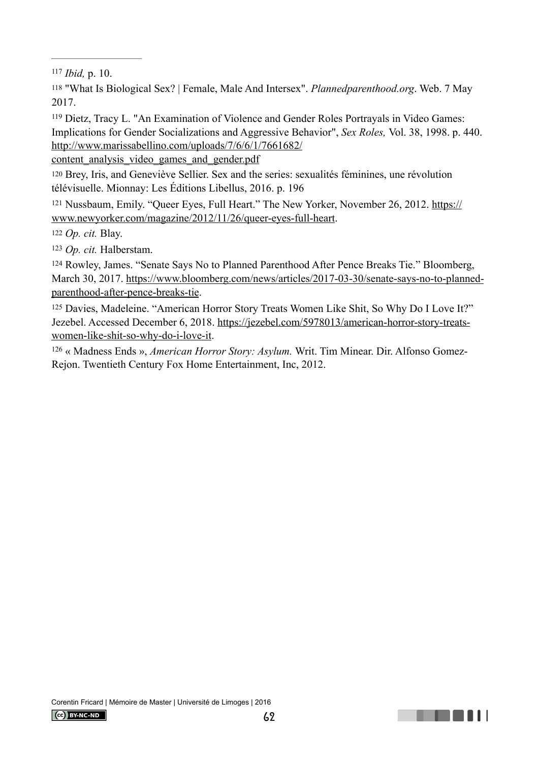[117] *Ibid,* p. 10.

[118] "What Is Biological Sex? | Female, Male And Intersex". *Plannedparenthood.org*. Web. 7 May 2017.

[119] Dietz, Tracy L. "An Examination of Violence and Gender Roles Portrayals in Video Games: Implications for Gender Socializations and Aggressive Behavior", *Sex Roles,* Vol. 38, 1998. p. 440. http://www.marissabellino.com/uploads/7/6/6/1/7661682/content_analysis_video_games_and_gender.pdf

[120] Brey, Iris, and Geneviève Sellier. Sex and the series: sexualités féminines, une révolution télévisuelle. Mionnay: Les Éditions Libellus, 2016. p. 196

[121] Nussbaum, Emily. "Queer Eyes, Full Heart." The New Yorker, November 26, 2012. https://www.newyorker.com/magazine/2012/11/26/queer-eyes-full-heart.

[122] *Op. cit.* Blay.

[123] *Op. cit.* Halberstam.

[124] Rowley, James. "Senate Says No to Planned Parenthood After Pence Breaks Tie." Bloomberg, March 30, 2017. https://www.bloomberg.com/news/articles/2017-03-30/senate-says-no-to-planned-parenthood-after-pence-breaks-tie.

[125] Davies, Madeleine. "American Horror Story Treats Women Like Shit, So Why Do I Love It?" Jezebel. Accessed December 6, 2018. https://jezebel.com/5978013/american-horror-story-treats-women-like-shit-so-why-do-i-love-it.

[126] « Madness Ends », *American Horror Story: Asylum.* Writ. Tim Minear. Dir. Alfonso Gomez-Rejon. Twentieth Century Fox Home Entertainment, Inc, 2012.